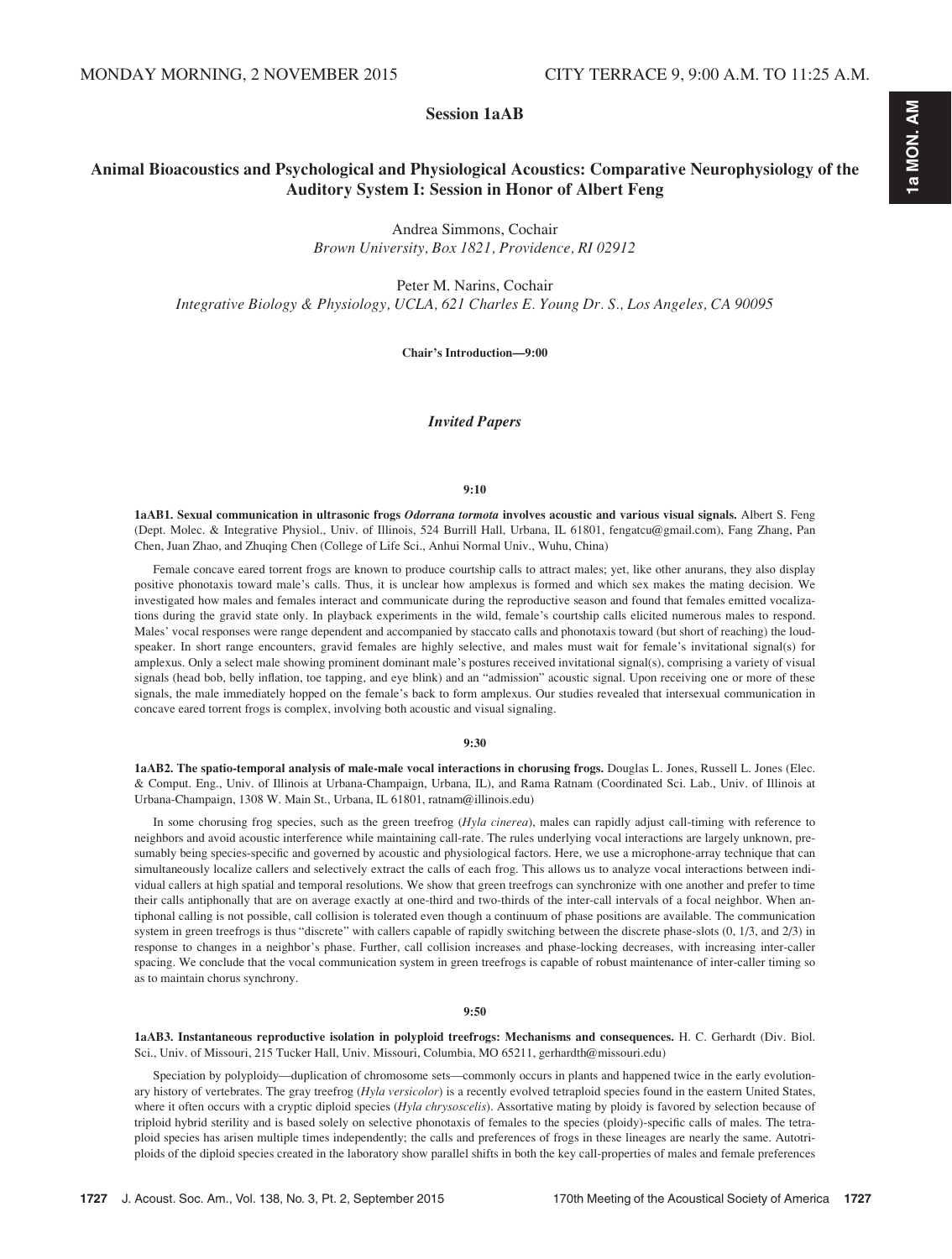MONDAY MORNING, 2 NOVEMBER 2015 CITY TERRACE 9, 9:00 A.M. TO 11:25 A.M.

## Session 1aAB

## Animal Bioacoustics and Psychological and Physiological Acoustics: Comparative Neurophysiology of the Auditory System I: Session in Honor of Albert Feng

Andrea Simmons, Cochair
*Brown University, Box 1821, Providence, RI 02912*

Peter M. Narins, Cochair
*Integrative Biology & Physiology, UCLA, 621 Charles E. Young Dr. S., Los Angeles, CA 90095*

**Chair's Introduction—9:00**

### *Invited Papers*

**9:10**

**1aAB1. Sexual communication in ultrasonic frogs *Odorrana tormota* involves acoustic and various visual signals.** Albert S. Feng (Dept. Molec. & Integrative Physiol., Univ. of Illinois, 524 Burrill Hall, Urbana, IL 61801, fengatcu@gmail.com), Fang Zhang, Pan Chen, Juan Zhao, and Zhuqing Chen (College of Life Sci., Anhui Normal Univ., Wuhu, China)

Female concave eared torrent frogs are known to produce courtship calls to attract males; yet, like other anurans, they also display positive phonotaxis toward male's calls. Thus, it is unclear how amplexus is formed and which sex makes the mating decision. We investigated how males and females interact and communicate during the reproductive season and found that females emitted vocalizations during the gravid state only. In playback experiments in the wild, female's courtship calls elicited numerous males to respond. Males' vocal responses were range dependent and accompanied by staccato calls and phonotaxis toward (but short of reaching) the loudspeaker. In short range encounters, gravid females are highly selective, and males must wait for female's invitational signal(s) for amplexus. Only a select male showing prominent dominant male's postures received invitational signal(s), comprising a variety of visual signals (head bob, belly inflation, toe tapping, and eye blink) and an "admission" acoustic signal. Upon receiving one or more of these signals, the male immediately hopped on the female's back to form amplexus. Our studies revealed that intersexual communication in concave eared torrent frogs is complex, involving both acoustic and visual signaling.

**9:30**

**1aAB2. The spatio-temporal analysis of male-male vocal interactions in chorusing frogs.** Douglas L. Jones, Russell L. Jones (Elec. & Comput. Eng., Univ. of Illinois at Urbana-Champaign, Urbana, IL), and Rama Ratnam (Coordinated Sci. Lab., Univ. of Illinois at Urbana-Champaign, 1308 W. Main St., Urbana, IL 61801, ratnam@illinois.edu)

In some chorusing frog species, such as the green treefrog (*Hyla cinerea*), males can rapidly adjust call-timing with reference to neighbors and avoid acoustic interference while maintaining call-rate. The rules underlying vocal interactions are largely unknown, presumably being species-specific and governed by acoustic and physiological factors. Here, we use a microphone-array technique that can simultaneously localize callers and selectively extract the calls of each frog. This allows us to analyze vocal interactions between individual callers at high spatial and temporal resolutions. We show that green treefrogs can synchronize with one another and prefer to time their calls antiphonally that are on average exactly at one-third and two-thirds of the inter-call intervals of a focal neighbor. When antiphonal calling is not possible, call collision is tolerated even though a continuum of phase positions are available. The communication system in green treefrogs is thus "discrete" with callers capable of rapidly switching between the discrete phase-slots (0, 1/3, and 2/3) in response to changes in a neighbor's phase. Further, call collision increases and phase-locking decreases, with increasing inter-caller spacing. We conclude that the vocal communication system in green treefrogs is capable of robust maintenance of inter-caller timing so as to maintain chorus synchrony.

**9:50**

**1aAB3. Instantaneous reproductive isolation in polyploid treefrogs: Mechanisms and consequences.** H. C. Gerhardt (Div. Biol. Sci., Univ. of Missouri, 215 Tucker Hall, Univ. Missouri, Columbia, MO 65211, gerhardth@missouri.edu)

Speciation by polyploidy—duplication of chromosome sets—commonly occurs in plants and happened twice in the early evolutionary history of vertebrates. The gray treefrog (*Hyla versicolor*) is a recently evolved tetraploid species found in the eastern United States, where it often occurs with a cryptic diploid species (*Hyla chrysoscelis*). Assortative mating by ploidy is favored by selection because of triploid hybrid sterility and is based solely on selective phonotaxis of females to the species (ploidy)-specific calls of males. The tetraploid species has arisen multiple times independently; the calls and preferences of frogs in these lineages are nearly the same. Autotriploids of the diploid species created in the laboratory show parallel shifts in both the key call-properties of males and female preferences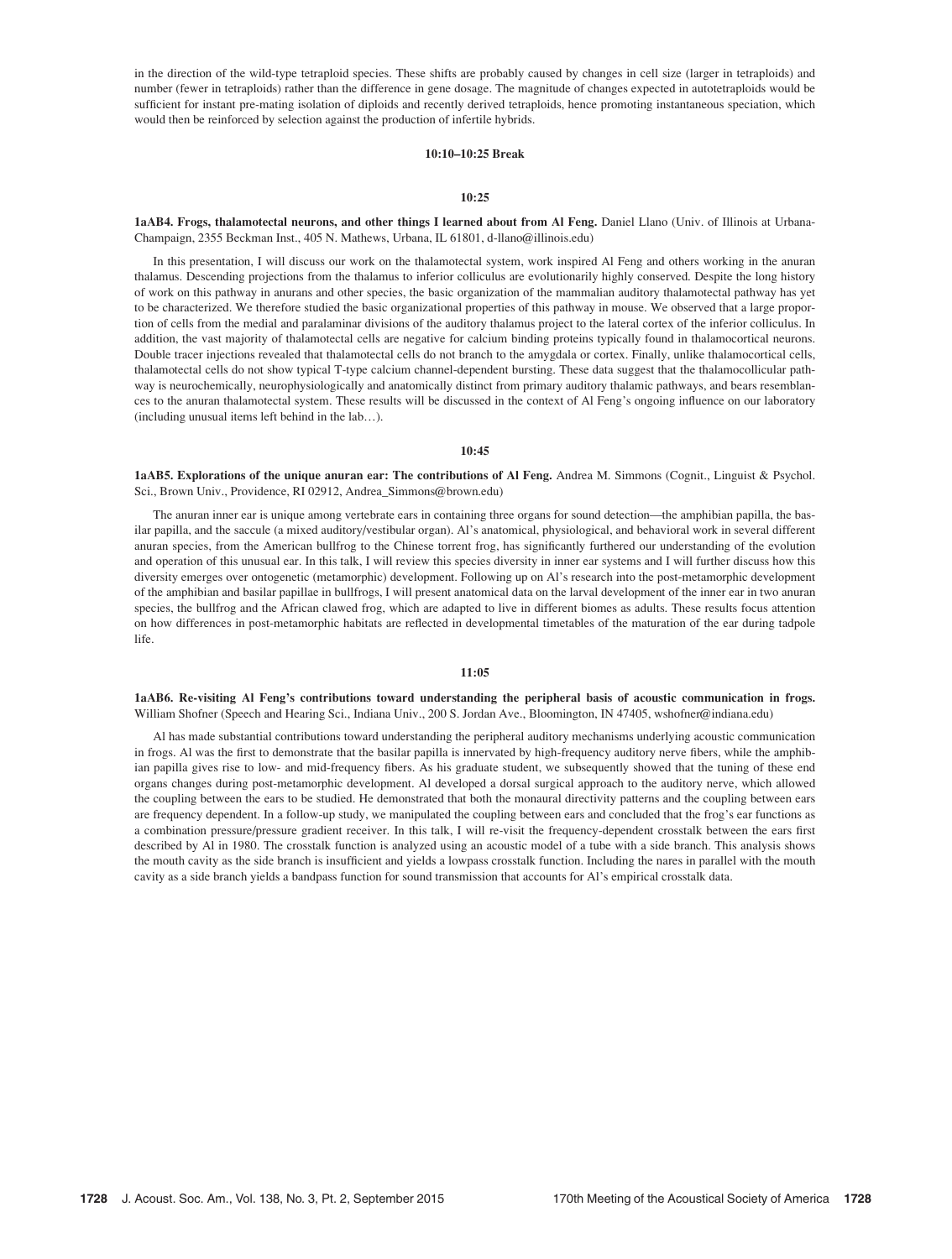in the direction of the wild-type tetraploid species. These shifts are probably caused by changes in cell size (larger in tetraploids) and number (fewer in tetraploids) rather than the difference in gene dosage. The magnitude of changes expected in autotetraploids would be sufficient for instant pre-mating isolation of diploids and recently derived tetraploids, hence promoting instantaneous speciation, which would then be reinforced by selection against the production of infertile hybrids.

**10:10–10:25 Break**

**10:25**

**1aAB4. Frogs, thalamotectal neurons, and other things I learned about from Al Feng.** Daniel Llano (Univ. of Illinois at Urbana-Champaign, 2355 Beckman Inst., 405 N. Mathews, Urbana, IL 61801, d-llano@illinois.edu)

In this presentation, I will discuss our work on the thalamotectal system, work inspired Al Feng and others working in the anuran thalamus. Descending projections from the thalamus to inferior colliculus are evolutionarily highly conserved. Despite the long history of work on this pathway in anurans and other species, the basic organization of the mammalian auditory thalamotectal pathway has yet to be characterized. We therefore studied the basic organizational properties of this pathway in mouse. We observed that a large proportion of cells from the medial and paralaminar divisions of the auditory thalamus project to the lateral cortex of the inferior colliculus. In addition, the vast majority of thalamotectal cells are negative for calcium binding proteins typically found in thalamocortical neurons. Double tracer injections revealed that thalamotectal cells do not branch to the amygdala or cortex. Finally, unlike thalamocortical cells, thalamotectal cells do not show typical T-type calcium channel-dependent bursting. These data suggest that the thalamocollicular pathway is neurochemically, neurophysiologically and anatomically distinct from primary auditory thalamic pathways, and bears resemblances to the anuran thalamotectal system. These results will be discussed in the context of Al Feng's ongoing influence on our laboratory (including unusual items left behind in the lab…).

**10:45**

**1aAB5. Explorations of the unique anuran ear: The contributions of Al Feng.** Andrea M. Simmons (Cognit., Linguist & Psychol. Sci., Brown Univ., Providence, RI 02912, Andrea_Simmons@brown.edu)

The anuran inner ear is unique among vertebrate ears in containing three organs for sound detection—the amphibian papilla, the basilar papilla, and the saccule (a mixed auditory/vestibular organ). Al's anatomical, physiological, and behavioral work in several different anuran species, from the American bullfrog to the Chinese torrent frog, has significantly furthered our understanding of the evolution and operation of this unusual ear. In this talk, I will review this species diversity in inner ear systems and I will further discuss how this diversity emerges over ontogenetic (metamorphic) development. Following up on Al's research into the post-metamorphic development of the amphibian and basilar papillae in bullfrogs, I will present anatomical data on the larval development of the inner ear in two anuran species, the bullfrog and the African clawed frog, which are adapted to live in different biomes as adults. These results focus attention on how differences in post-metamorphic habitats are reflected in developmental timetables of the maturation of the ear during tadpole life.

**11:05**

**1aAB6. Re-visiting Al Feng's contributions toward understanding the peripheral basis of acoustic communication in frogs.** William Shofner (Speech and Hearing Sci., Indiana Univ., 200 S. Jordan Ave., Bloomington, IN 47405, wshofner@indiana.edu)

Al has made substantial contributions toward understanding the peripheral auditory mechanisms underlying acoustic communication in frogs. Al was the first to demonstrate that the basilar papilla is innervated by high-frequency auditory nerve fibers, while the amphibian papilla gives rise to low- and mid-frequency fibers. As his graduate student, we subsequently showed that the tuning of these end organs changes during post-metamorphic development. Al developed a dorsal surgical approach to the auditory nerve, which allowed the coupling between the ears to be studied. He demonstrated that both the monaural directivity patterns and the coupling between ears are frequency dependent. In a follow-up study, we manipulated the coupling between ears and concluded that the frog's ear functions as a combination pressure/pressure gradient receiver. In this talk, I will re-visit the frequency-dependent crosstalk between the ears first described by Al in 1980. The crosstalk function is analyzed using an acoustic model of a tube with a side branch. This analysis shows the mouth cavity as the side branch is insufficient and yields a lowpass crosstalk function. Including the nares in parallel with the mouth cavity as a side branch yields a bandpass function for sound transmission that accounts for Al's empirical crosstalk data.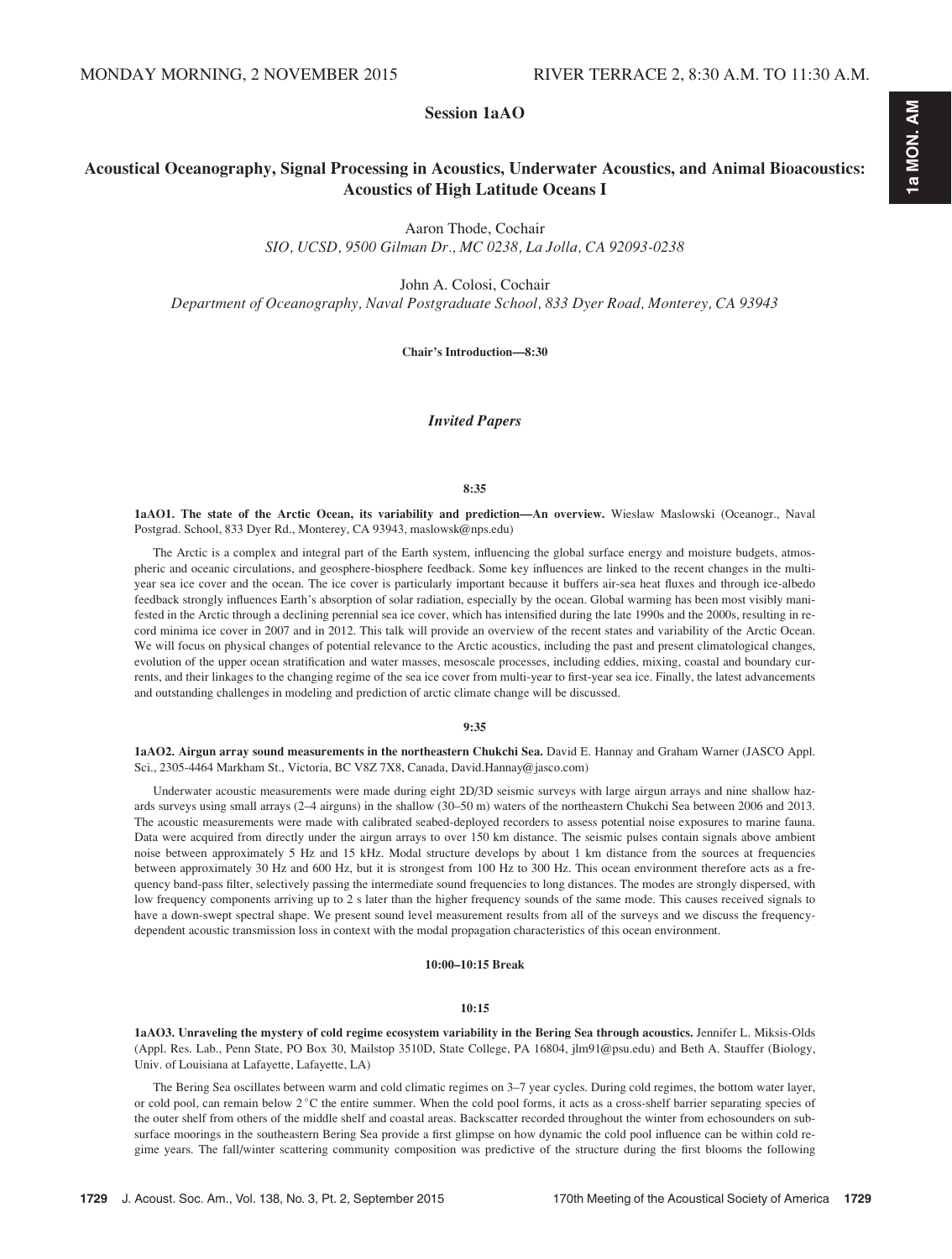MONDAY MORNING, 2 NOVEMBER 2015 RIVER TERRACE 2, 8:30 A.M. TO 11:30 A.M.

## Session 1aAO

## Acoustical Oceanography, Signal Processing in Acoustics, Underwater Acoustics, and Animal Bioacoustics: Acoustics of High Latitude Oceans I

Aaron Thode, Cochair
*SIO, UCSD, 9500 Gilman Dr., MC 0238, La Jolla, CA 92093-0238*

John A. Colosi, Cochair
*Department of Oceanography, Naval Postgraduate School, 833 Dyer Road, Monterey, CA 93943*

**Chair's Introduction—8:30**

### *Invited Papers*

**8:35**

**1aAO1. The state of the Arctic Ocean, its variability and prediction—An overview.** Wieslaw Maslowski (Oceanogr., Naval Postgrad. School, 833 Dyer Rd., Monterey, CA 93943, maslowsk@nps.edu)

The Arctic is a complex and integral part of the Earth system, influencing the global surface energy and moisture budgets, atmospheric and oceanic circulations, and geosphere-biosphere feedback. Some key influences are linked to the recent changes in the multi-year sea ice cover and the ocean. The ice cover is particularly important because it buffers air-sea heat fluxes and through ice-albedo feedback strongly influences Earth's absorption of solar radiation, especially by the ocean. Global warming has been most visibly manifested in the Arctic through a declining perennial sea ice cover, which has intensified during the late 1990s and the 2000s, resulting in record minima ice cover in 2007 and in 2012. This talk will provide an overview of the recent states and variability of the Arctic Ocean. We will focus on physical changes of potential relevance to the Arctic acoustics, including the past and present climatological changes, evolution of the upper ocean stratification and water masses, mesoscale processes, including eddies, mixing, coastal and boundary currents, and their linkages to the changing regime of the sea ice cover from multi-year to first-year sea ice. Finally, the latest advancements and outstanding challenges in modeling and prediction of arctic climate change will be discussed.

**9:35**

**1aAO2. Airgun array sound measurements in the northeastern Chukchi Sea.** David E. Hannay and Graham Warner (JASCO Appl. Sci., 2305-4464 Markham St., Victoria, BC V8Z 7X8, Canada, David.Hannay@jasco.com)

Underwater acoustic measurements were made during eight 2D/3D seismic surveys with large airgun arrays and nine shallow hazards surveys using small arrays (2–4 airguns) in the shallow (30–50 m) waters of the northeastern Chukchi Sea between 2006 and 2013. The acoustic measurements were made with calibrated seabed-deployed recorders to assess potential noise exposures to marine fauna. Data were acquired from directly under the airgun arrays to over 150 km distance. The seismic pulses contain signals above ambient noise between approximately 5 Hz and 15 kHz. Modal structure develops by about 1 km distance from the sources at frequencies between approximately 30 Hz and 600 Hz, but it is strongest from 100 Hz to 300 Hz. This ocean environment therefore acts as a frequency band-pass filter, selectively passing the intermediate sound frequencies to long distances. The modes are strongly dispersed, with low frequency components arriving up to 2 s later than the higher frequency sounds of the same mode. This causes received signals to have a down-swept spectral shape. We present sound level measurement results from all of the surveys and we discuss the frequency-dependent acoustic transmission loss in context with the modal propagation characteristics of this ocean environment.

**10:00–10:15 Break**

**10:15**

**1aAO3. Unraveling the mystery of cold regime ecosystem variability in the Bering Sea through acoustics.** Jennifer L. Miksis-Olds (Appl. Res. Lab., Penn State, PO Box 30, Mailstop 3510D, State College, PA 16804, jlm91@psu.edu) and Beth A. Stauffer (Biology, Univ. of Louisiana at Lafayette, Lafayette, LA)

The Bering Sea oscillates between warm and cold climatic regimes on 3–7 year cycles. During cold regimes, the bottom water layer, or cold pool, can remain below 2 °C the entire summer. When the cold pool forms, it acts as a cross-shelf barrier separating species of the outer shelf from others of the middle shelf and coastal areas. Backscatter recorded throughout the winter from echosounders on subsurface moorings in the southeastern Bering Sea provide a first glimpse on how dynamic the cold pool influence can be within cold regime years. The fall/winter scattering community composition was predictive of the structure during the first blooms the following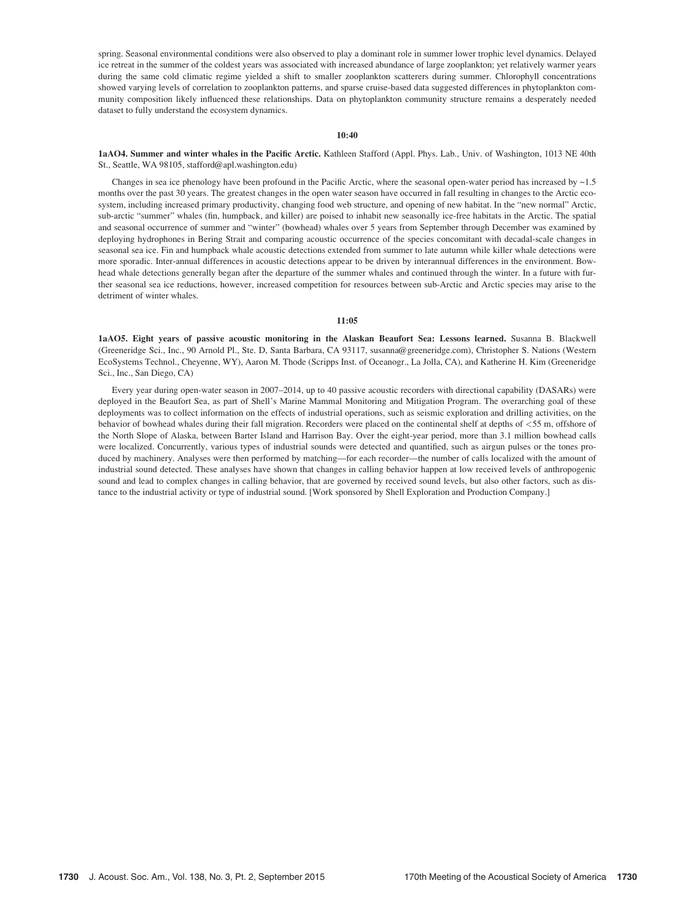spring. Seasonal environmental conditions were also observed to play a dominant role in summer lower trophic level dynamics. Delayed ice retreat in the summer of the coldest years was associated with increased abundance of large zooplankton; yet relatively warmer years during the same cold climatic regime yielded a shift to smaller zooplankton scatterers during summer. Chlorophyll concentrations showed varying levels of correlation to zooplankton patterns, and sparse cruise-based data suggested differences in phytoplankton community composition likely influenced these relationships. Data on phytoplankton community structure remains a desperately needed dataset to fully understand the ecosystem dynamics.

**10:40**

**1aAO4. Summer and winter whales in the Pacific Arctic.** Kathleen Stafford (Appl. Phys. Lab., Univ. of Washington, 1013 NE 40th St., Seattle, WA 98105, stafford@apl.washington.edu)

Changes in sea ice phenology have been profound in the Pacific Arctic, where the seasonal open-water period has increased by ~1.5 months over the past 30 years. The greatest changes in the open water season have occurred in fall resulting in changes to the Arctic ecosystem, including increased primary productivity, changing food web structure, and opening of new habitat. In the "new normal" Arctic, sub-arctic "summer" whales (fin, humpback, and killer) are poised to inhabit new seasonally ice-free habitats in the Arctic. The spatial and seasonal occurrence of summer and "winter" (bowhead) whales over 5 years from September through December was examined by deploying hydrophones in Bering Strait and comparing acoustic occurrence of the species concomitant with decadal-scale changes in seasonal sea ice. Fin and humpback whale acoustic detections extended from summer to late autumn while killer whale detections were more sporadic. Inter-annual differences in acoustic detections appear to be driven by interannual differences in the environment. Bowhead whale detections generally began after the departure of the summer whales and continued through the winter. In a future with further seasonal sea ice reductions, however, increased competition for resources between sub-Arctic and Arctic species may arise to the detriment of winter whales.

**11:05**

**1aAO5. Eight years of passive acoustic monitoring in the Alaskan Beaufort Sea: Lessons learned.** Susanna B. Blackwell (Greeneridge Sci., Inc., 90 Arnold Pl., Ste. D, Santa Barbara, CA 93117, susanna@greeneridge.com), Christopher S. Nations (Western EcoSystems Technol., Cheyenne, WY), Aaron M. Thode (Scripps Inst. of Oceanogr., La Jolla, CA), and Katherine H. Kim (Greeneridge Sci., Inc., San Diego, CA)

Every year during open-water season in 2007–2014, up to 40 passive acoustic recorders with directional capability (DASARs) were deployed in the Beaufort Sea, as part of Shell's Marine Mammal Monitoring and Mitigation Program. The overarching goal of these deployments was to collect information on the effects of industrial operations, such as seismic exploration and drilling activities, on the behavior of bowhead whales during their fall migration. Recorders were placed on the continental shelf at depths of <55 m, offshore of the North Slope of Alaska, between Barter Island and Harrison Bay. Over the eight-year period, more than 3.1 million bowhead calls were localized. Concurrently, various types of industrial sounds were detected and quantified, such as airgun pulses or the tones produced by machinery. Analyses were then performed by matching—for each recorder—the number of calls localized with the amount of industrial sound detected. These analyses have shown that changes in calling behavior happen at low received levels of anthropogenic sound and lead to complex changes in calling behavior, that are governed by received sound levels, but also other factors, such as distance to the industrial activity or type of industrial sound. [Work sponsored by Shell Exploration and Production Company.]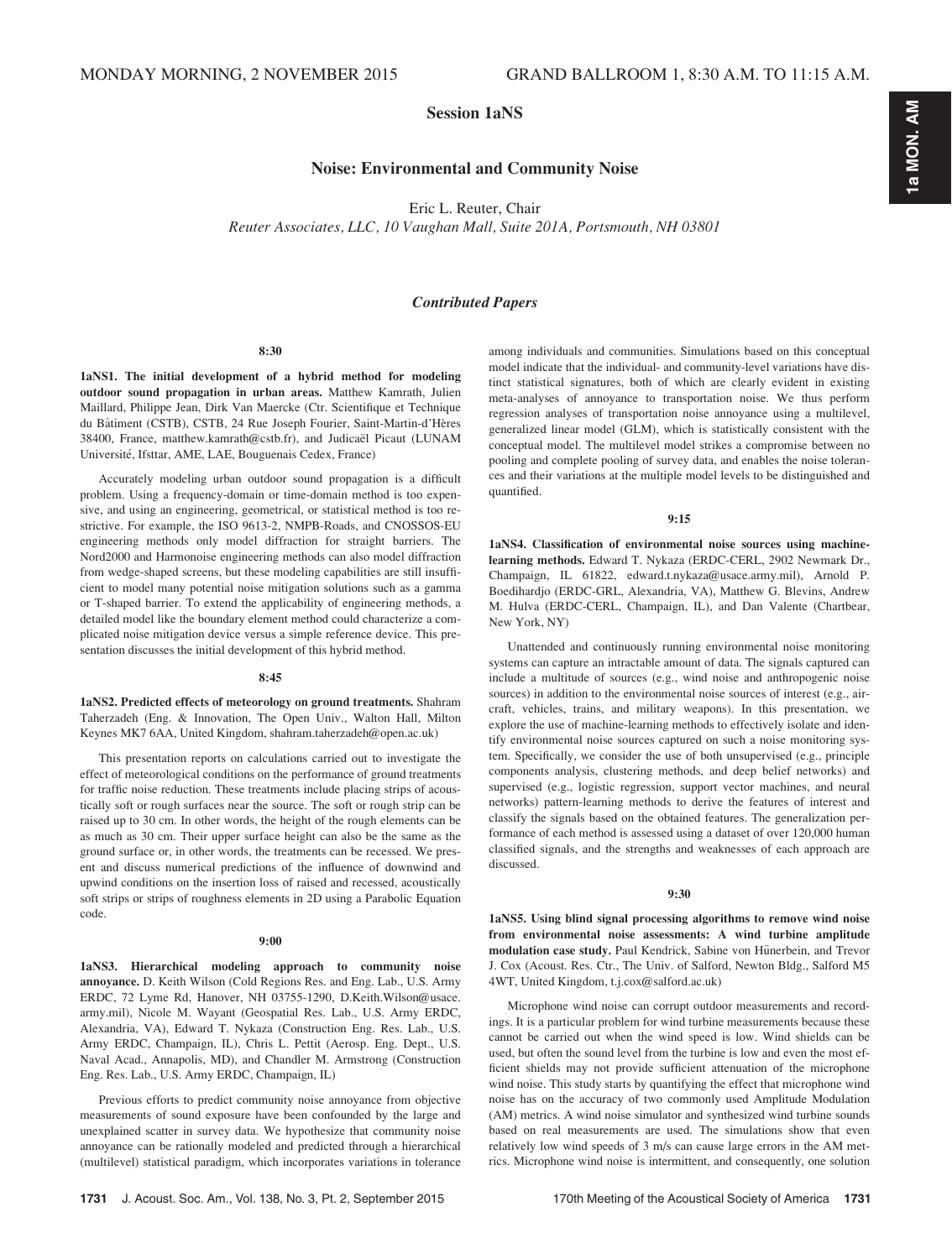MONDAY MORNING, 2 NOVEMBER 2015 GRAND BALLROOM 1, 8:30 A.M. TO 11:15 A.M.

# Session 1aNS

## Noise: Environmental and Community Noise

Eric L. Reuter, Chair

*Reuter Associates, LLC, 10 Vaughan Mall, Suite 201A, Portsmouth, NH 03801*

### *Contributed Papers*

**8:30**

**1aNS1. The initial development of a hybrid method for modeling outdoor sound propagation in urban areas.** Matthew Kamrath, Julien Maillard, Philippe Jean, Dirk Van Maercke (Ctr. Scientifique et Technique du Bâtiment (CSTB), CSTB, 24 Rue Joseph Fourier, Saint-Martin-d'Hères 38400, France, matthew.kamrath@cstb.fr), and Judicaël Picaut (LUNAM Université, Ifsttar, AME, LAE, Bouguenais Cedex, France)

Accurately modeling urban outdoor sound propagation is a difficult problem. Using a frequency-domain or time-domain method is too expensive, and using an engineering, geometrical, or statistical method is too restrictive. For example, the ISO 9613-2, NMPB-Roads, and CNOSSOS-EU engineering methods only model diffraction for straight barriers. The Nord2000 and Harmonoise engineering methods can also model diffraction from wedge-shaped screens, but these modeling capabilities are still insufficient to model many potential noise mitigation solutions such as a gamma or T-shaped barrier. To extend the applicability of engineering methods, a detailed model like the boundary element method could characterize a complicated noise mitigation device versus a simple reference device. This presentation discusses the initial development of this hybrid method.

**8:45**

**1aNS2. Predicted effects of meteorology on ground treatments.** Shahram Taherzadeh (Eng. & Innovation, The Open Univ., Walton Hall, Milton Keynes MK7 6AA, United Kingdom, shahram.taherzadeh@open.ac.uk)

This presentation reports on calculations carried out to investigate the effect of meteorological conditions on the performance of ground treatments for traffic noise reduction. These treatments include placing strips of acoustically soft or rough surfaces near the source. The soft or rough strip can be raised up to 30 cm. In other words, the height of the rough elements can be as much as 30 cm. Their upper surface height can also be the same as the ground surface or, in other words, the treatments can be recessed. We present and discuss numerical predictions of the influence of downwind and upwind conditions on the insertion loss of raised and recessed, acoustically soft strips or strips of roughness elements in 2D using a Parabolic Equation code.

**9:00**

**1aNS3. Hierarchical modeling approach to community noise annoyance.** D. Keith Wilson (Cold Regions Res. and Eng. Lab., U.S. Army ERDC, 72 Lyme Rd, Hanover, NH 03755-1290, D.Keith.Wilson@usace.army.mil), Nicole M. Wayant (Geospatial Res. Lab., U.S. Army ERDC, Alexandria, VA), Edward T. Nykaza (Construction Eng. Res. Lab., U.S. Army ERDC, Champaign, IL), Chris L. Pettit (Aerosp. Eng. Dept., U.S. Naval Acad., Annapolis, MD), and Chandler M. Armstrong (Construction Eng. Res. Lab., U.S. Army ERDC, Champaign, IL)

Previous efforts to predict community noise annoyance from objective measurements of sound exposure have been confounded by the large and unexplained scatter in survey data. We hypothesize that community noise annoyance can be rationally modeled and predicted through a hierarchical (multilevel) statistical paradigm, which incorporates variations in tolerance among individuals and communities. Simulations based on this conceptual model indicate that the individual- and community-level variations have distinct statistical signatures, both of which are clearly evident in existing meta-analyses of annoyance to transportation noise. We thus perform regression analyses of transportation noise annoyance using a multilevel, generalized linear model (GLM), which is statistically consistent with the conceptual model. The multilevel model strikes a compromise between no pooling and complete pooling of survey data, and enables the noise tolerances and their variations at the multiple model levels to be distinguished and quantified.

**9:15**

**1aNS4. Classification of environmental noise sources using machine-learning methods.** Edward T. Nykaza (ERDC-CERL, 2902 Newmark Dr., Champaign, IL 61822, edward.t.nykaza@usace.army.mil), Arnold P. Boedihardjo (ERDC-GRL, Alexandria, VA), Matthew G. Blevins, Andrew M. Hulva (ERDC-CERL, Champaign, IL), and Dan Valente (Chartbeat, New York, NY)

Unattended and continuously running environmental noise monitoring systems can capture an intractable amount of data. The signals captured can include a multitude of sources (e.g., wind noise and anthropogenic noise sources) in addition to the environmental noise sources of interest (e.g., aircraft, vehicles, trains, and military weapons). In this presentation, we explore the use of machine-learning methods to effectively isolate and identify environmental noise sources captured on such a noise monitoring system. Specifically, we consider the use of both unsupervised (e.g., principle components analysis, clustering methods, and deep belief networks) and supervised (e.g., logistic regression, support vector machines, and neural networks) pattern-learning methods to derive the features of interest and classify the signals based on the obtained features. The generalization performance of each method is assessed using a dataset of over 120,000 human classified signals, and the strengths and weaknesses of each approach are discussed.

**9:30**

**1aNS5. Using blind signal processing algorithms to remove wind noise from environmental noise assessments: A wind turbine amplitude modulation case study.** Paul Kendrick, Sabine von Hünerbein, and Trevor J. Cox (Acoust. Res. Ctr., The Univ. of Salford, Newton Bldg., Salford M5 4WT, United Kingdom, t.j.cox@salford.ac.uk)

Microphone wind noise can corrupt outdoor measurements and recordings. It is a particular problem for wind turbine measurements because these cannot be carried out when the wind speed is low. Wind shields can be used, but often the sound level from the turbine is low and even the most efficient shields may not provide sufficient attenuation of the microphone wind noise. This study starts by quantifying the effect that microphone wind noise has on the accuracy of two commonly used Amplitude Modulation (AM) metrics. A wind noise simulator and synthesized wind turbine sounds based on real measurements are used. The simulations show that even relatively low wind speeds of 3 m/s can cause large errors in the AM metrics. Microphone wind noise is intermittent, and consequently, one solution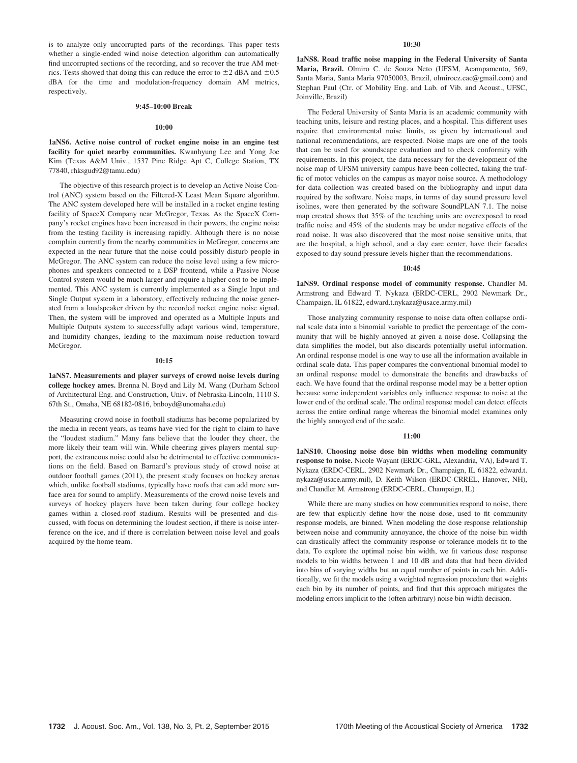is to analyze only uncorrupted parts of the recordings. This paper tests whether a single-ended wind noise detection algorithm can automatically find uncorrupted sections of the recording, and so recover the true AM metrics. Tests showed that doing this can reduce the error to ±2 dBA and ±0.5 dBA for the time and modulation-frequency domain AM metrics, respectively.

**9:45–10:00 Break**

**10:00**

**1aNS6. Active noise control of rocket engine noise in an engine test facility for quiet nearby communities.** Kwanhyung Lee and Yong Joe Kim (Texas A&M Univ., 1537 Pine Ridge Apt C, College Station, TX 77840, rhksgud92@tamu.edu)

The objective of this research project is to develop an Active Noise Control (ANC) system based on the Filtered-X Least Mean Square algorithm. The ANC system developed here will be installed in a rocket engine testing facility of SpaceX Company near McGregor, Texas. As the SpaceX Company's rocket engines have been increased in their powers, the engine noise from the testing facility is increasing rapidly. Although there is no noise complain currently from the nearby communities in McGregor, concerns are expected in the near future that the noise could possibly disturb people in McGregor. The ANC system can reduce the noise level using a few microphones and speakers connected to a DSP frontend, while a Passive Noise Control system would be much larger and require a higher cost to be implemented. This ANC system is currently implemented as a Single Input and Single Output system in a laboratory, effectively reducing the noise generated from a loudspeaker driven by the recorded rocket engine noise signal. Then, the system will be improved and operated as a Multiple Inputs and Multiple Outputs system to successfully adapt various wind, temperature, and humidity changes, leading to the maximum noise reduction toward McGregor.

**10:15**

**1aNS7. Measurements and player surveys of crowd noise levels during college hockey ames.** Brenna N. Boyd and Lily M. Wang (Durham School of Architectural Eng. and Construction, Univ. of Nebraska-Lincoln, 1110 S. 67th St., Omaha, NE 68182-0816, bnboyd@unomaha.edu)

Measuring crowd noise in football stadiums has become popularized by the media in recent years, as teams have vied for the right to claim to have the "loudest stadium." Many fans believe that the louder they cheer, the more likely their team will win. While cheering gives players mental support, the extraneous noise could also be detrimental to effective communications on the field. Based on Barnard's previous study of crowd noise at outdoor football games (2011), the present study focuses on hockey arenas which, unlike football stadiums, typically have roofs that can add more surface area for sound to amplify. Measurements of the crowd noise levels and surveys of hockey players have been taken during four college hockey games within a closed-roof stadium. Results will be presented and discussed, with focus on determining the loudest section, if there is noise interference on the ice, and if there is correlation between noise level and goals acquired by the home team.

**10:30**

**1aNS8. Road traffic noise mapping in the Federal University of Santa Maria, Brazil.** Olmiro C. de Souza Neto (UFSM, Acampamento, 569, Santa Maria, Santa Maria 97050003, Brazil, olmirocz.eac@gmail.com) and Stephan Paul (Ctr. of Mobility Eng. and Lab. of Vib. and Acoust., UFSC, Joinville, Brazil)

The Federal University of Santa Maria is an academic community with teaching units, leisure and resting places, and a hospital. This different uses require that environmental noise limits, as given by international and national recommendations, are respected. Noise maps are one of the tools that can be used for soundscape evaluation and to check conformity with requirements. In this project, the data necessary for the development of the noise map of UFSM university campus have been collected, taking the traffic of motor vehicles on the campus as mayor noise source. A methodology for data collection was created based on the bibliography and input data required by the software. Noise maps, in terms of day sound pressure level isolines, were then generated by the software SoundPLAN 7.1. The noise map created shows that 35% of the teaching units are overexposed to road traffic noise and 45% of the students may be under negative effects of the road noise. It was also discovered that the most noise sensitive units, that are the hospital, a high school, and a day care center, have their facades exposed to day sound pressure levels higher than the recommendations.

**10:45**

**1aNS9. Ordinal response model of community response.** Chandler M. Armstrong and Edward T. Nykaza (ERDC-CERL, 2902 Newmark Dr., Champaign, IL 61822, edward.t.nykaza@usace.army.mil)

Those analyzing community response to noise data often collapse ordinal scale data into a binomial variable to predict the percentage of the community that will be highly annoyed at given a noise dose. Collapsing the data simplifies the model, but also discards potentially useful information. An ordinal response model is one way to use all the information available in ordinal scale data. This paper compares the conventional binomial model to an ordinal response model to demonstrate the benefits and drawbacks of each. We have found that the ordinal response model may be a better option because some independent variables only influence response to noise at the lower end of the ordinal scale. The ordinal response model can detect effects across the entire ordinal range whereas the binomial model examines only the highly annoyed end of the scale.

**11:00**

**1aNS10. Choosing noise dose bin widths when modeling community response to noise.** Nicole Wayant (ERDC-GRL, Alexandria, VA), Edward T. Nykaza (ERDC-CERL, 2902 Newmark Dr., Champaign, IL 61822, edward.t.nykaza@usace.army.mil), D. Keith Wilson (ERDC-CRREL, Hanover, NH), and Chandler M. Armstrong (ERDC-CERL, Champaign, IL)

While there are many studies on how communities respond to noise, there are few that explicitly define how the noise dose, used to fit community response models, are binned. When modeling the dose response relationship between noise and community annoyance, the choice of the noise bin width can drastically affect the community response or tolerance models fit to the data. To explore the optimal noise bin width, we fit various dose response models to bin widths between 1 and 10 dB and data that had been divided into bins of varying widths but an equal number of points in each bin. Additionally, we fit the models using a weighted regression procedure that weights each bin by its number of points, and find that this approach mitigates the modeling errors implicit to the (often arbitrary) noise bin width decision.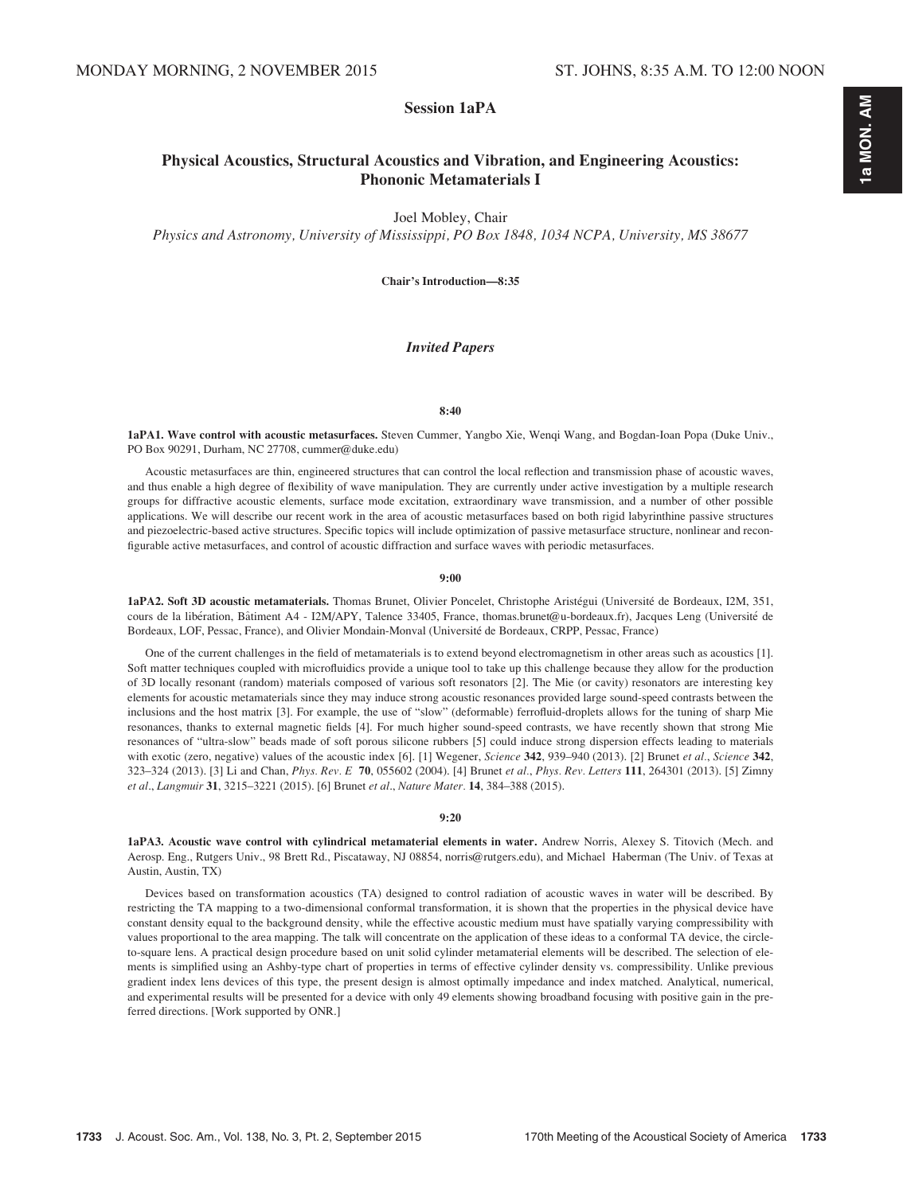MONDAY MORNING, 2 NOVEMBER 2015 ST. JOHNS, 8:35 A.M. TO 12:00 NOON

## Session 1aPA

## Physical Acoustics, Structural Acoustics and Vibration, and Engineering Acoustics: Phononic Metamaterials I

Joel Mobley, Chair

*Physics and Astronomy, University of Mississippi, PO Box 1848, 1034 NCPA, University, MS 38677*

**Chair's Introduction—8:35**

### *Invited Papers*

**8:40**

**1aPA1. Wave control with acoustic metasurfaces.** Steven Cummer, Yangbo Xie, Wenqi Wang, and Bogdan-Ioan Popa (Duke Univ., PO Box 90291, Durham, NC 27708, cummer@duke.edu)

Acoustic metasurfaces are thin, engineered structures that can control the local reflection and transmission phase of acoustic waves, and thus enable a high degree of flexibility of wave manipulation. They are currently under active investigation by a multiple research groups for diffractive acoustic elements, surface mode excitation, extraordinary wave transmission, and a number of other possible applications. We will describe our recent work in the area of acoustic metasurfaces based on both rigid labyrinthine passive structures and piezoelectric-based active structures. Specific topics will include optimization of passive metasurface structure, nonlinear and reconfigurable active metasurfaces, and control of acoustic diffraction and surface waves with periodic metasurfaces.

**9:00**

**1aPA2. Soft 3D acoustic metamaterials.** Thomas Brunet, Olivier Poncelet, Christophe Aristégui (Université de Bordeaux, I2M, 351, cours de la libération, Bâtiment A4 - I2M/APY, Talence 33405, France, thomas.brunet@u-bordeaux.fr), Jacques Leng (Université de Bordeaux, LOF, Pessac, France), and Olivier Mondain-Monval (Université de Bordeaux, CRPP, Pessac, France)

One of the current challenges in the field of metamaterials is to extend beyond electromagnetism in other areas such as acoustics [1]. Soft matter techniques coupled with microfluidics provide a unique tool to take up this challenge because they allow for the production of 3D locally resonant (random) materials composed of various soft resonators [2]. The Mie (or cavity) resonators are interesting key elements for acoustic metamaterials since they may induce strong acoustic resonances provided large sound-speed contrasts between the inclusions and the host matrix [3]. For example, the use of "slow" (deformable) ferrofluid-droplets allows for the tuning of sharp Mie resonances, thanks to external magnetic fields [4]. For much higher sound-speed contrasts, we have recently shown that strong Mie resonances of "ultra-slow" beads made of soft porous silicone rubbers [5] could induce strong dispersion effects leading to materials with exotic (zero, negative) values of the acoustic index [6]. [1] Wegener, *Science* **342**, 939–940 (2013). [2] Brunet *et al.*, *Science* **342**, 323–324 (2013). [3] Li and Chan, *Phys. Rev. E* **70**, 055602 (2004). [4] Brunet *et al.*, *Phys. Rev. Letters* **111**, 264301 (2013). [5] Zimny *et al.*, *Langmuir* **31**, 3215–3221 (2015). [6] Brunet *et al.*, *Nature Mater.* **14**, 384–388 (2015).

**9:20**

**1aPA3. Acoustic wave control with cylindrical metamaterial elements in water.** Andrew Norris, Alexey S. Titovich (Mech. and Aerosp. Eng., Rutgers Univ., 98 Brett Rd., Piscataway, NJ 08854, norris@rutgers.edu), and Michael Haberman (The Univ. of Texas at Austin, Austin, TX)

Devices based on transformation acoustics (TA) designed to control radiation of acoustic waves in water will be described. By restricting the TA mapping to a two-dimensional conformal transformation, it is shown that the properties in the physical device have constant density equal to the background density, while the effective acoustic medium must have spatially varying compressibility with values proportional to the area mapping. The talk will concentrate on the application of these ideas to a conformal TA device, the circle-to-square lens. A practical design procedure based on unit solid cylinder metamaterial elements will be described. The selection of elements is simplified using an Ashby-type chart of properties in terms of effective cylinder density vs. compressibility. Unlike previous gradient index lens devices of this type, the present design is almost optimally impedance and index matched. Analytical, numerical, and experimental results will be presented for a device with only 49 elements showing broadband focusing with positive gain in the preferred directions. [Work supported by ONR.]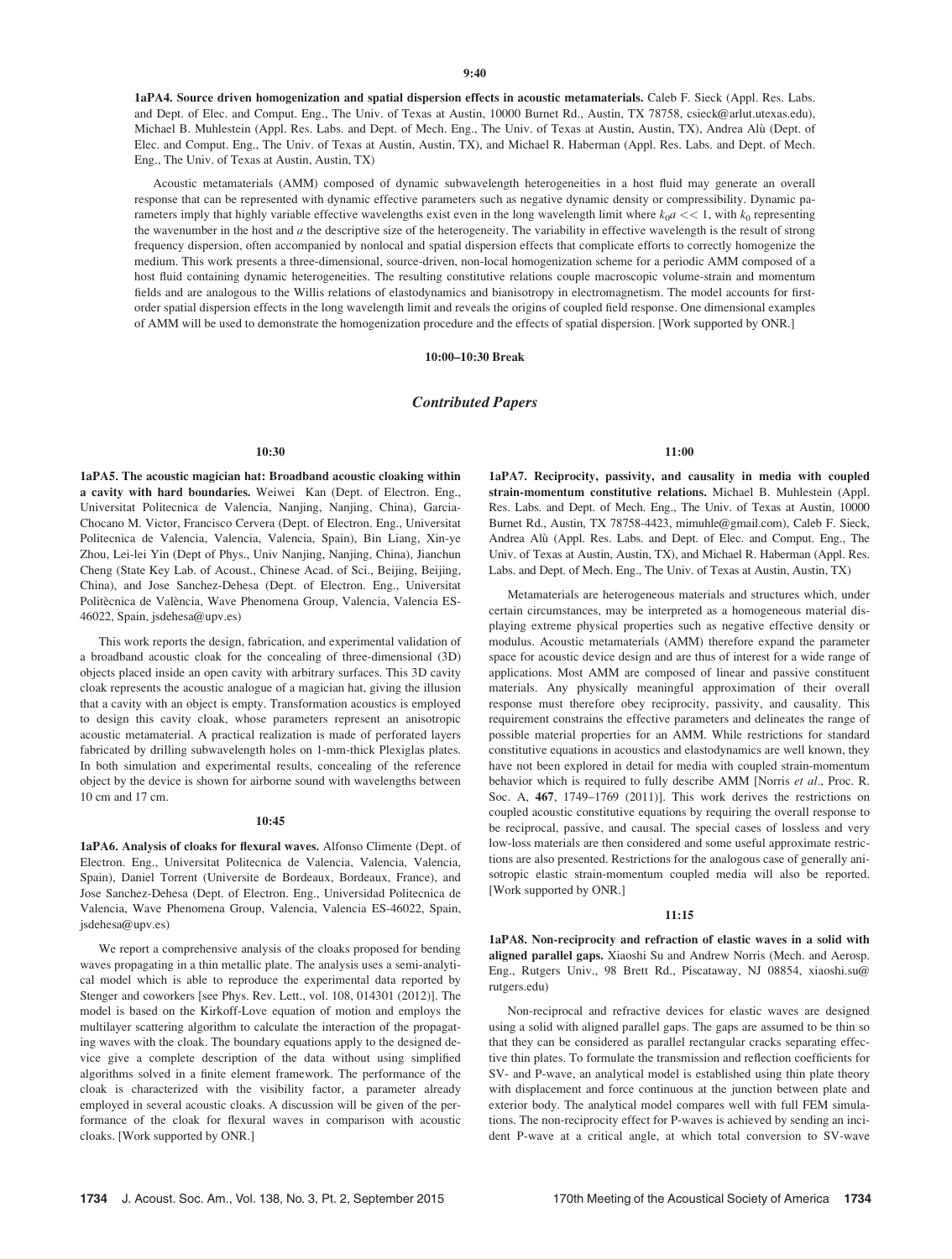**9:40**

**1aPA4. Source driven homogenization and spatial dispersion effects in acoustic metamaterials.** Caleb F. Sieck (Appl. Res. Labs. and Dept. of Elec. and Comput. Eng., The Univ. of Texas at Austin, 10000 Burnet Rd., Austin, TX 78758, csieck@arlut.utexas.edu), Michael B. Muhlestein (Appl. Res. Labs. and Dept. of Mech. Eng., The Univ. of Texas at Austin, Austin, TX), Andrea Alù (Dept. of Elec. and Comput. Eng., The Univ. of Texas at Austin, Austin, TX), and Michael R. Haberman (Appl. Res. Labs. and Dept. of Mech. Eng., The Univ. of Texas at Austin, Austin, TX)

Acoustic metamaterials (AMM) composed of dynamic subwavelength heterogeneities in a host fluid may generate an overall response that can be represented with dynamic effective parameters such as negative dynamic density or compressibility. Dynamic parameters imply that highly variable effective wavelengths exist even in the long wavelength limit where $k_0 a << 1$, with $k_0$ representing the wavenumber in the host and $a$ the descriptive size of the heterogeneity. The variability in effective wavelength is the result of strong frequency dispersion, often accompanied by nonlocal and spatial dispersion effects that complicate efforts to correctly homogenize the medium. This work presents a three-dimensional, source-driven, non-local homogenization scheme for a periodic AMM composed of a host fluid containing dynamic heterogeneities. The resulting constitutive relations couple macroscopic volume-strain and momentum fields and are analogous to the Willis relations of elastodynamics and bianisotropy in electromagnetism. The model accounts for first-order spatial dispersion effects in the long wavelength limit and reveals the origins of coupled field response. One dimensional examples of AMM will be used to demonstrate the homogenization procedure and the effects of spatial dispersion. [Work supported by ONR.]

**10:00–10:30 Break**

## *Contributed Papers*

**10:30**

**1aPA5. The acoustic magician hat: Broadband acoustic cloaking within a cavity with hard boundaries.** Weiwei Kan (Dept. of Electron. Eng., Universitat Politecnica de Valencia, Nanjing, Nanjing, China), Garcia-Chocano M. Victor, Francisco Cervera (Dept. of Electron. Eng., Universitat Politecnica de Valencia, Valencia, Valencia, Spain), Bin Liang, Xin-ye Zhou, Lei-lei Yin (Dept of Phys., Univ Nanjing, Nanjing, China), Jianchun Cheng (State Key Lab. of Acoust., Chinese Acad. of Sci., Beijing, Beijing, China), and Jose Sanchez-Dehesa (Dept. of Electron. Eng., Universitat Politècnica de València, Wave Phenomena Group, Valencia, Valencia ES-46022, Spain, jsdehesa@upv.es)

This work reports the design, fabrication, and experimental validation of a broadband acoustic cloak for the concealing of three-dimensional (3D) objects placed inside an open cavity with arbitrary surfaces. This 3D cavity cloak represents the acoustic analogue of a magician hat, giving the illusion that a cavity with an object is empty. Transformation acoustics is employed to design this cavity cloak, whose parameters represent an anisotropic acoustic metamaterial. A practical realization is made of perforated layers fabricated by drilling subwavelength holes on 1-mm-thick Plexiglas plates. In both simulation and experimental results, concealing of the reference object by the device is shown for airborne sound with wavelengths between 10 cm and 17 cm.

**10:45**

**1aPA6. Analysis of cloaks for flexural waves.** Alfonso Climente (Dept. of Electron. Eng., Universitat Politecnica de Valencia, Valencia, Valencia, Spain), Daniel Torrent (Universite de Bordeaux, Bordeaux, France), and Jose Sanchez-Dehesa (Dept. of Electron. Eng., Universidad Politecnica de Valencia, Wave Phenomena Group, Valencia, Valencia ES-46022, Spain, jsdehesa@upv.es)

We report a comprehensive analysis of the cloaks proposed for bending waves propagating in a thin metallic plate. The analysis uses a semi-analytical model which is able to reproduce the experimental data reported by Stenger and coworkers [see Phys. Rev. Lett., vol. 108, 014301 (2012)]. The model is based on the Kirkoff-Love equation of motion and employs the multilayer scattering algorithm to calculate the interaction of the propagating waves with the cloak. The boundary equations apply to the designed device give a complete description of the data without using simplified algorithms solved in a finite element framework. The performance of the cloak is characterized with the visibility factor, a parameter already employed in several acoustic cloaks. A discussion will be given of the performance of the cloak for flexural waves in comparison with acoustic cloaks. [Work supported by ONR.]

**11:00**

**1aPA7. Reciprocity, passivity, and causality in media with coupled strain-momentum constitutive relations.** Michael B. Muhlestein (Appl. Res. Labs. and Dept. of Mech. Eng., The Univ. of Texas at Austin, 10000 Burnet Rd., Austin, TX 78758-4423, mimuhle@gmail.com), Caleb F. Sieck, Andrea Alù (Appl. Res. Labs. and Dept. of Elec. and Comput. Eng., The Univ. of Texas at Austin, Austin, TX), and Michael R. Haberman (Appl. Res. Labs. and Dept. of Mech. Eng., The Univ. of Texas at Austin, Austin, TX)

Metamaterials are heterogeneous materials and structures which, under certain circumstances, may be interpreted as a homogeneous material displaying extreme physical properties such as negative effective density or modulus. Acoustic metamaterials (AMM) therefore expand the parameter space for acoustic device design and are thus of interest for a wide range of applications. Most AMM are composed of linear and passive constituent materials. Any physically meaningful approximation of their overall response must therefore obey reciprocity, passivity, and causality. This requirement constrains the effective parameters and delineates the range of possible material properties for an AMM. While restrictions for standard constitutive equations in acoustics and elastodynamics are well known, they have not been explored in detail for media with coupled strain-momentum behavior which is required to fully describe AMM [Norris *et al.*, Proc. R. Soc. A, **467**, 1749–1769 (2011)]. This work derives the restrictions on coupled acoustic constitutive equations by requiring the overall response to be reciprocal, passive, and causal. The special cases of lossless and very low-loss materials are then considered and some useful approximate restrictions are also presented. Restrictions for the analogous case of generally anisotropic elastic strain-momentum coupled media will also be reported. [Work supported by ONR.]

**11:15**

**1aPA8. Non-reciprocity and refraction of elastic waves in a solid with aligned parallel gaps.** Xiaoshi Su and Andrew Norris (Mech. and Aerosp. Eng., Rutgers Univ., 98 Brett Rd., Piscataway, NJ 08854, xiaoshi.su@rutgers.edu)

Non-reciprocal and refractive devices for elastic waves are designed using a solid with aligned parallel gaps. The gaps are assumed to be thin so that they can be considered as parallel rectangular cracks separating effective thin plates. To formulate the transmission and reflection coefficients for SV- and P-wave, an analytical model is established using thin plate theory with displacement and force continuous at the junction between plate and exterior body. The analytical model compares well with full FEM simulations. The non-reciprocity effect for P-waves is achieved by sending an incident P-wave at a critical angle, at which total conversion to SV-wave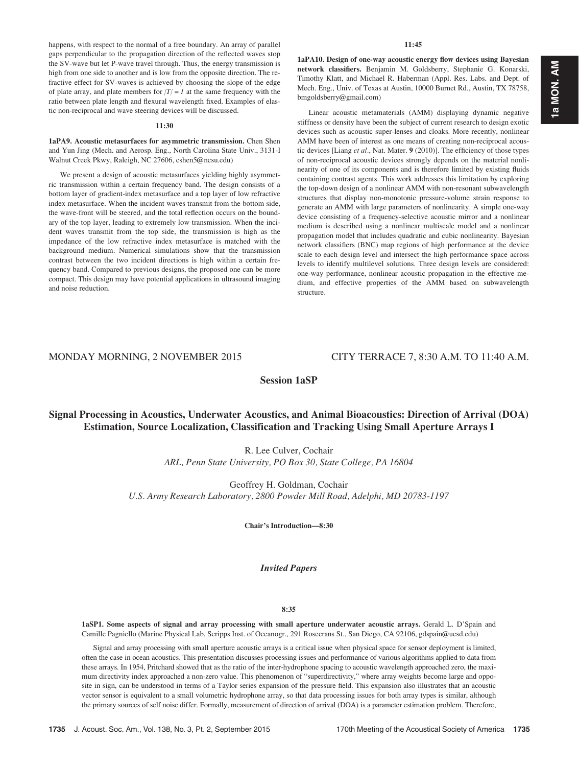happens, with respect to the normal of a free boundary. An array of parallel gaps perpendicular to the propagation direction of the reflected waves stop the SV-wave but let P-wave travel through. Thus, the energy transmission is high from one side to another and is low from the opposite direction. The refractive effect for SV-waves is achieved by choosing the slope of the edge of plate array, and plate members for $|T| = 1$ at the same frequency with the ratio between plate length and flexural wavelength fixed. Examples of elastic non-reciprocal and wave steering devices will be discussed.

**11:30**

**1aPA9. Acoustic metasurfaces for asymmetric transmission.** Chen Shen and Yun Jing (Mech. and Aerosp. Eng., North Carolina State Univ., 3131-I Walnut Creek Pkwy, Raleigh, NC 27606, cshen5@ncsu.edu)

We present a design of acoustic metasurfaces yielding highly asymmetric transmission within a certain frequency band. The design consists of a bottom layer of gradient-index metasurface and a top layer of low refractive index metasurface. When the incident waves transmit from the bottom side, the wave-front will be steered, and the total reflection occurs on the boundary of the top layer, leading to extremely low transmission. When the incident waves transmit from the top side, the transmission is high as the impedance of the low refractive index metasurface is matched with the background medium. Numerical simulations show that the transmission contrast between the two incident directions is high within a certain frequency band. Compared to previous designs, the proposed one can be more compact. This design may have potential applications in ultrasound imaging and noise reduction.

**11:45**

**1aPA10. Design of one-way acoustic energy flow devices using Bayesian network classifiers.** Benjamin M. Goldsberry, Stephanie G. Konarski, Timothy Klatt, and Michael R. Haberman (Appl. Res. Labs. and Dept. of Mech. Eng., Univ. of Texas at Austin, 10000 Burnet Rd., Austin, TX 78758, bmgoldsberry@gmail.com)

Linear acoustic metamaterials (AMM) displaying dynamic negative stiffness or density have been the subject of current research to design exotic devices such as acoustic super-lenses and cloaks. More recently, nonlinear AMM have been of interest as one means of creating non-reciprocal acoustic devices [Liang *et al*., Nat. Mater. **9** (2010)]. The efficiency of those types of non-reciprocal acoustic devices strongly depends on the material nonlinearity of one of its components and is therefore limited by existing fluids containing contrast agents. This work addresses this limitation by exploring the top-down design of a nonlinear AMM with non-resonant subwavelength structures that display non-monotonic pressure-volume strain response to generate an AMM with large parameters of nonlinearity. A simple one-way device consisting of a frequency-selective acoustic mirror and a nonlinear medium is described using a nonlinear multiscale model and a nonlinear propagation model that includes quadratic and cubic nonlinearity. Bayesian network classifiers (BNC) map regions of high performance at the device scale to each design level and intersect the high performance space across levels to identify multilevel solutions. Three design levels are considered: one-way performance, nonlinear acoustic propagation in the effective medium, and effective properties of the AMM based on subwavelength structure.

MONDAY MORNING, 2 NOVEMBER 2015 — CITY TERRACE 7, 8:30 A.M. TO 11:40 A.M.

## Session 1aSP

## Signal Processing in Acoustics, Underwater Acoustics, and Animal Bioacoustics: Direction of Arrival (DOA) Estimation, Source Localization, Classification and Tracking Using Small Aperture Arrays I

R. Lee Culver, Cochair
*ARL, Penn State University, PO Box 30, State College, PA 16804*

Geoffrey H. Goldman, Cochair
*U.S. Army Research Laboratory, 2800 Powder Mill Road, Adelphi, MD 20783-1197*

**Chair's Introduction—8:30**

### *Invited Papers*

**8:35**

**1aSP1. Some aspects of signal and array processing with small aperture underwater acoustic arrays.** Gerald L. D'Spain and Camille Pagniello (Marine Physical Lab, Scripps Inst. of Oceanogr., 291 Rosecrans St., San Diego, CA 92106, gdspain@ucsd.edu)

Signal and array processing with small aperture acoustic arrays is a critical issue when physical space for sensor deployment is limited, often the case in ocean acoustics. This presentation discusses processing issues and performance of various algorithms applied to data from these arrays. In 1954, Pritchard showed that as the ratio of the inter-hydrophone spacing to acoustic wavelength approached zero, the maximum directivity index approached a non-zero value. This phenomenon of "superdirectivity," where array weights become large and opposite in sign, can be understood in terms of a Taylor series expansion of the pressure field. This expansion also illustrates that an acoustic vector sensor is equivalent to a small volumetric hydrophone array, so that data processing issues for both array types is similar, although the primary sources of self noise differ. Formally, measurement of direction of arrival (DOA) is a parameter estimation problem. Therefore,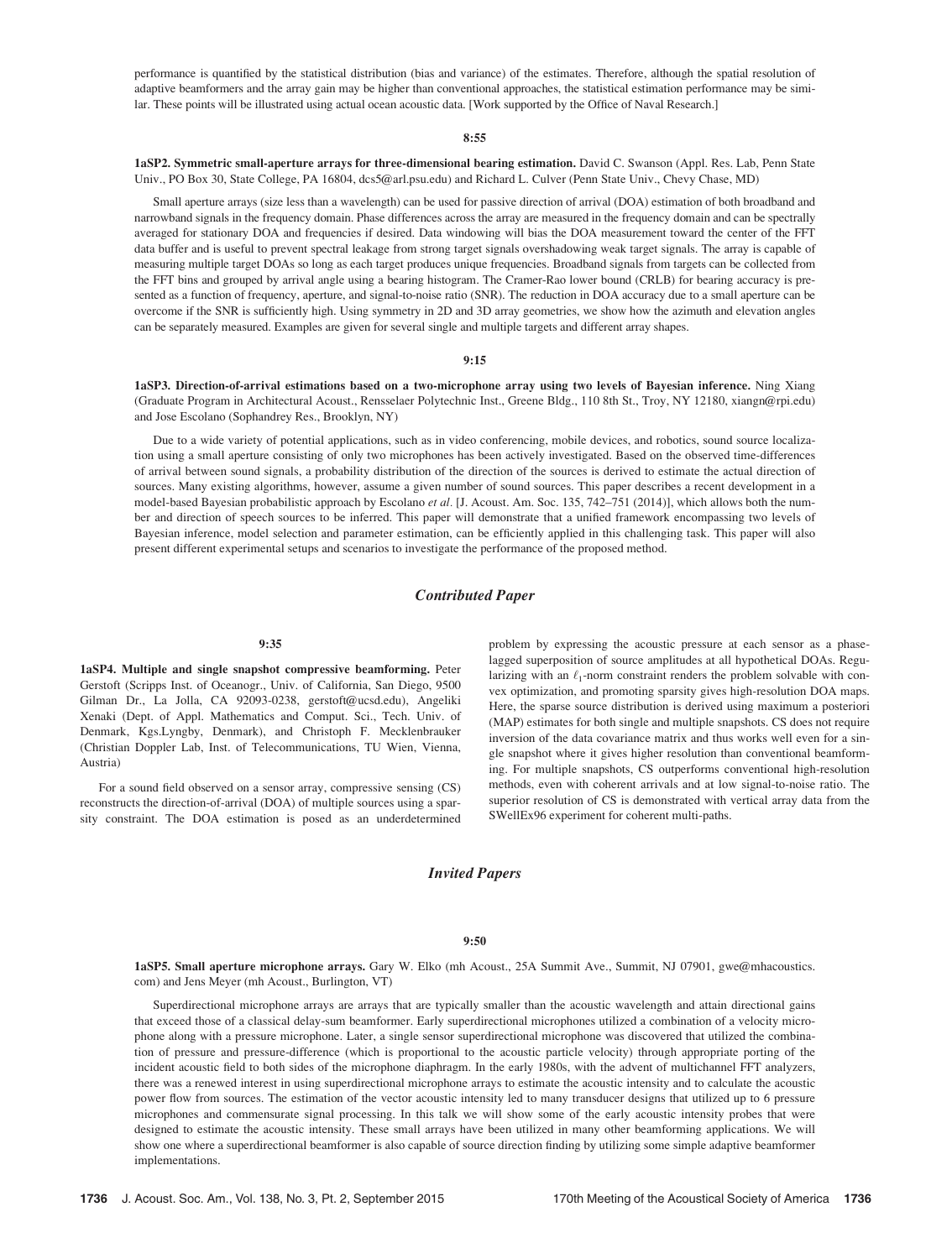performance is quantified by the statistical distribution (bias and variance) of the estimates. Therefore, although the spatial resolution of adaptive beamformers and the array gain may be higher than conventional approaches, the statistical estimation performance may be similar. These points will be illustrated using actual ocean acoustic data. [Work supported by the Office of Naval Research.]

**8:55**

**1aSP2. Symmetric small-aperture arrays for three-dimensional bearing estimation.** David C. Swanson (Appl. Res. Lab, Penn State Univ., PO Box 30, State College, PA 16804, dcs5@arl.psu.edu) and Richard L. Culver (Penn State Univ., Chevy Chase, MD)

Small aperture arrays (size less than a wavelength) can be used for passive direction of arrival (DOA) estimation of both broadband and narrowband signals in the frequency domain. Phase differences across the array are measured in the frequency domain and can be spectrally averaged for stationary DOA and frequencies if desired. Data windowing will bias the DOA measurement toward the center of the FFT data buffer and is useful to prevent spectral leakage from strong target signals overshadowing weak target signals. The array is capable of measuring multiple target DOAs so long as each target produces unique frequencies. Broadband signals from targets can be collected from the FFT bins and grouped by arrival angle using a bearing histogram. The Cramer-Rao lower bound (CRLB) for bearing accuracy is presented as a function of frequency, aperture, and signal-to-noise ratio (SNR). The reduction in DOA accuracy due to a small aperture can be overcome if the SNR is sufficiently high. Using symmetry in 2D and 3D array geometries, we show how the azimuth and elevation angles can be separately measured. Examples are given for several single and multiple targets and different array shapes.

**9:15**

**1aSP3. Direction-of-arrival estimations based on a two-microphone array using two levels of Bayesian inference.** Ning Xiang (Graduate Program in Architectural Acoust., Rensselaer Polytechnic Inst., Greene Bldg., 110 8th St., Troy, NY 12180, xiangn@rpi.edu) and Jose Escolano (Sophandrey Res., Brooklyn, NY)

Due to a wide variety of potential applications, such as in video conferencing, mobile devices, and robotics, sound source localization using a small aperture consisting of only two microphones has been actively investigated. Based on the observed time-differences of arrival between sound signals, a probability distribution of the direction of the sources is derived to estimate the actual direction of sources. Many existing algorithms, however, assume a given number of sound sources. This paper describes a recent development in a model-based Bayesian probabilistic approach by Escolano *et al*. [J. Acoust. Am. Soc. 135, 742–751 (2014)], which allows both the number and direction of speech sources to be inferred. This paper will demonstrate that a unified framework encompassing two levels of Bayesian inference, model selection and parameter estimation, can be efficiently applied in this challenging task. This paper will also present different experimental setups and scenarios to investigate the performance of the proposed method.

## *Contributed Paper*

**9:35**

**1aSP4. Multiple and single snapshot compressive beamforming.** Peter Gerstoft (Scripps Inst. of Oceanogr., Univ. of California, San Diego, 9500 Gilman Dr., La Jolla, CA 92093-0238, gerstoft@ucsd.edu), Angeliki Xenaki (Dept. of Appl. Mathematics and Comput. Sci., Tech. Univ. of Denmark, Kgs.Lyngby, Denmark), and Christoph F. Mecklenbrauker (Christian Doppler Lab, Inst. of Telecommunications, TU Wien, Vienna, Austria)

For a sound field observed on a sensor array, compressive sensing (CS) reconstructs the direction-of-arrival (DOA) of multiple sources using a sparsity constraint. The DOA estimation is posed as an underdetermined problem by expressing the acoustic pressure at each sensor as a phase-lagged superposition of source amplitudes at all hypothetical DOAs. Regularizing with an $\ell_1$-norm constraint renders the problem solvable with convex optimization, and promoting sparsity gives high-resolution DOA maps. Here, the sparse source distribution is derived using maximum a posteriori (MAP) estimates for both single and multiple snapshots. CS does not require inversion of the data covariance matrix and thus works well even for a single snapshot where it gives higher resolution than conventional beamforming. For multiple snapshots, CS outperforms conventional high-resolution methods, even with coherent arrivals and at low signal-to-noise ratio. The superior resolution of CS is demonstrated with vertical array data from the SWellEx96 experiment for coherent multi-paths.

## *Invited Papers*

**9:50**

**1aSP5. Small aperture microphone arrays.** Gary W. Elko (mh Acoust., 25A Summit Ave., Summit, NJ 07901, gwe@mhacoustics.com) and Jens Meyer (mh Acoust., Burlington, VT)

Superdirectional microphone arrays are arrays that are typically smaller than the acoustic wavelength and attain directional gains that exceed those of a classical delay-sum beamformer. Early superdirectional microphones utilized a combination of a velocity microphone along with a pressure microphone. Later, a single sensor superdirectional microphone was discovered that utilized the combination of pressure and pressure-difference (which is proportional to the acoustic particle velocity) through appropriate porting of the incident acoustic field to both sides of the microphone diaphragm. In the early 1980s, with the advent of multichannel FFT analyzers, there was a renewed interest in using superdirectional microphone arrays to estimate the acoustic intensity and to calculate the acoustic power flow from sources. The estimation of the vector acoustic intensity led to many transducer designs that utilized up to 6 pressure microphones and commensurate signal processing. In this talk we will show some of the early acoustic intensity probes that were designed to estimate the acoustic intensity. These small arrays have been utilized in many other beamforming applications. We will show one where a superdirectional beamformer is also capable of source direction finding by utilizing some simple adaptive beamformer implementations.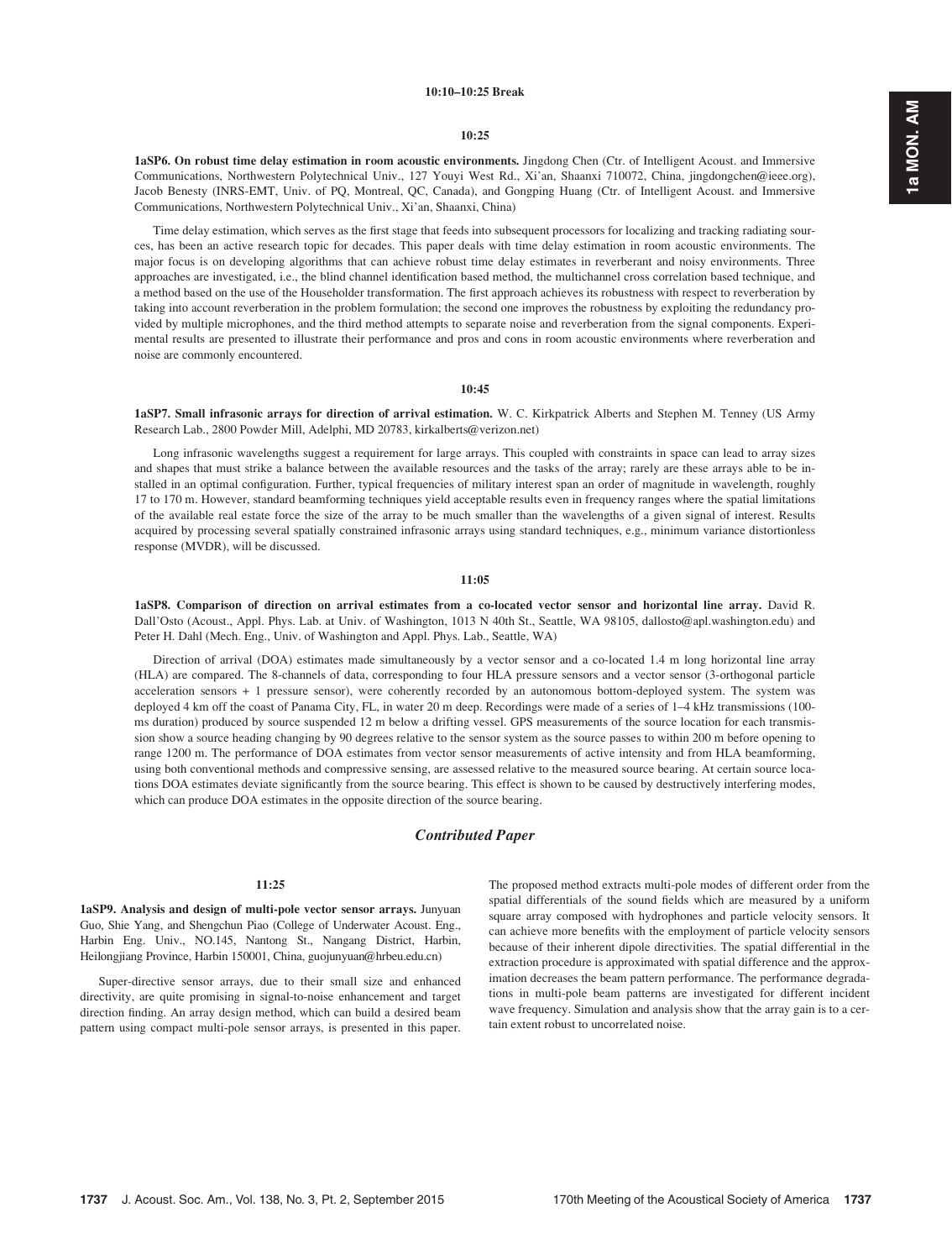**10:10–10:25 Break**

**10:25**

**1aSP6. On robust time delay estimation in room acoustic environments.** Jingdong Chen (Ctr. of Intelligent Acoust. and Immersive Communications, Northwestern Polytechnical Univ., 127 Youyi West Rd., Xi'an, Shaanxi 710072, China, jingdongchen@ieee.org), Jacob Benesty (INRS-EMT, Univ. of PQ, Montreal, QC, Canada), and Gongping Huang (Ctr. of Intelligent Acoust. and Immersive Communications, Northwestern Polytechnical Univ., Xi'an, Shaanxi, China)

Time delay estimation, which serves as the first stage that feeds into subsequent processors for localizing and tracking radiating sources, has been an active research topic for decades. This paper deals with time delay estimation in room acoustic environments. The major focus is on developing algorithms that can achieve robust time delay estimates in reverberant and noisy environments. Three approaches are investigated, i.e., the blind channel identification based method, the multichannel cross correlation based technique, and a method based on the use of the Householder transformation. The first approach achieves its robustness with respect to reverberation by taking into account reverberation in the problem formulation; the second one improves the robustness by exploiting the redundancy provided by multiple microphones, and the third method attempts to separate noise and reverberation from the signal components. Experimental results are presented to illustrate their performance and pros and cons in room acoustic environments where reverberation and noise are commonly encountered.

**10:45**

**1aSP7. Small infrasonic arrays for direction of arrival estimation.** W. C. Kirkpatrick Alberts and Stephen M. Tenney (US Army Research Lab., 2800 Powder Mill, Adelphi, MD 20783, kirkalberts@verizon.net)

Long infrasonic wavelengths suggest a requirement for large arrays. This coupled with constraints in space can lead to array sizes and shapes that must strike a balance between the available resources and the tasks of the array; rarely are these arrays able to be installed in an optimal configuration. Further, typical frequencies of military interest span an order of magnitude in wavelength, roughly 17 to 170 m. However, standard beamforming techniques yield acceptable results even in frequency ranges where the spatial limitations of the available real estate force the size of the array to be much smaller than the wavelengths of a given signal of interest. Results acquired by processing several spatially constrained infrasonic arrays using standard techniques, e.g., minimum variance distortionless response (MVDR), will be discussed.

**11:05**

**1aSP8. Comparison of direction on arrival estimates from a co-located vector sensor and horizontal line array.** David R. Dall'Osto (Acoust., Appl. Phys. Lab. at Univ. of Washington, 1013 N 40th St., Seattle, WA 98105, dallosto@apl.washington.edu) and Peter H. Dahl (Mech. Eng., Univ. of Washington and Appl. Phys. Lab., Seattle, WA)

Direction of arrival (DOA) estimates made simultaneously by a vector sensor and a co-located 1.4 m long horizontal line array (HLA) are compared. The 8-channels of data, corresponding to four HLA pressure sensors and a vector sensor (3-orthogonal particle acceleration sensors + 1 pressure sensor), were coherently recorded by an autonomous bottom-deployed system. The system was deployed 4 km off the coast of Panama City, FL, in water 20 m deep. Recordings were made of a series of 1–4 kHz transmissions (100-ms duration) produced by source suspended 12 m below a drifting vessel. GPS measurements of the source location for each transmission show a source heading changing by 90 degrees relative to the sensor system as the source passes to within 200 m before opening to range 1200 m. The performance of DOA estimates from vector sensor measurements of active intensity and from HLA beamforming, using both conventional methods and compressive sensing, are assessed relative to the measured source bearing. At certain source locations DOA estimates deviate significantly from the source bearing. This effect is shown to be caused by destructively interfering modes, which can produce DOA estimates in the opposite direction of the source bearing.

## *Contributed Paper*

**11:25**

**1aSP9. Analysis and design of multi-pole vector sensor arrays.** Junyuan Guo, Shie Yang, and Shengchun Piao (College of Underwater Acoust. Eng., Harbin Eng. Univ., NO.145, Nantong St., Nangang District, Harbin, Heilongjiang Province, Harbin 150001, China, guojunyuan@hrbeu.edu.cn)

Super-directive sensor arrays, due to their small size and enhanced directivity, are quite promising in signal-to-noise enhancement and target direction finding. An array design method, which can build a desired beam pattern using compact multi-pole sensor arrays, is presented in this paper. The proposed method extracts multi-pole modes of different order from the spatial differentials of the sound fields which are measured by a uniform square array composed with hydrophones and particle velocity sensors. It can achieve more benefits with the employment of particle velocity sensors because of their inherent dipole directivities. The spatial differential in the extraction procedure is approximated with spatial difference and the approximation decreases the beam pattern performance. The performance degradations in multi-pole beam patterns are investigated for different incident wave frequency. Simulation and analysis show that the array gain is to a certain extent robust to uncorrelated noise.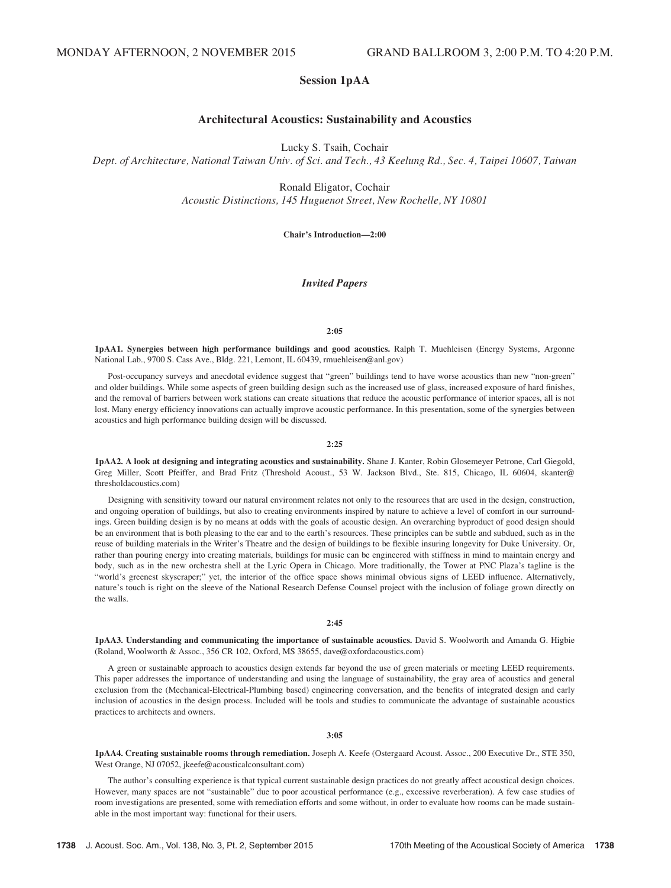MONDAY AFTERNOON, 2 NOVEMBER 2015 GRAND BALLROOM 3, 2:00 P.M. TO 4:20 P.M.

# Session 1pAA

## Architectural Acoustics: Sustainability and Acoustics

Lucky S. Tsaih, Cochair
*Dept. of Architecture, National Taiwan Univ. of Sci. and Tech., 43 Keelung Rd., Sec. 4, Taipei 10607, Taiwan*

Ronald Eligator, Cochair
*Acoustic Distinctions, 145 Huguenot Street, New Rochelle, NY 10801*

**Chair's Introduction—2:00**

### *Invited Papers*

**2:05**

**1pAA1. Synergies between high performance buildings and good acoustics.** Ralph T. Muehleisen (Energy Systems, Argonne National Lab., 9700 S. Cass Ave., Bldg. 221, Lemont, IL 60439, rmuehleisen@anl.gov)

Post-occupancy surveys and anecdotal evidence suggest that "green" buildings tend to have worse acoustics than new "non-green" and older buildings. While some aspects of green building design such as the increased use of glass, increased exposure of hard finishes, and the removal of barriers between work stations can create situations that reduce the acoustic performance of interior spaces, all is not lost. Many energy efficiency innovations can actually improve acoustic performance. In this presentation, some of the synergies between acoustics and high performance building design will be discussed.

**2:25**

**1pAA2. A look at designing and integrating acoustics and sustainability.** Shane J. Kanter, Robin Glosemeyer Petrone, Carl Giegold, Greg Miller, Scott Pfeiffer, and Brad Fritz (Threshold Acoust., 53 W. Jackson Blvd., Ste. 815, Chicago, IL 60604, skanter@thresholdacoustics.com)

Designing with sensitivity toward our natural environment relates not only to the resources that are used in the design, construction, and ongoing operation of buildings, but also to creating environments inspired by nature to achieve a level of comfort in our surroundings. Green building design is by no means at odds with the goals of acoustic design. An overarching byproduct of good design should be an environment that is both pleasing to the ear and to the earth's resources. These principles can be subtle and subdued, such as in the reuse of building materials in the Writer's Theatre and the design of buildings to be flexible insuring longevity for Duke University. Or, rather than pouring energy into creating materials, buildings for music can be engineered with stiffness in mind to maintain energy and body, such as in the new orchestra shell at the Lyric Opera in Chicago. More traditionally, the Tower at PNC Plaza's tagline is the "world's greenest skyscraper;" yet, the interior of the office space shows minimal obvious signs of LEED influence. Alternatively, nature's touch is right on the sleeve of the National Research Defense Counsel project with the inclusion of foliage grown directly on the walls.

**2:45**

**1pAA3. Understanding and communicating the importance of sustainable acoustics.** David S. Woolworth and Amanda G. Higbie (Roland, Woolworth & Assoc., 356 CR 102, Oxford, MS 38655, dave@oxfordacoustics.com)

A green or sustainable approach to acoustics design extends far beyond the use of green materials or meeting LEED requirements. This paper addresses the importance of understanding and using the language of sustainability, the gray area of acoustics and general exclusion from the (Mechanical-Electrical-Plumbing based) engineering conversation, and the benefits of integrated design and early inclusion of acoustics in the design process. Included will be tools and studies to communicate the advantage of sustainable acoustics practices to architects and owners.

**3:05**

**1pAA4. Creating sustainable rooms through remediation.** Joseph A. Keefe (Ostergaard Acoust. Assoc., 200 Executive Dr., STE 350, West Orange, NJ 07052, jkeefe@acousticalconsultant.com)

The author's consulting experience is that typical current sustainable design practices do not greatly affect acoustical design choices. However, many spaces are not "sustainable" due to poor acoustical performance (e.g., excessive reverberation). A few case studies of room investigations are presented, some with remediation efforts and some without, in order to evaluate how rooms can be made sustainable in the most important way: functional for their users.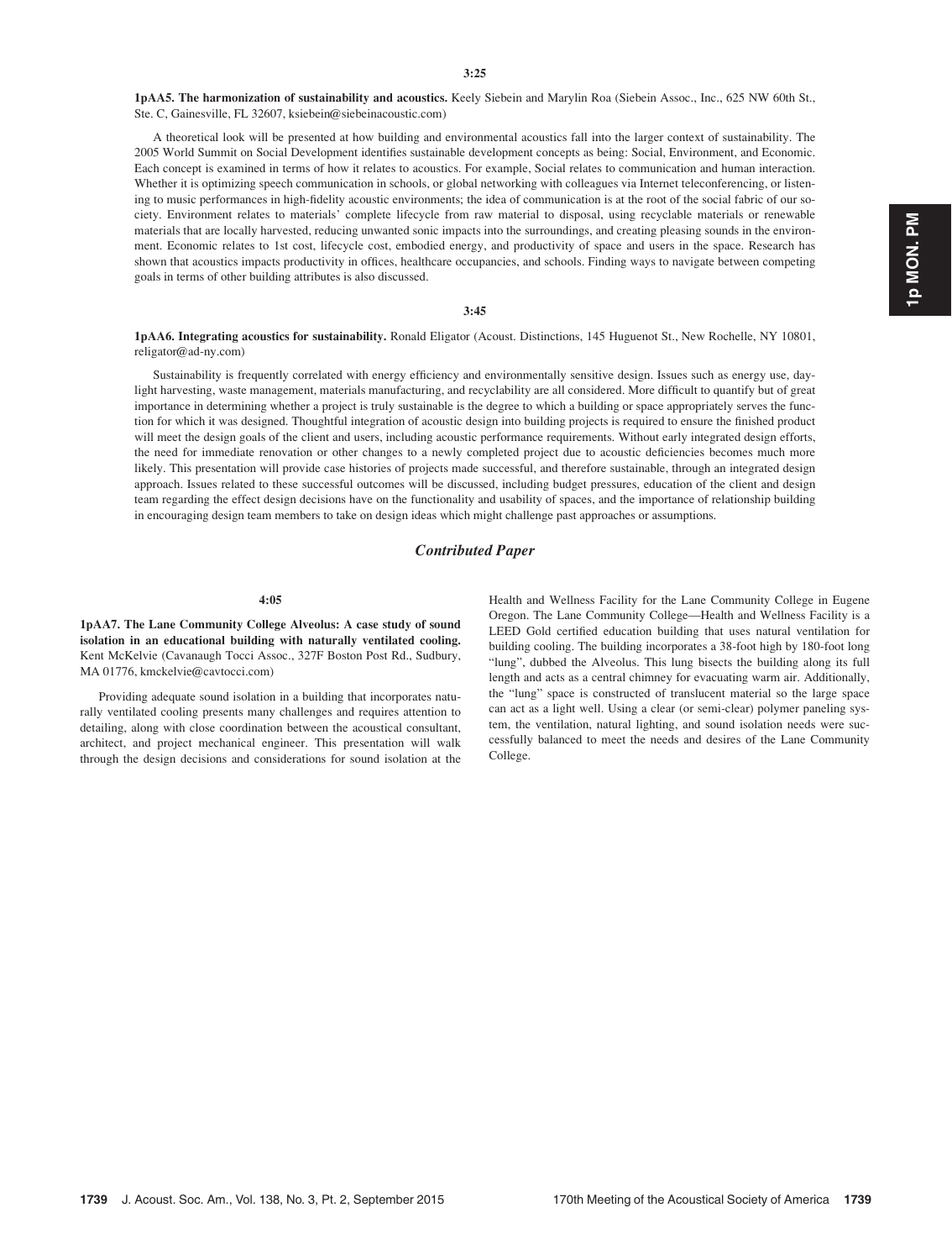3:25

**1pAA5. The harmonization of sustainability and acoustics.** Keely Siebein and Marylin Roa (Siebein Assoc., Inc., 625 NW 60th St., Ste. C, Gainesville, FL 32607, ksiebein@siebeinacoustic.com)

A theoretical look will be presented at how building and environmental acoustics fall into the larger context of sustainability. The 2005 World Summit on Social Development identifies sustainable development concepts as being: Social, Environment, and Economic. Each concept is examined in terms of how it relates to acoustics. For example, Social relates to communication and human interaction. Whether it is optimizing speech communication in schools, or global networking with colleagues via Internet teleconferencing, or listening to music performances in high-fidelity acoustic environments; the idea of communication is at the root of the social fabric of our society. Environment relates to materials' complete lifecycle from raw material to disposal, using recyclable materials or renewable materials that are locally harvested, reducing unwanted sonic impacts into the surroundings, and creating pleasing sounds in the environment. Economic relates to 1st cost, lifecycle cost, embodied energy, and productivity of space and users in the space. Research has shown that acoustics impacts productivity in offices, healthcare occupancies, and schools. Finding ways to navigate between competing goals in terms of other building attributes is also discussed.

3:45

**1pAA6. Integrating acoustics for sustainability.** Ronald Eligator (Acoust. Distinctions, 145 Huguenot St., New Rochelle, NY 10801, religator@ad-ny.com)

Sustainability is frequently correlated with energy efficiency and environmentally sensitive design. Issues such as energy use, daylight harvesting, waste management, materials manufacturing, and recyclability are all considered. More difficult to quantify but of great importance in determining whether a project is truly sustainable is the degree to which a building or space appropriately serves the function for which it was designed. Thoughtful integration of acoustic design into building projects is required to ensure the finished product will meet the design goals of the client and users, including acoustic performance requirements. Without early integrated design efforts, the need for immediate renovation or other changes to a newly completed project due to acoustic deficiencies becomes much more likely. This presentation will provide case histories of projects made successful, and therefore sustainable, through an integrated design approach. Issues related to these successful outcomes will be discussed, including budget pressures, education of the client and design team regarding the effect design decisions have on the functionality and usability of spaces, and the importance of relationship building in encouraging design team members to take on design ideas which might challenge past approaches or assumptions.

## *Contributed Paper*

4:05

**1pAA7. The Lane Community College Alveolus: A case study of sound isolation in an educational building with naturally ventilated cooling.** Kent McKelvie (Cavanaugh Tocci Assoc., 327F Boston Post Rd., Sudbury, MA 01776, kmckelvie@cavtocci.com)

Providing adequate sound isolation in a building that incorporates naturally ventilated cooling presents many challenges and requires attention to detailing, along with close coordination between the acoustical consultant, architect, and project mechanical engineer. This presentation will walk through the design decisions and considerations for sound isolation at the Health and Wellness Facility for the Lane Community College in Eugene Oregon. The Lane Community College—Health and Wellness Facility is a LEED Gold certified education building that uses natural ventilation for building cooling. The building incorporates a 38-foot high by 180-foot long "lung", dubbed the Alveolus. This lung bisects the building along its full length and acts as a central chimney for evacuating warm air. Additionally, the "lung" space is constructed of translucent material so the large space can act as a light well. Using a clear (or semi-clear) polymer paneling system, the ventilation, natural lighting, and sound isolation needs were successfully balanced to meet the needs and desires of the Lane Community College.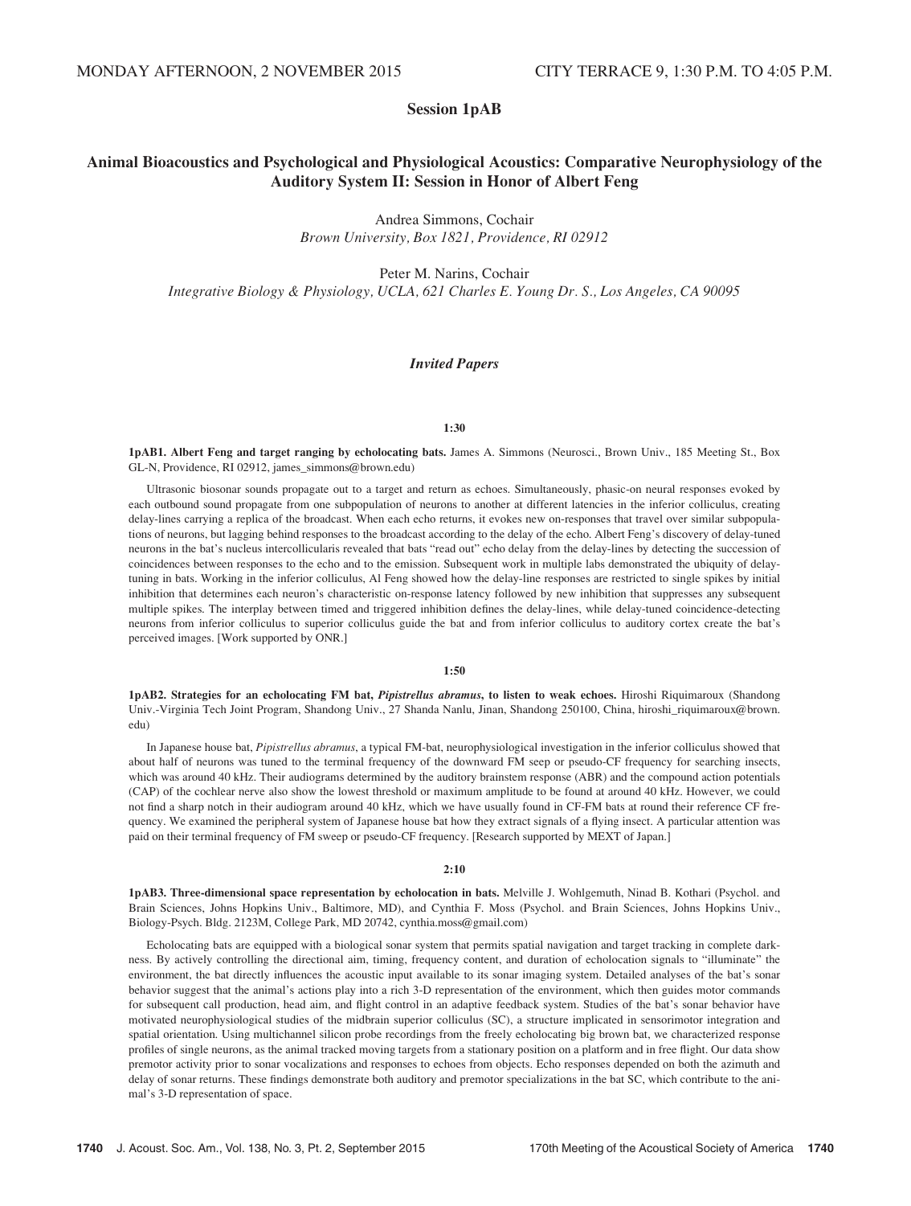MONDAY AFTERNOON, 2 NOVEMBER 2015 CITY TERRACE 9, 1:30 P.M. TO 4:05 P.M.

## Session 1pAB

## Animal Bioacoustics and Psychological and Physiological Acoustics: Comparative Neurophysiology of the Auditory System II: Session in Honor of Albert Feng

Andrea Simmons, Cochair
*Brown University, Box 1821, Providence, RI 02912*

Peter M. Narins, Cochair
*Integrative Biology & Physiology, UCLA, 621 Charles E. Young Dr. S., Los Angeles, CA 90095*

### *Invited Papers*

**1:30**

**1pAB1. Albert Feng and target ranging by echolocating bats.** James A. Simmons (Neurosci., Brown Univ., 185 Meeting St., Box GL-N, Providence, RI 02912, james_simmons@brown.edu)

Ultrasonic biosonar sounds propagate out to a target and return as echoes. Simultaneously, phasic-on neural responses evoked by each outbound sound propagate from one subpopulation of neurons to another at different latencies in the inferior colliculus, creating delay-lines carrying a replica of the broadcast. When each echo returns, it evokes new on-responses that travel over similar subpopulations of neurons, but lagging behind responses to the broadcast according to the delay of the echo. Albert Feng's discovery of delay-tuned neurons in the bat's nucleus intercollicularis revealed that bats "read out" echo delay from the delay-lines by detecting the succession of coincidences between responses to the echo and to the emission. Subsequent work in multiple labs demonstrated the ubiquity of delay-tuning in bats. Working in the inferior colliculus, Al Feng showed how the delay-line responses are restricted to single spikes by initial inhibition that determines each neuron's characteristic on-response latency followed by new inhibition that suppresses any subsequent multiple spikes. The interplay between timed and triggered inhibition defines the delay-lines, while delay-tuned coincidence-detecting neurons from inferior colliculus to superior colliculus guide the bat and from inferior colliculus to auditory cortex create the bat's perceived images. [Work supported by ONR.]

**1:50**

**1pAB2. Strategies for an echolocating FM bat, *Pipistrellus abramus*, to listen to weak echoes.** Hiroshi Riquimaroux (Shandong Univ.-Virginia Tech Joint Program, Shandong Univ., 27 Shanda Nanlu, Jinan, Shandong 250100, China, hiroshi_riquimaroux@brown.edu)

In Japanese house bat, *Pipistrellus abramus*, a typical FM-bat, neurophysiological investigation in the inferior colliculus showed that about half of neurons was tuned to the terminal frequency of the downward FM seep or pseudo-CF frequency for searching insects, which was around 40 kHz. Their audiograms determined by the auditory brainstem response (ABR) and the compound action potentials (CAP) of the cochlear nerve also show the lowest threshold or maximum amplitude to be found at around 40 kHz. However, we could not find a sharp notch in their audiogram around 40 kHz, which we have usually found in CF-FM bats at round their reference CF frequency. We examined the peripheral system of Japanese house bat how they extract signals of a flying insect. A particular attention was paid on their terminal frequency of FM sweep or pseudo-CF frequency. [Research supported by MEXT of Japan.]

**2:10**

**1pAB3. Three-dimensional space representation by echolocation in bats.** Melville J. Wohlgemuth, Ninad B. Kothari (Psychol. and Brain Sciences, Johns Hopkins Univ., Baltimore, MD), and Cynthia F. Moss (Psychol. and Brain Sciences, Johns Hopkins Univ., Biology-Psych. Bldg. 2123M, College Park, MD 20742, cynthia.moss@gmail.com)

Echolocating bats are equipped with a biological sonar system that permits spatial navigation and target tracking in complete darkness. By actively controlling the directional aim, timing, frequency content, and duration of echolocation signals to "illuminate" the environment, the bat directly influences the acoustic input available to its sonar imaging system. Detailed analyses of the bat's sonar behavior suggest that the animal's actions play into a rich 3-D representation of the environment, which then guides motor commands for subsequent call production, head aim, and flight control in an adaptive feedback system. Studies of the bat's sonar behavior have motivated neurophysiological studies of the midbrain superior colliculus (SC), a structure implicated in sensorimotor integration and spatial orientation. Using multichannel silicon probe recordings from the freely echolocating big brown bat, we characterized response profiles of single neurons, as the animal tracked moving targets from a stationary position on a platform and in free flight. Our data show premotor activity prior to sonar vocalizations and responses to echoes from objects. Echo responses depended on both the azimuth and delay of sonar returns. These findings demonstrate both auditory and premotor specializations in the bat SC, which contribute to the animal's 3-D representation of space.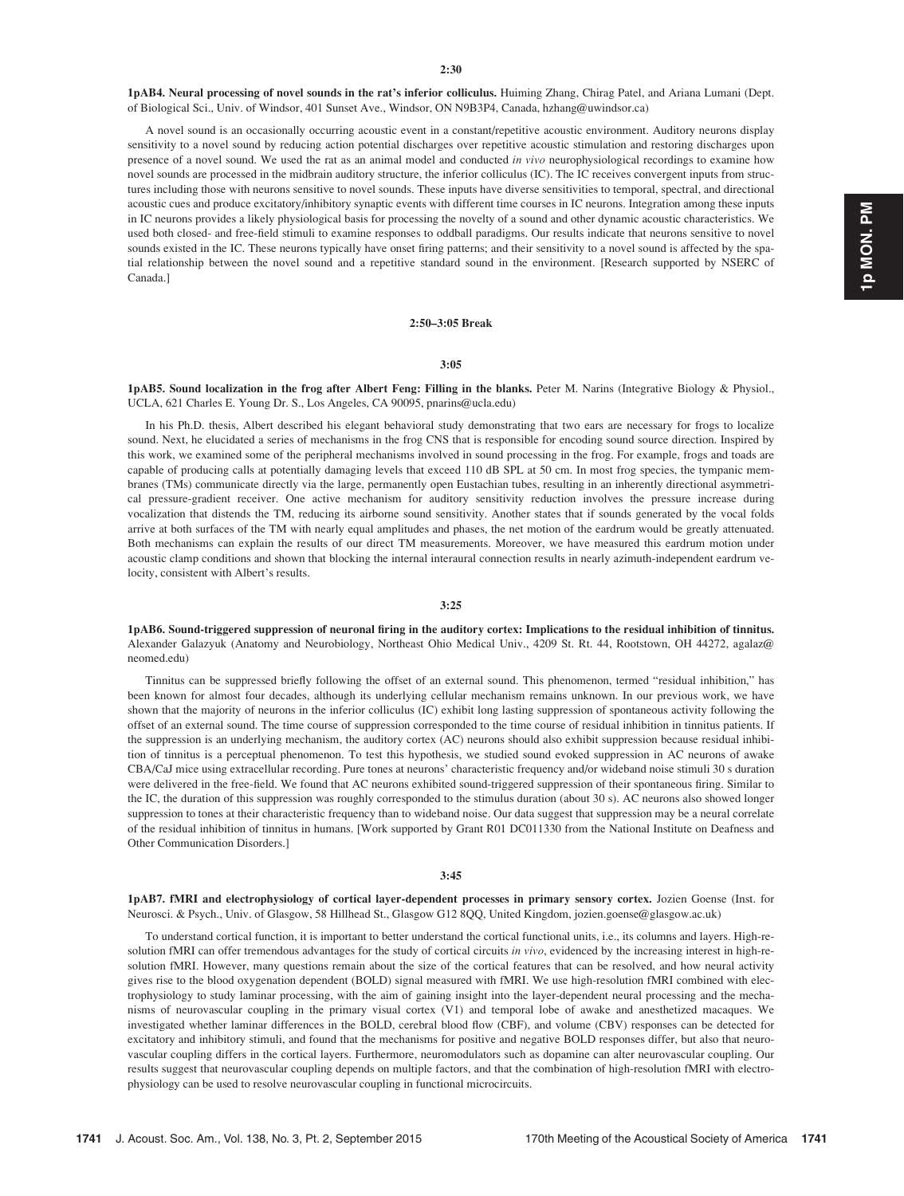**2:30**

**1pAB4. Neural processing of novel sounds in the rat's inferior colliculus.** Huiming Zhang, Chirag Patel, and Ariana Lumani (Dept. of Biological Sci., Univ. of Windsor, 401 Sunset Ave., Windsor, ON N9B3P4, Canada, hzhang@uwindsor.ca)

A novel sound is an occasionally occurring acoustic event in a constant/repetitive acoustic environment. Auditory neurons display sensitivity to a novel sound by reducing action potential discharges over repetitive acoustic stimulation and restoring discharges upon presence of a novel sound. We used the rat as an animal model and conducted *in vivo* neurophysiological recordings to examine how novel sounds are processed in the midbrain auditory structure, the inferior colliculus (IC). The IC receives convergent inputs from structures including those with neurons sensitive to novel sounds. These inputs have diverse sensitivities to temporal, spectral, and directional acoustic cues and produce excitatory/inhibitory synaptic events with different time courses in IC neurons. Integration among these inputs in IC neurons provides a likely physiological basis for processing the novelty of a sound and other dynamic acoustic characteristics. We used both closed- and free-field stimuli to examine responses to oddball paradigms. Our results indicate that neurons sensitive to novel sounds existed in the IC. These neurons typically have onset firing patterns; and their sensitivity to a novel sound is affected by the spatial relationship between the novel sound and a repetitive standard sound in the environment. [Research supported by NSERC of Canada.]

**2:50–3:05 Break**

**3:05**

**1pAB5. Sound localization in the frog after Albert Feng: Filling in the blanks.** Peter M. Narins (Integrative Biology & Physiol., UCLA, 621 Charles E. Young Dr. S., Los Angeles, CA 90095, pnarins@ucla.edu)

In his Ph.D. thesis, Albert described his elegant behavioral study demonstrating that two ears are necessary for frogs to localize sound. Next, he elucidated a series of mechanisms in the frog CNS that is responsible for encoding sound source direction. Inspired by this work, we examined some of the peripheral mechanisms involved in sound processing in the frog. For example, frogs and toads are capable of producing calls at potentially damaging levels that exceed 110 dB SPL at 50 cm. In most frog species, the tympanic membranes (TMs) communicate directly via the large, permanently open Eustachian tubes, resulting in an inherently directional asymmetrical pressure-gradient receiver. One active mechanism for auditory sensitivity reduction involves the pressure increase during vocalization that distends the TM, reducing its airborne sound sensitivity. Another states that if sounds generated by the vocal folds arrive at both surfaces of the TM with nearly equal amplitudes and phases, the net motion of the eardrum would be greatly attenuated. Both mechanisms can explain the results of our direct TM measurements. Moreover, we have measured this eardrum motion under acoustic clamp conditions and shown that blocking the internal interaural connection results in nearly azimuth-independent eardrum velocity, consistent with Albert's results.

**3:25**

**1pAB6. Sound-triggered suppression of neuronal firing in the auditory cortex: Implications to the residual inhibition of tinnitus.** Alexander Galazyuk (Anatomy and Neurobiology, Northeast Ohio Medical Univ., 4209 St. Rt. 44, Rootstown, OH 44272, agalaz@neomed.edu)

Tinnitus can be suppressed briefly following the offset of an external sound. This phenomenon, termed "residual inhibition," has been known for almost four decades, although its underlying cellular mechanism remains unknown. In our previous work, we have shown that the majority of neurons in the inferior colliculus (IC) exhibit long lasting suppression of spontaneous activity following the offset of an external sound. The time course of suppression corresponded to the time course of residual inhibition in tinnitus patients. If the suppression is an underlying mechanism, the auditory cortex (AC) neurons should also exhibit suppression because residual inhibition of tinnitus is a perceptual phenomenon. To test this hypothesis, we studied sound evoked suppression in AC neurons of awake CBA/CaJ mice using extracellular recording. Pure tones at neurons' characteristic frequency and/or wideband noise stimuli 30 s duration were delivered in the free-field. We found that AC neurons exhibited sound-triggered suppression of their spontaneous firing. Similar to the IC, the duration of this suppression was roughly corresponded to the stimulus duration (about 30 s). AC neurons also showed longer suppression to tones at their characteristic frequency than to wideband noise. Our data suggest that suppression may be a neural correlate of the residual inhibition of tinnitus in humans. [Work supported by Grant R01 DC011330 from the National Institute on Deafness and Other Communication Disorders.]

**3:45**

**1pAB7. fMRI and electrophysiology of cortical layer-dependent processes in primary sensory cortex.** Jozien Goense (Inst. for Neurosci. & Psych., Univ. of Glasgow, 58 Hillhead St., Glasgow G12 8QQ, United Kingdom, jozien.goense@glasgow.ac.uk)

To understand cortical function, it is important to better understand the cortical functional units, i.e., its columns and layers. High-resolution fMRI can offer tremendous advantages for the study of cortical circuits *in vivo*, evidenced by the increasing interest in high-resolution fMRI. However, many questions remain about the size of the cortical features that can be resolved, and how neural activity gives rise to the blood oxygenation dependent (BOLD) signal measured with fMRI. We use high-resolution fMRI combined with electrophysiology to study laminar processing, with the aim of gaining insight into the layer-dependent neural processing and the mechanisms of neurovascular coupling in the primary visual cortex (V1) and temporal lobe of awake and anesthetized macaques. We investigated whether laminar differences in the BOLD, cerebral blood flow (CBF), and volume (CBV) responses can be detected for excitatory and inhibitory stimuli, and found that the mechanisms for positive and negative BOLD responses differ, but also that neurovascular coupling differs in the cortical layers. Furthermore, neuromodulators such as dopamine can alter neurovascular coupling. Our results suggest that neurovascular coupling depends on multiple factors, and that the combination of high-resolution fMRI with electrophysiology can be used to resolve neurovascular coupling in functional microcircuits.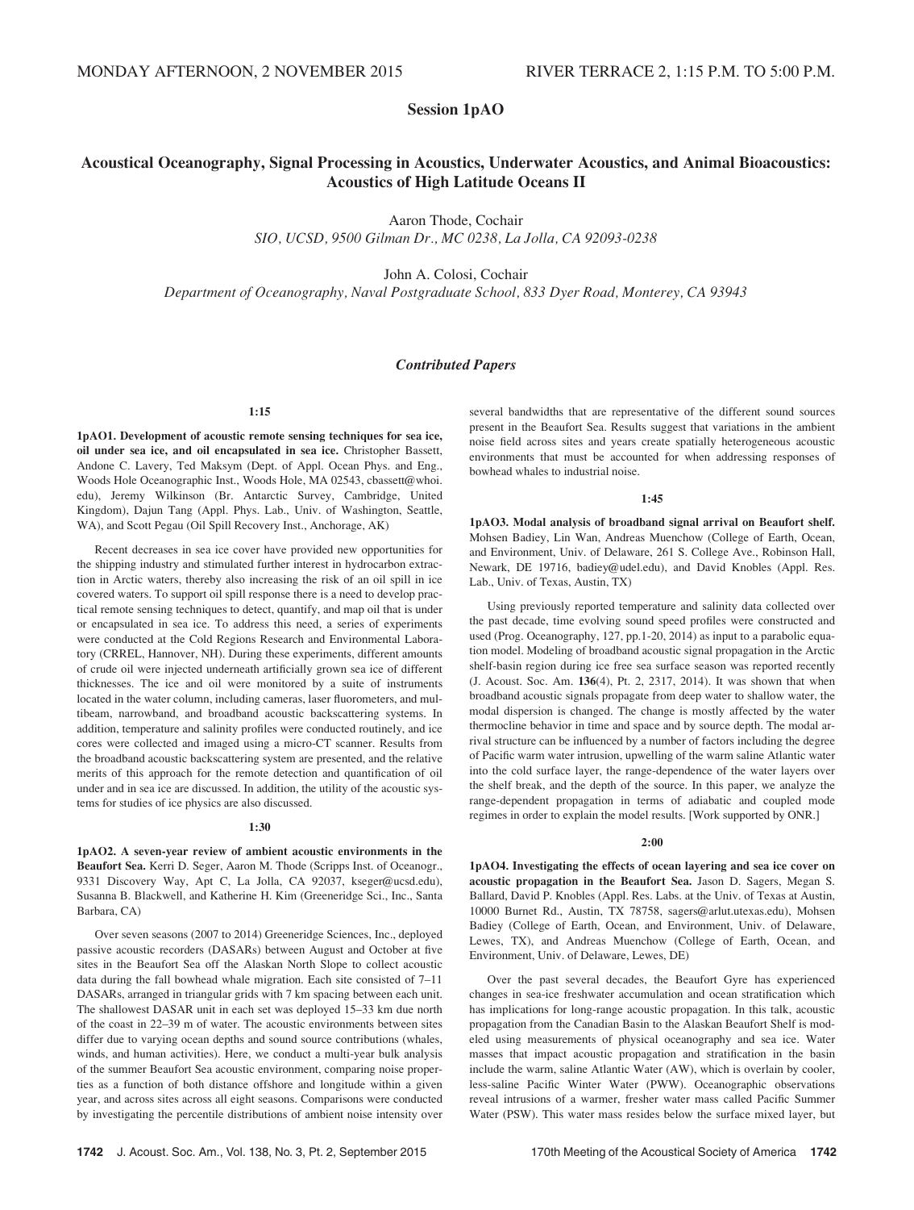MONDAY AFTERNOON, 2 NOVEMBER 2015 RIVER TERRACE 2, 1:15 P.M. TO 5:00 P.M.

# Session 1pAO

## Acoustical Oceanography, Signal Processing in Acoustics, Underwater Acoustics, and Animal Bioacoustics: Acoustics of High Latitude Oceans II

Aaron Thode, Cochair
*SIO, UCSD, 9500 Gilman Dr., MC 0238, La Jolla, CA 92093-0238*

John A. Colosi, Cochair
*Department of Oceanography, Naval Postgraduate School, 833 Dyer Road, Monterey, CA 93943*

### *Contributed Papers*

**1:15**

**1pAO1. Development of acoustic remote sensing techniques for sea ice, oil under sea ice, and oil encapsulated in sea ice.** Christopher Bassett, Andone C. Lavery, Ted Maksym (Dept. of Appl. Ocean Phys. and Eng., Woods Hole Oceanographic Inst., Woods Hole, MA 02543, cbassett@whoi.edu), Jeremy Wilkinson (Br. Antarctic Survey, Cambridge, United Kingdom), Dajun Tang (Appl. Phys. Lab., Univ. of Washington, Seattle, WA), and Scott Pegau (Oil Spill Recovery Inst., Anchorage, AK)

Recent decreases in sea ice cover have provided new opportunities for the shipping industry and stimulated further interest in hydrocarbon extraction in Arctic waters, thereby also increasing the risk of an oil spill in ice covered waters. To support oil spill response there is a need to develop practical remote sensing techniques to detect, quantify, and map oil that is under or encapsulated in sea ice. To address this need, a series of experiments were conducted at the Cold Regions Research and Environmental Laboratory (CRREL, Hannover, NH). During these experiments, different amounts of crude oil were injected underneath artificially grown sea ice of different thicknesses. The ice and oil were monitored by a suite of instruments located in the water column, including cameras, laser fluorometers, and multibeam, narrowband, and broadband acoustic backscattering systems. In addition, temperature and salinity profiles were conducted routinely, and ice cores were collected and imaged using a micro-CT scanner. Results from the broadband acoustic backscattering system are presented, and the relative merits of this approach for the remote detection and quantification of oil under and in sea ice are discussed. In addition, the utility of the acoustic systems for studies of ice physics are also discussed.

**1:30**

**1pAO2. A seven-year review of ambient acoustic environments in the Beaufort Sea.** Kerri D. Seger, Aaron M. Thode (Scripps Inst. of Oceanogr., 9331 Discovery Way, Apt C, La Jolla, CA 92037, kseger@ucsd.edu), Susanna B. Blackwell, and Katherine H. Kim (Greeneridge Sci., Inc., Santa Barbara, CA)

Over seven seasons (2007 to 2014) Greeneridge Sciences, Inc., deployed passive acoustic recorders (DASARs) between August and October at five sites in the Beaufort Sea off the Alaskan North Slope to collect acoustic data during the fall bowhead whale migration. Each site consisted of 7–11 DASARs, arranged in triangular grids with 7 km spacing between each unit. The shallowest DASAR unit in each set was deployed 15–33 km due north of the coast in 22–39 m of water. The acoustic environments between sites differ due to varying ocean depths and sound source contributions (whales, winds, and human activities). Here, we conduct a multi-year bulk analysis of the summer Beaufort Sea acoustic environment, comparing noise properties as a function of both distance offshore and longitude within a given year, and across sites across all eight seasons. Comparisons were conducted by investigating the percentile distributions of ambient noise intensity over several bandwidths that are representative of the different sound sources present in the Beaufort Sea. Results suggest that variations in the ambient noise field across sites and years create spatially heterogeneous acoustic environments that must be accounted for when addressing responses of bowhead whales to industrial noise.

**1:45**

**1pAO3. Modal analysis of broadband signal arrival on Beaufort shelf.** Mohsen Badiey, Lin Wan, Andreas Muenchow (College of Earth, Ocean, and Environment, Univ. of Delaware, 261 S. College Ave., Robinson Hall, Newark, DE 19716, badiey@udel.edu), and David Knobles (Appl. Res. Lab., Univ. of Texas, Austin, TX)

Using previously reported temperature and salinity data collected over the past decade, time evolving sound speed profiles were constructed and used (Prog. Oceanography, 127, pp.1-20, 2014) as input to a parabolic equation model. Modeling of broadband acoustic signal propagation in the Arctic shelf-basin region during ice free sea surface season was reported recently (J. Acoust. Soc. Am. **136**(4), Pt. 2, 2317, 2014). It was shown that when broadband acoustic signals propagate from deep water to shallow water, the modal dispersion is changed. The change is mostly affected by the water thermocline behavior in time and space and by source depth. The modal arrival structure can be influenced by a number of factors including the degree of Pacific warm water intrusion, upwelling of the warm saline Atlantic water into the cold surface layer, the range-dependence of the water layers over the shelf break, and the depth of the source. In this paper, we analyze the range-dependent propagation in terms of adiabatic and coupled mode regimes in order to explain the model results. [Work supported by ONR.]

**2:00**

**1pAO4. Investigating the effects of ocean layering and sea ice cover on acoustic propagation in the Beaufort Sea.** Jason D. Sagers, Megan S. Ballard, David P. Knobles (Appl. Res. Labs. at the Univ. of Texas at Austin, 10000 Burnet Rd., Austin, TX 78758, sagers@arlut.utexas.edu), Mohsen Badiey (College of Earth, Ocean, and Environment, Univ. of Delaware, Lewes, TX), and Andreas Muenchow (College of Earth, Ocean, and Environment, Univ. of Delaware, Lewes, DE)

Over the past several decades, the Beaufort Gyre has experienced changes in sea-ice freshwater accumulation and ocean stratification which has implications for long-range acoustic propagation. In this talk, acoustic propagation from the Canadian Basin to the Alaskan Beaufort Shelf is modeled using measurements of physical oceanography and sea ice. Water masses that impact acoustic propagation and stratification in the basin include the warm, saline Atlantic Water (AW), which is overlain by cooler, less-saline Pacific Winter Water (PWW). Oceanographic observations reveal intrusions of a warmer, fresher water mass called Pacific Summer Water (PSW). This water mass resides below the surface mixed layer, but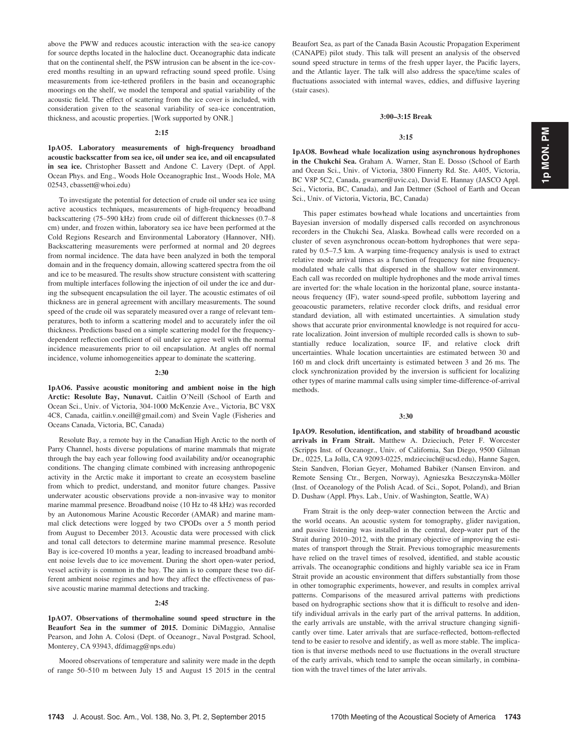above the PWW and reduces acoustic interaction with the sea-ice canopy for source depths located in the halocline duct. Oceanographic data indicate that on the continental shelf, the PSW intrusion can be absent in the ice-covered months resulting in an upward refracting sound speed profile. Using measurements from ice-tethered profilers in the basin and oceanographic moorings on the shelf, we model the temporal and spatial variability of the acoustic field. The effect of scattering from the ice cover is included, with consideration given to the seasonal variability of sea-ice concentration, thickness, and acoustic properties. [Work supported by ONR.]

**2:15**

**1pAO5. Laboratory measurements of high-frequency broadband acoustic backscatter from sea ice, oil under sea ice, and oil encapsulated in sea ice.** Christopher Bassett and Andone C. Lavery (Dept. of Appl. Ocean Phys. and Eng., Woods Hole Oceanographic Inst., Woods Hole, MA 02543, cbassett@whoi.edu)

To investigate the potential for detection of crude oil under sea ice using active acoustics techniques, measurements of high-frequency broadband backscattering (75–590 kHz) from crude oil of different thicknesses (0.7–8 cm) under, and frozen within, laboratory sea ice have been performed at the Cold Regions Research and Environmental Laboratory (Hannover, NH). Backscattering measurements were performed at normal and 20 degrees from normal incidence. The data have been analyzed in both the temporal domain and in the frequency domain, allowing scattered spectra from the oil and ice to be measured. The results show structure consistent with scattering from multiple interfaces following the injection of oil under the ice and during the subsequent encapsulation the oil layer. The acoustic estimates of oil thickness are in general agreement with ancillary measurements. The sound speed of the crude oil was separately measured over a range of relevant temperatures, both to inform a scattering model and to accurately infer the oil thickness. Predictions based on a simple scattering model for the frequency-dependent reflection coefficient of oil under ice agree well with the normal incidence measurements prior to oil encapsulation. At angles off normal incidence, volume inhomogeneities appear to dominate the scattering.

**2:30**

**1pAO6. Passive acoustic monitoring and ambient noise in the high Arctic: Resolute Bay, Nunavut.** Caitlin O'Neill (School of Earth and Ocean Sci., Univ. of Victoria, 304-1000 McKenzie Ave., Victoria, BC V8X 4C8, Canada, caitlin.v.oneill@gmail.com) and Svein Vagle (Fisheries and Oceans Canada, Victoria, BC, Canada)

Resolute Bay, a remote bay in the Canadian High Arctic to the north of Parry Channel, hosts diverse populations of marine mammals that migrate through the bay each year following food availability and/or oceanographic conditions. The changing climate combined with increasing anthropogenic activity in the Arctic make it important to create an ecosystem baseline from which to predict, understand, and monitor future changes. Passive underwater acoustic observations provide a non-invasive way to monitor marine mammal presence. Broadband noise (10 Hz to 48 kHz) was recorded by an Autonomous Marine Acoustic Recorder (AMAR) and marine mammal click detections were logged by two CPODs over a 5 month period from August to December 2013. Acoustic data were processed with click and tonal call detectors to determine marine mammal presence. Resolute Bay is ice-covered 10 months a year, leading to increased broadband ambient noise levels due to ice movement. During the short open-water period, vessel activity is common in the bay. The aim is to compare these two different ambient noise regimes and how they affect the effectiveness of passive acoustic marine mammal detections and tracking.

**2:45**

**1pAO7. Observations of thermohaline sound speed structure in the Beaufort Sea in the summer of 2015.** Dominic DiMaggio, Annalise Pearson, and John A. Colosi (Dept. of Oceanogr., Naval Postgrad. School, Monterey, CA 93943, dfdimagg@nps.edu)

Moored observations of temperature and salinity were made in the depth of range 50–510 m between July 15 and August 15 2015 in the central Beaufort Sea, as part of the Canada Basin Acoustic Propagation Experiment (CANAPE) pilot study. This talk will present an analysis of the observed sound speed structure in terms of the fresh upper layer, the Pacific layers, and the Atlantic layer. The talk will also address the space/time scales of fluctuations associated with internal waves, eddies, and diffusive layering (stair cases).

**3:00–3:15 Break**

**3:15**

**1pAO8. Bowhead whale localization using asynchronous hydrophones in the Chukchi Sea.** Graham A. Warner, Stan E. Dosso (School of Earth and Ocean Sci., Univ. of Victoria, 3800 Finnerty Rd. Ste. A405, Victoria, BC V8P 5C2, Canada, gwarner@uvic.ca), David E. Hannay (JASCO Appl. Sci., Victoria, BC, Canada), and Jan Dettmer (School of Earth and Ocean Sci., Univ. of Victoria, Victoria, BC, Canada)

This paper estimates bowhead whale locations and uncertainties from Bayesian inversion of modally dispersed calls recorded on asynchronous recorders in the Chukchi Sea, Alaska. Bowhead calls were recorded on a cluster of seven asynchronous ocean-bottom hydrophones that were separated by 0.5–7.5 km. A warping time-frequency analysis is used to extract relative mode arrival times as a function of frequency for nine frequency-modulated whale calls that dispersed in the shallow water environment. Each call was recorded on multiple hydrophones and the mode arrival times are inverted for: the whale location in the horizontal plane, source instantaneous frequency (IF), water sound-speed profile, subbottom layering and geoacoustic parameters, relative recorder clock drifts, and residual error standard deviation, all with estimated uncertainties. A simulation study shows that accurate prior environmental knowledge is not required for accurate localization. Joint inversion of multiple recorded calls is shown to substantially reduce localization, source IF, and relative clock drift uncertainties. Whale location uncertainties are estimated between 30 and 160 m and clock drift uncertainty is estimated between 3 and 26 ms. The clock synchronization provided by the inversion is sufficient for localizing other types of marine mammal calls using simpler time-difference-of-arrival methods.

**3:30**

**1pAO9. Resolution, identification, and stability of broadband acoustic arrivals in Fram Strait.** Matthew A. Dzieciuch, Peter F. Worcester (Scripps Inst. of Oceanogr., Univ. of California, San Diego, 9500 Gilman Dr., 0225, La Jolla, CA 92093-0225, mdzieciuch@ucsd.edu), Hanne Sagen, Stein Sandven, Florian Geyer, Mohamed Babiker (Nansen Environ. and Remote Sensing Ctr., Bergen, Norway), Agnieszka Beszczynska-Möller (Inst. of Oceanology of the Polish Acad. of Sci., Sopot, Poland), and Brian D. Dushaw (Appl. Phys. Lab., Univ. of Washington, Seattle, WA)

Fram Strait is the only deep-water connection between the Arctic and the world oceans. An acoustic system for tomography, glider navigation, and passive listening was installed in the central, deep-water part of the Strait during 2010–2012, with the primary objective of improving the estimates of transport through the Strait. Previous tomographic measurements have relied on the travel times of resolved, identified, and stable acoustic arrivals. The oceanographic conditions and highly variable sea ice in Fram Strait provide an acoustic environment that differs substantially from those in other tomographic experiments, however, and results in complex arrival patterns. Comparisons of the measured arrival patterns with predictions based on hydrographic sections show that it is difficult to resolve and identify individual arrivals in the early part of the arrival patterns. In addition, the early arrivals are unstable, with the arrival structure changing significantly over time. Later arrivals that are surface-reflected, bottom-reflected tend to be easier to resolve and identify, as well as more stable. The implication is that inverse methods need to use fluctuations in the overall structure of the early arrivals, which tend to sample the ocean similarly, in combination with the travel times of the later arrivals.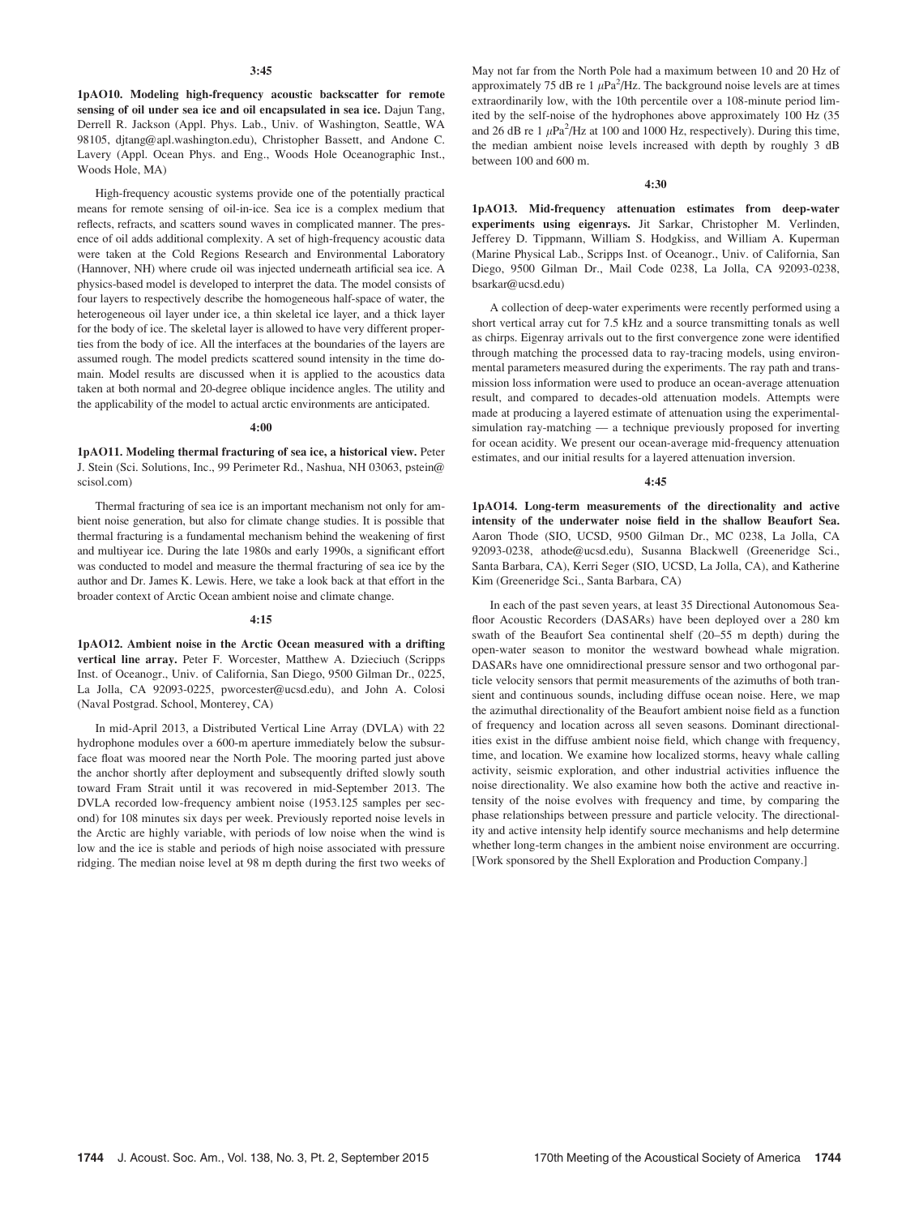**3:45**

**1pAO10. Modeling high-frequency acoustic backscatter for remote sensing of oil under sea ice and oil encapsulated in sea ice.** Dajun Tang, Derrell R. Jackson (Appl. Phys. Lab., Univ. of Washington, Seattle, WA 98105, djtang@apl.washington.edu), Christopher Bassett, and Andone C. Lavery (Appl. Ocean Phys. and Eng., Woods Hole Oceanographic Inst., Woods Hole, MA)

High-frequency acoustic systems provide one of the potentially practical means for remote sensing of oil-in-ice. Sea ice is a complex medium that reflects, refracts, and scatters sound waves in complicated manner. The presence of oil adds additional complexity. A set of high-frequency acoustic data were taken at the Cold Regions Research and Environmental Laboratory (Hannover, NH) where crude oil was injected underneath artificial sea ice. A physics-based model is developed to interpret the data. The model consists of four layers to respectively describe the homogeneous half-space of water, the heterogeneous oil layer under ice, a thin skeletal ice layer, and a thick layer for the body of ice. The skeletal layer is allowed to have very different properties from the body of ice. All the interfaces at the boundaries of the layers are assumed rough. The model predicts scattered sound intensity in the time domain. Model results are discussed when it is applied to the acoustics data taken at both normal and 20-degree oblique incidence angles. The utility and the applicability of the model to actual arctic environments are anticipated.

**4:00**

**1pAO11. Modeling thermal fracturing of sea ice, a historical view.** Peter J. Stein (Sci. Solutions, Inc., 99 Perimeter Rd., Nashua, NH 03063, pstein@scisol.com)

Thermal fracturing of sea ice is an important mechanism not only for ambient noise generation, but also for climate change studies. It is possible that thermal fracturing is a fundamental mechanism behind the weakening of first and multiyear ice. During the late 1980s and early 1990s, a significant effort was conducted to model and measure the thermal fracturing of sea ice by the author and Dr. James K. Lewis. Here, we take a look back at that effort in the broader context of Arctic Ocean ambient noise and climate change.

**4:15**

**1pAO12. Ambient noise in the Arctic Ocean measured with a drifting vertical line array.** Peter F. Worcester, Matthew A. Dzieciuch (Scripps Inst. of Oceanogr., Univ. of California, San Diego, 9500 Gilman Dr., 0225, La Jolla, CA 92093-0225, pworcester@ucsd.edu), and John A. Colosi (Naval Postgrad. School, Monterey, CA)

In mid-April 2013, a Distributed Vertical Line Array (DVLA) with 22 hydrophone modules over a 600-m aperture immediately below the subsurface float was moored near the North Pole. The mooring parted just above the anchor shortly after deployment and subsequently drifted slowly south toward Fram Strait until it was recovered in mid-September 2013. The DVLA recorded low-frequency ambient noise (1953.125 samples per second) for 108 minutes six days per week. Previously reported noise levels in the Arctic are highly variable, with periods of low noise when the wind is low and the ice is stable and periods of high noise associated with pressure ridging. The median noise level at 98 m depth during the first two weeks of May not far from the North Pole had a maximum between 10 and 20 Hz of approximately 75 dB re 1 $\mu Pa^2$/Hz. The background noise levels are at times extraordinarily low, with the 10th percentile over a 108-minute period limited by the self-noise of the hydrophones above approximately 100 Hz (35 and 26 dB re 1 $\mu Pa^2$/Hz at 100 and 1000 Hz, respectively). During this time, the median ambient noise levels increased with depth by roughly 3 dB between 100 and 600 m.

**4:30**

**1pAO13. Mid-frequency attenuation estimates from deep-water experiments using eigenrays.** Jit Sarkar, Christopher M. Verlinden, Jefferey D. Tippmann, William S. Hodgkiss, and William A. Kuperman (Marine Physical Lab., Scripps Inst. of Oceanogr., Univ. of California, San Diego, 9500 Gilman Dr., Mail Code 0238, La Jolla, CA 92093-0238, bsarkar@ucsd.edu)

A collection of deep-water experiments were recently performed using a short vertical array cut for 7.5 kHz and a source transmitting tonals as well as chirps. Eigenray arrivals out to the first convergence zone were identified through matching the processed data to ray-tracing models, using environmental parameters measured during the experiments. The ray path and transmission loss information were used to produce an ocean-average attenuation result, and compared to decades-old attenuation models. Attempts were made at producing a layered estimate of attenuation using the experimental-simulation ray-matching — a technique previously proposed for inverting for ocean acidity. We present our ocean-average mid-frequency attenuation estimates, and our initial results for a layered attenuation inversion.

**4:45**

**1pAO14. Long-term measurements of the directionality and active intensity of the underwater noise field in the shallow Beaufort Sea.** Aaron Thode (SIO, UCSD, 9500 Gilman Dr., MC 0238, La Jolla, CA 92093-0238, athode@ucsd.edu), Susanna Blackwell (Greeneridge Sci., Santa Barbara, CA), Kerri Seger (SIO, UCSD, La Jolla, CA), and Katherine Kim (Greeneridge Sci., Santa Barbara, CA)

In each of the past seven years, at least 35 Directional Autonomous Seafloor Acoustic Recorders (DASARs) have been deployed over a 280 km swath of the Beaufort Sea continental shelf (20–55 m depth) during the open-water season to monitor the westward bowhead whale migration. DASARs have one omnidirectional pressure sensor and two orthogonal particle velocity sensors that permit measurements of the azimuths of both transient and continuous sounds, including diffuse ocean noise. Here, we map the azimuthal directionality of the Beaufort ambient noise field as a function of frequency and location across all seven seasons. Dominant directionalities exist in the diffuse ambient noise field, which change with frequency, time, and location. We examine how localized storms, heavy whale calling activity, seismic exploration, and other industrial activities influence the noise directionality. We also examine how both the active and reactive intensity of the noise evolves with frequency and time, by comparing the phase relationships between pressure and particle velocity. The directionality and active intensity help identify source mechanisms and help determine whether long-term changes in the ambient noise environment are occurring. [Work sponsored by the Shell Exploration and Production Company.]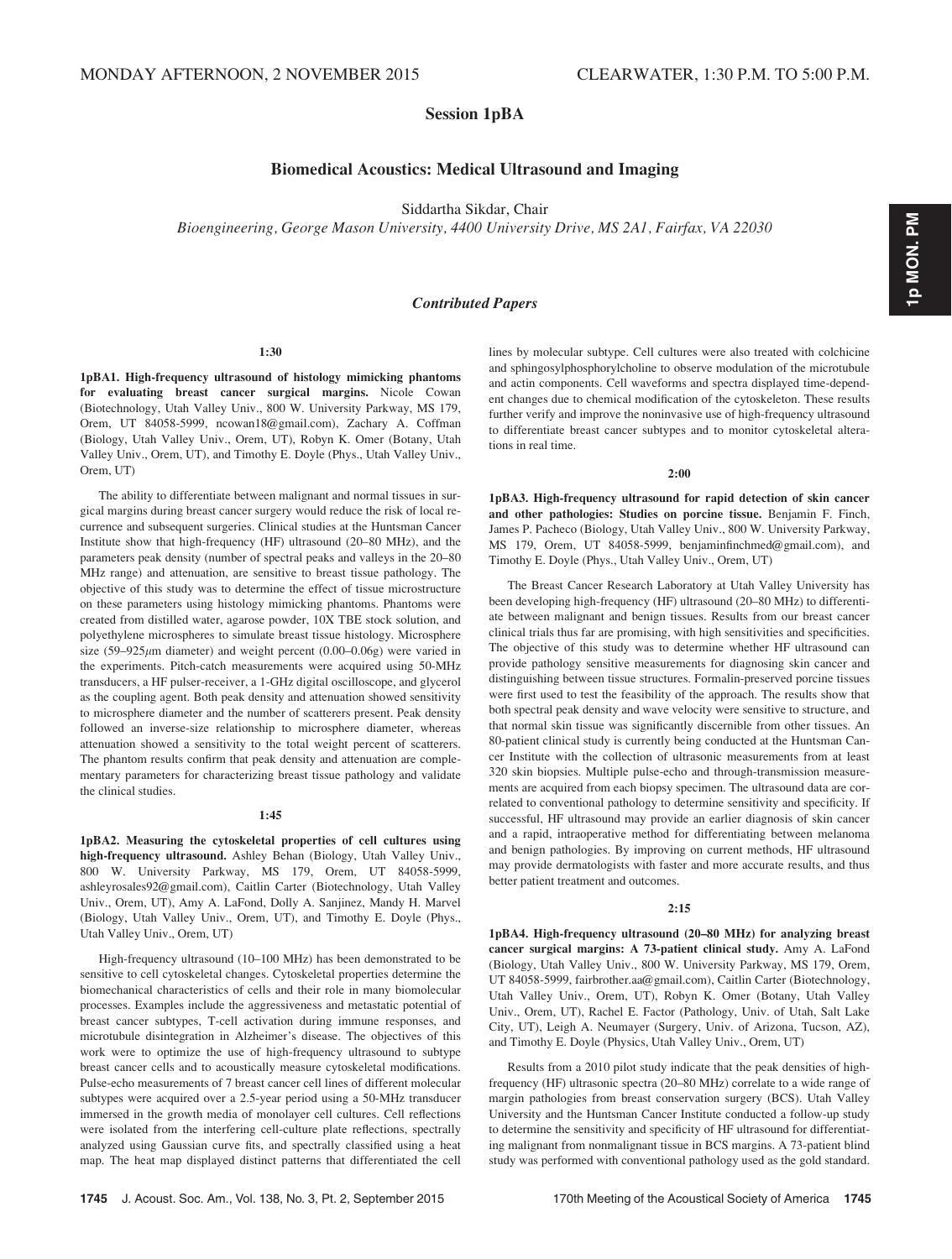## Session 1pBA

### Biomedical Acoustics: Medical Ultrasound and Imaging

Siddartha Sikdar, Chair

*Bioengineering, George Mason University, 4400 University Drive, MS 2A1, Fairfax, VA 22030*

### *Contributed Papers*

**1:30**

**1pBA1. High-frequency ultrasound of histology mimicking phantoms for evaluating breast cancer surgical margins.** Nicole Cowan (Biotechnology, Utah Valley Univ., 800 W. University Parkway, MS 179, Orem, UT 84058-5999, ncowan18@gmail.com), Zachary A. Coffman (Biology, Utah Valley Univ., Orem, UT), Robyn K. Omer (Botany, Utah Valley Univ., Orem, UT), and Timothy E. Doyle (Phys., Utah Valley Univ., Orem, UT)

The ability to differentiate between malignant and normal tissues in surgical margins during breast cancer surgery would reduce the risk of local recurrence and subsequent surgeries. Clinical studies at the Huntsman Cancer Institute show that high-frequency (HF) ultrasound (20–80 MHz), and the parameters peak density (number of spectral peaks and valleys in the 20–80 MHz range) and attenuation, are sensitive to breast tissue pathology. The objective of this study was to determine the effect of tissue microstructure on these parameters using histology mimicking phantoms. Phantoms were created from distilled water, agarose powder, 10X TBE stock solution, and polyethylene microspheres to simulate breast tissue histology. Microsphere size (59–925$\mu$m diameter) and weight percent (0.00–0.06g) were varied in the experiments. Pitch-catch measurements were acquired using 50-MHz transducers, a HF pulser-receiver, a 1-GHz digital oscilloscope, and glycerol as the coupling agent. Both peak density and attenuation showed sensitivity to microsphere diameter and the number of scatterers present. Peak density followed an inverse-size relationship to microsphere diameter, whereas attenuation showed a sensitivity to the total weight percent of scatterers. The phantom results confirm that peak density and attenuation are complementary parameters for characterizing breast tissue pathology and validate the clinical studies.

**1:45**

**1pBA2. Measuring the cytoskeletal properties of cell cultures using high-frequency ultrasound.** Ashley Behan (Biology, Utah Valley Univ., 800 W. University Parkway, MS 179, Orem, UT 84058-5999, ashleyrosales92@gmail.com), Caitlin Carter (Biotechnology, Utah Valley Univ., Orem, UT), Amy A. LaFond, Dolly A. Sanjinez, Mandy H. Marvel (Biology, Utah Valley Univ., Orem, UT), and Timothy E. Doyle (Phys., Utah Valley Univ., Orem, UT)

High-frequency ultrasound (10–100 MHz) has been demonstrated to be sensitive to cell cytoskeletal changes. Cytoskeletal properties determine the biomechanical characteristics of cells and their role in many biomolecular processes. Examples include the aggressiveness and metastatic potential of breast cancer subtypes, T-cell activation during immune responses, and microtubule disintegration in Alzheimer's disease. The objectives of this work were to optimize the use of high-frequency ultrasound to subtype breast cancer cells and to acoustically measure cytoskeletal modifications. Pulse-echo measurements of 7 breast cancer cell lines of different molecular subtypes were acquired over a 2.5-year period using a 50-MHz transducer immersed in the growth media of monolayer cell cultures. Cell reflections were isolated from the interfering cell-culture plate reflections, spectrally analyzed using Gaussian curve fits, and spectrally classified using a heat map. The heat map displayed distinct patterns that differentiated the cell lines by molecular subtype. Cell cultures were also treated with colchicine and sphingosylphosphorylcholine to observe modulation of the microtubule and actin components. Cell waveforms and spectra displayed time-dependent changes due to chemical modification of the cytoskeleton. These results further verify and improve the noninvasive use of high-frequency ultrasound to differentiate breast cancer subtypes and to monitor cytoskeletal alterations in real time.

**2:00**

**1pBA3. High-frequency ultrasound for rapid detection of skin cancer and other pathologies: Studies on porcine tissue.** Benjamin F. Finch, James P. Pacheco (Biology, Utah Valley Univ., 800 W. University Parkway, MS 179, Orem, UT 84058-5999, benjaminfinchmed@gmail.com), and Timothy E. Doyle (Phys., Utah Valley Univ., Orem, UT)

The Breast Cancer Research Laboratory at Utah Valley University has been developing high-frequency (HF) ultrasound (20–80 MHz) to differentiate between malignant and benign tissues. Results from our breast cancer clinical trials thus far are promising, with high sensitivities and specificities. The objective of this study was to determine whether HF ultrasound can provide pathology sensitive measurements for diagnosing skin cancer and distinguishing between tissue structures. Formalin-preserved porcine tissues were first used to test the feasibility of the approach. The results show that both spectral peak density and wave velocity were sensitive to structure, and that normal skin tissue was significantly discernible from other tissues. An 80-patient clinical study is currently being conducted at the Huntsman Cancer Institute with the collection of ultrasonic measurements from at least 320 skin biopsies. Multiple pulse-echo and through-transmission measurements are acquired from each biopsy specimen. The ultrasound data are correlated to conventional pathology to determine sensitivity and specificity. If successful, HF ultrasound may provide an earlier diagnosis of skin cancer and a rapid, intraoperative method for differentiating between melanoma and benign pathologies. By improving on current methods, HF ultrasound may provide dermatologists with faster and more accurate results, and thus better patient treatment and outcomes.

**2:15**

**1pBA4. High-frequency ultrasound (20–80 MHz) for analyzing breast cancer surgical margins: A 73-patient clinical study.** Amy A. LaFond (Biology, Utah Valley Univ., 800 W. University Parkway, MS 179, Orem, UT 84058-5999, fairbrother.aa@gmail.com), Caitlin Carter (Biotechnology, Utah Valley Univ., Orem, UT), Robyn K. Omer (Botany, Utah Valley Univ., Orem, UT), Rachel E. Factor (Pathology, Univ. of Utah, Salt Lake City, UT), Leigh A. Neumayer (Surgery, Univ. of Arizona, Tucson, AZ), and Timothy E. Doyle (Physics, Utah Valley Univ., Orem, UT)

Results from a 2010 pilot study indicate that the peak densities of high-frequency (HF) ultrasonic spectra (20–80 MHz) correlate to a wide range of margin pathologies from breast conservation surgery (BCS). Utah Valley University and the Huntsman Cancer Institute conducted a follow-up study to determine the sensitivity and specificity of HF ultrasound for differentiating malignant from nonmalignant tissue in BCS margins. A 73-patient blind study was performed with conventional pathology used as the gold standard.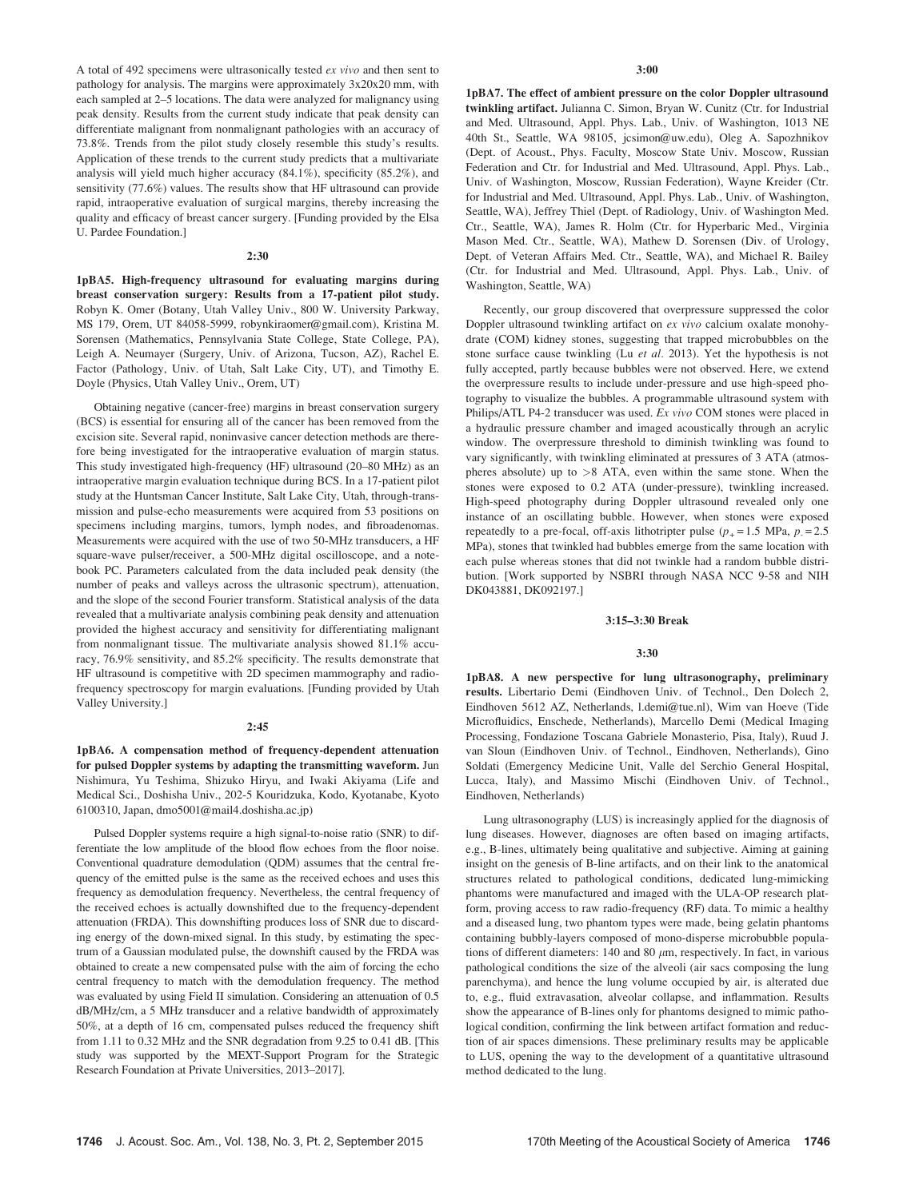A total of 492 specimens were ultrasonically tested *ex vivo* and then sent to pathology for analysis. The margins were approximately 3x20x20 mm, with each sampled at 2–5 locations. The data were analyzed for malignancy using peak density. Results from the current study indicate that peak density can differentiate malignant from nonmalignant pathologies with an accuracy of 73.8%. Trends from the pilot study closely resemble this study's results. Application of these trends to the current study predicts that a multivariate analysis will yield much higher accuracy (84.1%), specificity (85.2%), and sensitivity (77.6%) values. The results show that HF ultrasound can provide rapid, intraoperative evaluation of surgical margins, thereby increasing the quality and efficacy of breast cancer surgery. [Funding provided by the Elsa U. Pardee Foundation.]

### 2:30

**1pBA5. High-frequency ultrasound for evaluating margins during breast conservation surgery: Results from a 17-patient pilot study.** Robyn K. Omer (Botany, Utah Valley Univ., 800 W. University Parkway, MS 179, Orem, UT 84058-5999, robynkiraomer@gmail.com), Kristina M. Sorensen (Mathematics, Pennsylvania State College, State College, PA), Leigh A. Neumayer (Surgery, Univ. of Arizona, Tucson, AZ), Rachel E. Factor (Pathology, Univ. of Utah, Salt Lake City, UT), and Timothy E. Doyle (Physics, Utah Valley Univ., Orem, UT)

Obtaining negative (cancer-free) margins in breast conservation surgery (BCS) is essential for ensuring all of the cancer has been removed from the excision site. Several rapid, noninvasive cancer detection methods are therefore being investigated for the intraoperative evaluation of margin status. This study investigated high-frequency (HF) ultrasound (20–80 MHz) as an intraoperative margin evaluation technique during BCS. In a 17-patient pilot study at the Huntsman Cancer Institute, Salt Lake City, Utah, through-transmission and pulse-echo measurements were acquired from 53 positions on specimens including margins, tumors, lymph nodes, and fibroadenomas. Measurements were acquired with the use of two 50-MHz transducers, a HF square-wave pulser/receiver, a 500-MHz digital oscilloscope, and a notebook PC. Parameters calculated from the data included peak density (the number of peaks and valleys across the ultrasonic spectrum), attenuation, and the slope of the second Fourier transform. Statistical analysis of the data revealed that a multivariate analysis combining peak density and attenuation provided the highest accuracy and sensitivity for differentiating malignant from nonmalignant tissue. The multivariate analysis showed 81.1% accuracy, 76.9% sensitivity, and 85.2% specificity. The results demonstrate that HF ultrasound is competitive with 2D specimen mammography and radiofrequency spectroscopy for margin evaluations. [Funding provided by Utah Valley University.]

### 2:45

**1pBA6. A compensation method of frequency-dependent attenuation for pulsed Doppler systems by adapting the transmitting waveform.** Jun Nishimura, Yu Teshima, Shizuko Hiryu, and Iwaki Akiyama (Life and Medical Sci., Doshisha Univ., 202-5 Kouridzuka, Kodo, Kyotanabe, Kyoto 6100310, Japan, dmo5001@mail4.doshisha.ac.jp)

Pulsed Doppler systems require a high signal-to-noise ratio (SNR) to differentiate the low amplitude of the blood flow echoes from the floor noise. Conventional quadrature demodulation (QDM) assumes that the central frequency of the emitted pulse is the same as the received echoes and uses this frequency as demodulation frequency. Nevertheless, the central frequency of the received echoes is actually downshifted due to the frequency-dependent attenuation (FRDA). This downshifting produces loss of SNR due to discarding energy of the down-mixed signal. In this study, by estimating the spectrum of a Gaussian modulated pulse, the downshift caused by the FRDA was obtained to create a new compensated pulse with the aim of forcing the echo central frequency to match with the demodulation frequency. The method was evaluated by using Field II simulation. Considering an attenuation of 0.5 dB/MHz/cm, a 5 MHz transducer and a relative bandwidth of approximately 50%, at a depth of 16 cm, compensated pulses reduced the frequency shift from 1.11 to 0.32 MHz and the SNR degradation from 9.25 to 0.41 dB. [This study was supported by the MEXT-Support Program for the Strategic Research Foundation at Private Universities, 2013–2017].

### 3:00

**1pBA7. The effect of ambient pressure on the color Doppler ultrasound twinkling artifact.** Julianna C. Simon, Bryan W. Cunitz (Ctr. for Industrial and Med. Ultrasound, Appl. Phys. Lab., Univ. of Washington, 1013 NE 40th St., Seattle, WA 98105, jcsimon@uw.edu), Oleg A. Sapozhnikov (Dept. of Acoust., Phys. Faculty, Moscow State Univ. Moscow, Russian Federation and Ctr. for Industrial and Med. Ultrasound, Appl. Phys. Lab., Univ. of Washington, Moscow, Russian Federation), Wayne Kreider (Ctr. for Industrial and Med. Ultrasound, Appl. Phys. Lab., Univ. of Washington, Seattle, WA), Jeffrey Thiel (Dept. of Radiology, Univ. of Washington Med. Ctr., Seattle, WA), James R. Holm (Ctr. for Hyperbaric Med., Virginia Mason Med. Ctr., Seattle, WA), Mathew D. Sorensen (Div. of Urology, Dept. of Veteran Affairs Med. Ctr., Seattle, WA), and Michael R. Bailey (Ctr. for Industrial and Med. Ultrasound, Appl. Phys. Lab., Univ. of Washington, Seattle, WA)

Recently, our group discovered that overpressure suppressed the color Doppler ultrasound twinkling artifact on *ex vivo* calcium oxalate monohydrate (COM) kidney stones, suggesting that trapped microbubbles on the stone surface cause twinkling (Lu *et al.* 2013). Yet the hypothesis is not fully accepted, partly because bubbles were not observed. Here, we extend the overpressure results to include under-pressure and use high-speed photography to visualize the bubbles. A programmable ultrasound system with Philips/ATL P4-2 transducer was used. *Ex vivo* COM stones were placed in a hydraulic pressure chamber and imaged acoustically through an acrylic window. The overpressure threshold to diminish twinkling was found to vary significantly, with twinkling eliminated at pressures of 3 ATA (atmospheres absolute) up to >8 ATA, even within the same stone. When the stones were exposed to 0.2 ATA (under-pressure), twinkling increased. High-speed photography during Doppler ultrasound revealed only one instance of an oscillating bubble. However, when stones were exposed repeatedly to a pre-focal, off-axis lithotripter pulse ($p_+ = 1.5$ MPa, $p_- = 2.5$ MPa), stones that twinkled had bubbles emerge from the same location with each pulse whereas stones that did not twinkle had a random bubble distribution. [Work supported by NSBRI through NASA NCC 9-58 and NIH DK043881, DK092197.]

### 3:15–3:30 Break

### 3:30

**1pBA8. A new perspective for lung ultrasonography, preliminary results.** Libertario Demi (Eindhoven Univ. of Technol., Den Dolech 2, Eindhoven 5612 AZ, Netherlands, l.demi@tue.nl), Wim van Hoeve (Tide Microfluidics, Enschede, Netherlands), Marcello Demi (Medical Imaging Processing, Fondazione Toscana Gabriele Monasterio, Pisa, Italy), Ruud J. van Sloun (Eindhoven Univ. of Technol., Eindhoven, Netherlands), Gino Soldati (Emergency Medicine Unit, Valle del Serchio General Hospital, Lucca, Italy), and Massimo Mischi (Eindhoven Univ. of Technol., Eindhoven, Netherlands)

Lung ultrasonography (LUS) is increasingly applied for the diagnosis of lung diseases. However, diagnoses are often based on imaging artifacts, e.g., B-lines, ultimately being qualitative and subjective. Aiming at gaining insight on the genesis of B-line artifacts, and on their link to the anatomical structures related to pathological conditions, dedicated lung-mimicking phantoms were manufactured and imaged with the ULA-OP research platform, proving access to raw radio-frequency (RF) data. To mimic a healthy and a diseased lung, two phantom types were made, being gelatin phantoms containing bubbly-layers composed of mono-disperse microbubble populations of different diameters: 140 and 80 $\mu$m, respectively. In fact, in various pathological conditions the size of the alveoli (air sacs composing the lung parenchyma), and hence the lung volume occupied by air, is altered due to, e.g., fluid extravasation, alveolar collapse, and inflammation. Results show the appearance of B-lines only for phantoms designed to mimic pathological condition, confirming the link between artifact formation and reduction of air spaces dimensions. These preliminary results may be applicable to LUS, opening the way to the development of a quantitative ultrasound method dedicated to the lung.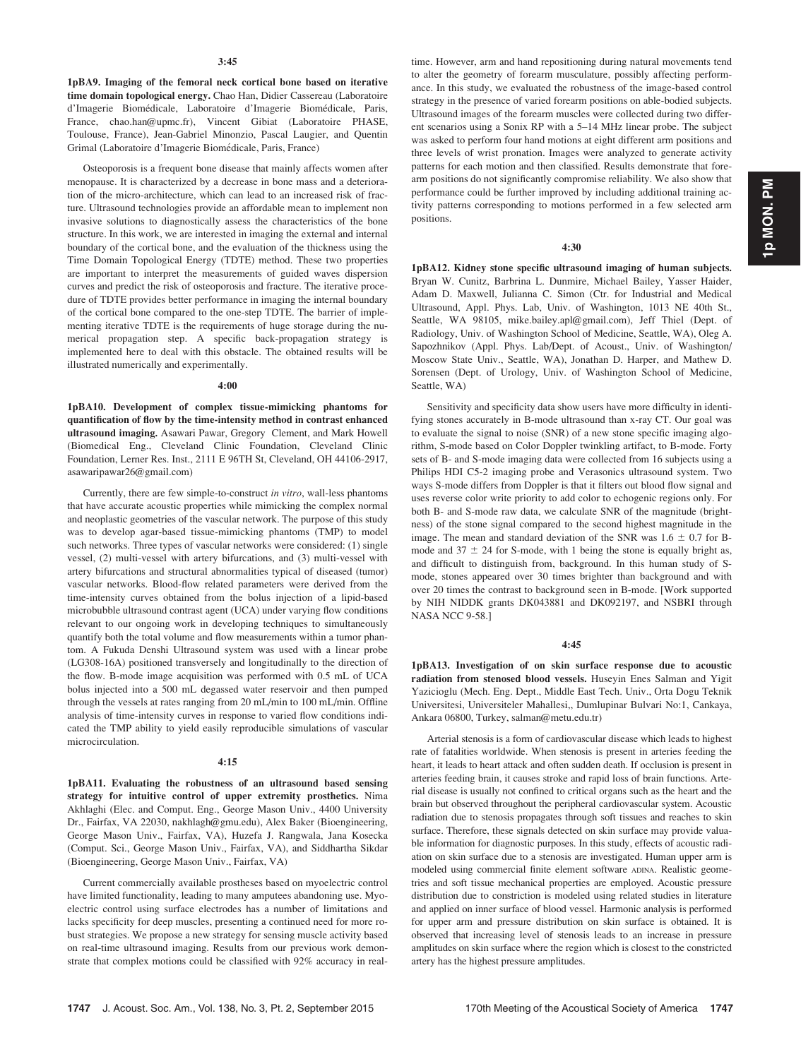**3:45**

**1pBA9. Imaging of the femoral neck cortical bone based on iterative time domain topological energy.** Chao Han, Didier Cassereau (Laboratoire d'Imagerie Biomédicale, Laboratoire d'Imagerie Biomédicale, Paris, France, chao.han@upmc.fr), Vincent Gibiat (Laboratoire PHASE, Toulouse, France), Jean-Gabriel Minonzio, Pascal Laugier, and Quentin Grimal (Laboratoire d'Imagerie Biomédicale, Paris, France)

Osteoporosis is a frequent bone disease that mainly affects women after menopause. It is characterized by a decrease in bone mass and a deterioration of the micro-architecture, which can lead to an increased risk of fracture. Ultrasound technologies provide an affordable mean to implement non invasive solutions to diagnostically assess the characteristics of the bone structure. In this work, we are interested in imaging the external and internal boundary of the cortical bone, and the evaluation of the thickness using the Time Domain Topological Energy (TDTE) method. These two properties are important to interpret the measurements of guided waves dispersion curves and predict the risk of osteoporosis and fracture. The iterative procedure of TDTE provides better performance in imaging the internal boundary of the cortical bone compared to the one-step TDTE. The barrier of implementing iterative TDTE is the requirements of huge storage during the numerical propagation step. A specific back-propagation strategy is implemented here to deal with this obstacle. The obtained results will be illustrated numerically and experimentally.

**4:00**

**1pBA10. Development of complex tissue-mimicking phantoms for quantification of flow by the time-intensity method in contrast enhanced ultrasound imaging.** Asawari Pawar, Gregory Clement, and Mark Howell (Biomedical Eng., Cleveland Clinic Foundation, Cleveland Clinic Foundation, Lerner Res. Inst., 2111 E 96TH St, Cleveland, OH 44106-2917, asawaripawar26@gmail.com)

Currently, there are few simple-to-construct *in vitro*, wall-less phantoms that have accurate acoustic properties while mimicking the complex normal and neoplastic geometries of the vascular network. The purpose of this study was to develop agar-based tissue-mimicking phantoms (TMP) to model such networks. Three types of vascular networks were considered: (1) single vessel, (2) multi-vessel with artery bifurcations, and (3) multi-vessel with artery bifurcations and structural abnormalities typical of diseased (tumor) vascular networks. Blood-flow related parameters were derived from the time-intensity curves obtained from the bolus injection of a lipid-based microbubble ultrasound contrast agent (UCA) under varying flow conditions relevant to our ongoing work in developing techniques to simultaneously quantify both the total volume and flow measurements within a tumor phantom. A Fukuda Denshi Ultrasound system was used with a linear probe (LG308-16A) positioned transversely and longitudinally to the direction of the flow. B-mode image acquisition was performed with 0.5 mL of UCA bolus injected into a 500 mL degassed water reservoir and then pumped through the vessels at rates ranging from 20 mL/min to 100 mL/min. Offline analysis of time-intensity curves in response to varied flow conditions indicated the TMP ability to yield easily reproducible simulations of vascular microcirculation.

**4:15**

**1pBA11. Evaluating the robustness of an ultrasound based sensing strategy for intuitive control of upper extremity prosthetics.** Nima Akhlaghi (Elec. and Comput. Eng., George Mason Univ., 4400 University Dr., Fairfax, VA 22030, nakhlagh@gmu.edu), Alex Baker (Bioengineering, George Mason Univ., Fairfax, VA), Huzefa J. Rangwala, Jana Kosecka (Comput. Sci., George Mason Univ., Fairfax, VA), and Siddhartha Sikdar (Bioengineering, George Mason Univ., Fairfax, VA)

Current commercially available prostheses based on myoelectric control have limited functionality, leading to many amputees abandoning use. Myoelectric control using surface electrodes has a number of limitations and lacks specificity for deep muscles, presenting a continued need for more robust strategies. We propose a new strategy for sensing muscle activity based on real-time ultrasound imaging. Results from our previous work demonstrate that complex motions could be classified with 92% accuracy in real-time. However, arm and hand repositioning during natural movements tend to alter the geometry of forearm musculature, possibly affecting performance. In this study, we evaluated the robustness of the image-based control strategy in the presence of varied forearm positions on able-bodied subjects. Ultrasound images of the forearm muscles were collected during two different scenarios using a Sonix RP with a 5–14 MHz linear probe. The subject was asked to perform four hand motions at eight different arm positions and three levels of wrist pronation. Images were analyzed to generate activity patterns for each motion and then classified. Results demonstrate that forearm positions do not significantly compromise reliability. We also show that performance could be further improved by including additional training activity patterns corresponding to motions performed in a few selected arm positions.

**4:30**

**1pBA12. Kidney stone specific ultrasound imaging of human subjects.** Bryan W. Cunitz, Barbrina L. Dunmire, Michael Bailey, Yasser Haider, Adam D. Maxwell, Julianna C. Simon (Ctr. for Industrial and Medical Ultrasound, Appl. Phys. Lab, Univ. of Washington, 1013 NE 40th St., Seattle, WA 98105, mike.bailey.apl@gmail.com), Jeff Thiel (Dept. of Radiology, Univ. of Washington School of Medicine, Seattle, WA), Oleg A. Sapozhnikov (Appl. Phys. Lab/Dept. of Acoust., Univ. of Washington/Moscow State Univ., Seattle, WA), Jonathan D. Harper, and Mathew D. Sorensen (Dept. of Urology, Univ. of Washington School of Medicine, Seattle, WA)

Sensitivity and specificity data show users have more difficulty in identifying stones accurately in B-mode ultrasound than x-ray CT. Our goal was to evaluate the signal to noise (SNR) of a new stone specific imaging algorithm, S-mode based on Color Doppler twinkling artifact, to B-mode. Forty sets of B- and S-mode imaging data were collected from 16 subjects using a Philips HDI C5-2 imaging probe and Verasonics ultrasound system. Two ways S-mode differs from Doppler is that it filters out blood flow signal and uses reverse color write priority to add color to echogenic regions only. For both B- and S-mode raw data, we calculate SNR of the magnitude (brightness) of the stone signal compared to the second highest magnitude in the image. The mean and standard deviation of the SNR was $1.6 \pm 0.7$ for B-mode and $37 \pm 24$ for S-mode, with 1 being the stone is equally bright as, and difficult to distinguish from, background. In this human study of S-mode, stones appeared over 30 times brighter than background and with over 20 times the contrast to background seen in B-mode. [Work supported by NIH NIDDK grants DK043881 and DK092197, and NSBRI through NASA NCC 9-58.]

**4:45**

**1pBA13. Investigation of on skin surface response due to acoustic radiation from stenosed blood vessels.** Huseyin Enes Salman and Yigit Yazicioglu (Mech. Eng. Dept., Middle East Tech. Univ., Orta Dogu Teknik Universitesi, Universiteler Mahallesi,, Dumlupinar Bulvari No:1, Cankaya, Ankara 06800, Turkey, salman@metu.edu.tr)

Arterial stenosis is a form of cardiovascular disease which leads to highest rate of fatalities worldwide. When stenosis is present in arteries feeding the heart, it leads to heart attack and often sudden death. If occlusion is present in arteries feeding brain, it causes stroke and rapid loss of brain functions. Arterial disease is usually not confined to critical organs such as the heart and the brain but observed throughout the peripheral cardiovascular system. Acoustic radiation due to stenosis propagates through soft tissues and reaches to skin surface. Therefore, these signals detected on skin surface may provide valuable information for diagnostic purposes. In this study, effects of acoustic radiation on skin surface due to a stenosis are investigated. Human upper arm is modeled using commercial finite element software ADINA. Realistic geometries and soft tissue mechanical properties are employed. Acoustic pressure distribution due to constriction is modeled using related studies in literature and applied on inner surface of blood vessel. Harmonic analysis is performed for upper arm and pressure distribution on skin surface is obtained. It is observed that increasing level of stenosis leads to an increase in pressure amplitudes on skin surface where the region which is closest to the constricted artery has the highest pressure amplitudes.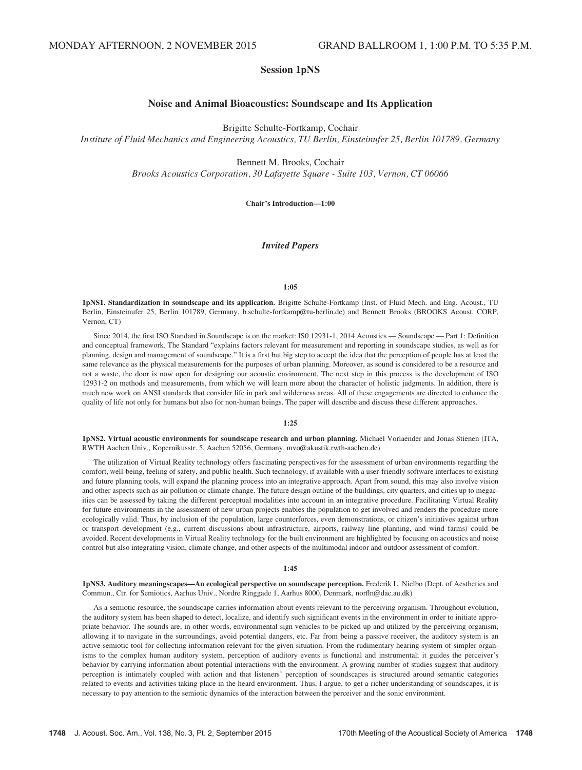MONDAY AFTERNOON, 2 NOVEMBER 2015 GRAND BALLROOM 1, 1:00 P.M. TO 5:35 P.M.

## Session 1pNS

### Noise and Animal Bioacoustics: Soundscape and Its Application

Brigitte Schulte-Fortkamp, Cochair
*Institute of Fluid Mechanics and Engineering Acoustics, TU Berlin, Einsteinufer 25, Berlin 101789, Germany*

Bennett M. Brooks, Cochair
*Brooks Acoustics Corporation, 30 Lafayette Square - Suite 103, Vernon, CT 06066*

**Chair's Introduction—1:00**

### *Invited Papers*

**1:05**

**1pNS1. Standardization in soundscape and its application.** Brigitte Schulte-Fortkamp (Inst. of Fluid Mech. and Eng. Acoust., TU Berlin, Einsteinufer 25, Berlin 101789, Germany, b.schulte-fortkamp@tu-berlin.de) and Bennett Brooks (BROOKS Acoust. CORP, Vernon, CT)

Since 2014, the first ISO Standard in Soundscape is on the market: IS0 12931-1, 2014 Acoustics — Soundscape — Part 1: Definition and conceptual framework. The Standard "explains factors relevant for measurement and reporting in soundscape studies, as well as for planning, design and management of soundscape." It is a first but big step to accept the idea that the perception of people has at least the same relevance as the physical measurements for the purposes of urban planning. Moreover, as sound is considered to be a resource and not a waste, the door is now open for designing our acoustic environment. The next step in this process is the development of ISO 12931-2 on methods and measurements, from which we will learn more about the character of holistic judgments. In addition, there is much new work on ANSI standards that consider life in park and wilderness areas. All of these engagements are directed to enhance the quality of life not only for humans but also for non-human beings. The paper will describe and discuss these different approaches.

**1:25**

**1pNS2. Virtual acoustic environments for soundscape research and urban planning.** Michael Vorlaender and Jonas Stienen (ITA, RWTH Aachen Univ., Kopernikusstr. 5, Aachen 52056, Germany, mvo@akustik.rwth-aachen.de)

The utilization of Virtual Reality technology offers fascinating perspectives for the assessment of urban environments regarding the comfort, well-being, feeling of safety, and public health. Such technology, if available with a user-friendly software interfaces to existing and future planning tools, will expand the planning process into an integrative approach. Apart from sound, this may also involve vision and other aspects such as air pollution or climate change. The future design outline of the buildings, city quarters, and cities up to megacities can be assessed by taking the different perceptual modalities into account in an integrative procedure. Facilitating Virtual Reality for future environments in the assessment of new urban projects enables the population to get involved and renders the procedure more ecologically valid. Thus, by inclusion of the population, large counterforces, even demonstrations, or citizen's initiatives against urban or transport development (e.g., current discussions about infrastructure, airports, railway line planning, and wind farms) could be avoided. Recent developments in Virtual Reality technology for the built environment are highlighted by focusing on acoustics and noise control but also integrating vision, climate change, and other aspects of the multimodal indoor and outdoor assessment of comfort.

**1:45**

**1pNS3. Auditory meaningscapes—An ecological perspective on soundscape perception.** Frederik L. Nielbo (Dept. of Aesthetics and Commun., Ctr. for Semiotics, Aarhus Univ., Nordre Ringgade 1, Aarhus 8000, Denmark, norfln@dac.au.dk)

As a semiotic resource, the soundscape carries information about events relevant to the perceiving organism. Throughout evolution, the auditory system has been shaped to detect, localize, and identify such significant events in the environment in order to initiate appropriate behavior. The sounds are, in other words, environmental sign vehicles to be picked up and utilized by the perceiving organism, allowing it to navigate in the surroundings, avoid potential dangers, etc. Far from being a passive receiver, the auditory system is an active semiotic tool for collecting information relevant for the given situation. From the rudimentary hearing system of simpler organisms to the complex human auditory system, perception of auditory events is functional and instrumental; it guides the perceiver's behavior by carrying information about potential interactions with the environment. A growing number of studies suggest that auditory perception is intimately coupled with action and that listeners' perception of soundscapes is structured around semantic categories related to events and activities taking place in the heard environment. Thus, I argue, to get a richer understanding of soundscapes, it is necessary to pay attention to the semiotic dynamics of the interaction between the perceiver and the sonic environment.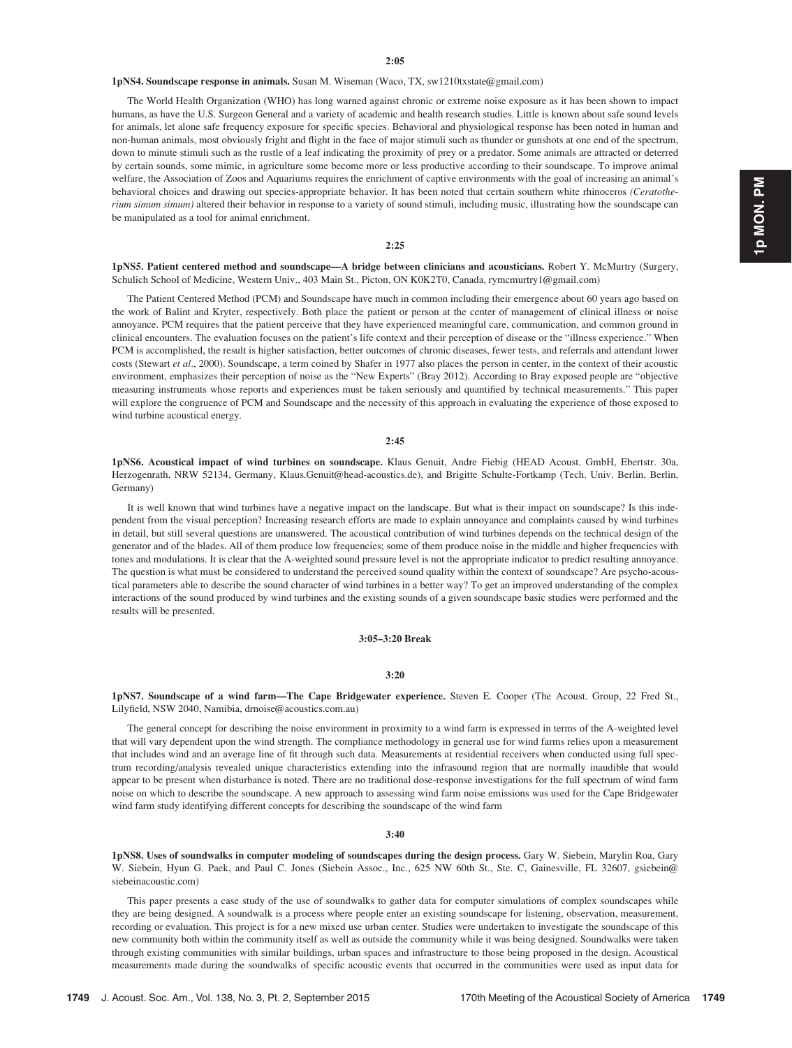**2:05**

**1pNS4. Soundscape response in animals.** Susan M. Wiseman (Waco, TX, sw1210txstate@gmail.com)

The World Health Organization (WHO) has long warned against chronic or extreme noise exposure as it has been shown to impact humans, as have the U.S. Surgeon General and a variety of academic and health research studies. Little is known about safe sound levels for animals, let alone safe frequency exposure for specific species. Behavioral and physiological response has been noted in human and non-human animals, most obviously fright and flight in the face of major stimuli such as thunder or gunshots at one end of the spectrum, down to minute stimuli such as the rustle of a leaf indicating the proximity of prey or a predator. Some animals are attracted or deterred by certain sounds, some mimic, in agriculture some become more or less productive according to their soundscape. To improve animal welfare, the Association of Zoos and Aquariums requires the enrichment of captive environments with the goal of increasing an animal's behavioral choices and drawing out species-appropriate behavior. It has been noted that certain southern white rhinoceros *(Ceratotherium simum simum)* altered their behavior in response to a variety of sound stimuli, including music, illustrating how the soundscape can be manipulated as a tool for animal enrichment.

**2:25**

**1pNS5. Patient centered method and soundscape—A bridge between clinicians and acousticians.** Robert Y. McMurtry (Surgery, Schulich School of Medicine, Western Univ., 403 Main St., Picton, ON K0K2T0, Canada, rymcmurtry1@gmail.com)

The Patient Centered Method (PCM) and Soundscape have much in common including their emergence about 60 years ago based on the work of Balint and Kryter, respectively. Both place the patient or person at the center of management of clinical illness or noise annoyance. PCM requires that the patient perceive that they have experienced meaningful care, communication, and common ground in clinical encounters. The evaluation focuses on the patient's life context and their perception of disease or the "illness experience." When PCM is accomplished, the result is higher satisfaction, better outcomes of chronic diseases, fewer tests, and referrals and attendant lower costs (Stewart *et al.*, 2000). Soundscape, a term coined by Shafer in 1977 also places the person in center, in the context of their acoustic environment, emphasizes their perception of noise as the "New Experts" (Bray 2012). According to Bray exposed people are "objective measuring instruments whose reports and experiences must be taken seriously and quantified by technical measurements." This paper will explore the congruence of PCM and Soundscape and the necessity of this approach in evaluating the experience of those exposed to wind turbine acoustical energy.

**2:45**

**1pNS6. Acoustical impact of wind turbines on soundscape.** Klaus Genuit, Andre Fiebig (HEAD Acoust. GmbH, Ebertstr. 30a, Herzogenrath, NRW 52134, Germany, Klaus.Genuit@head-acoustics.de), and Brigitte Schulte-Fortkamp (Tech. Univ. Berlin, Berlin, Germany)

It is well known that wind turbines have a negative impact on the landscape. But what is their impact on soundscape? Is this independent from the visual perception? Increasing research efforts are made to explain annoyance and complaints caused by wind turbines in detail, but still several questions are unanswered. The acoustical contribution of wind turbines depends on the technical design of the generator and of the blades. All of them produce low frequencies; some of them produce noise in the middle and higher frequencies with tones and modulations. It is clear that the A-weighted sound pressure level is not the appropriate indicator to predict resulting annoyance. The question is what must be considered to understand the perceived sound quality within the context of soundscape? Are psycho-acoustical parameters able to describe the sound character of wind turbines in a better way? To get an improved understanding of the complex interactions of the sound produced by wind turbines and the existing sounds of a given soundscape basic studies were performed and the results will be presented.

**3:05–3:20 Break**

**3:20**

**1pNS7. Soundscape of a wind farm—The Cape Bridgewater experience.** Steven E. Cooper (The Acoust. Group, 22 Fred St., Lilyfield, NSW 2040, Namibia, drnoise@acoustics.com.au)

The general concept for describing the noise environment in proximity to a wind farm is expressed in terms of the A-weighted level that will vary dependent upon the wind strength. The compliance methodology in general use for wind farms relies upon a measurement that includes wind and an average line of fit through such data. Measurements at residential receivers when conducted using full spectrum recording/analysis revealed unique characteristics extending into the infrasound region that are normally inaudible that would appear to be present when disturbance is noted. There are no traditional dose-response investigations for the full spectrum of wind farm noise on which to describe the soundscape. A new approach to assessing wind farm noise emissions was used for the Cape Bridgewater wind farm study identifying different concepts for describing the soundscape of the wind farm

**3:40**

**1pNS8. Uses of soundwalks in computer modeling of soundscapes during the design process.** Gary W. Siebein, Marylin Roa, Gary W. Siebein, Hyun G. Paek, and Paul C. Jones (Siebein Assoc., Inc., 625 NW 60th St., Ste. C, Gainesville, FL 32607, gsiebein@siebeinacoustic.com)

This paper presents a case study of the use of soundwalks to gather data for computer simulations of complex soundscapes while they are being designed. A soundwalk is a process where people enter an existing soundscape for listening, observation, measurement, recording or evaluation. This project is for a new mixed use urban center. Studies were undertaken to investigate the soundscape of this new community both within the community itself as well as outside the community while it was being designed. Soundwalks were taken through existing communities with similar buildings, urban spaces and infrastructure to those being proposed in the design. Acoustical measurements made during the soundwalks of specific acoustic events that occurred in the communities were used as input data for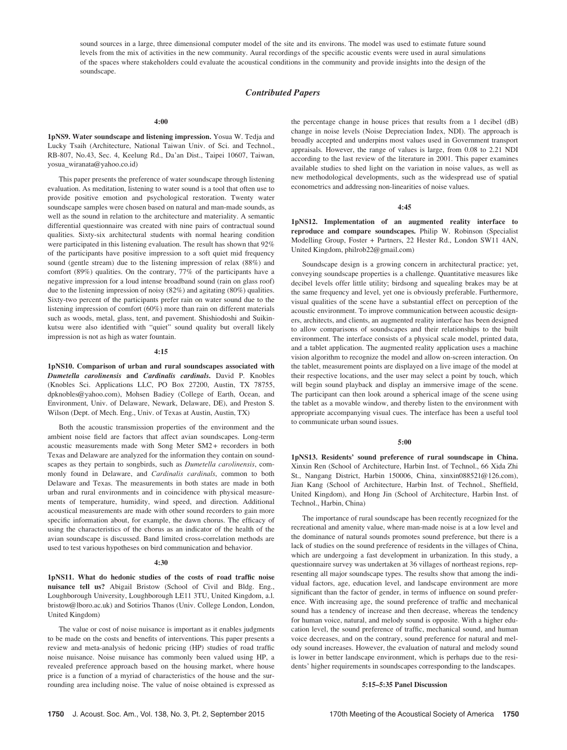sound sources in a large, three dimensional computer model of the site and its environs. The model was used to estimate future sound levels from the mix of activities in the new community. Aural recordings of the specific acoustic events were used in aural simulations of the spaces where stakeholders could evaluate the acoustical conditions in the community and provide insights into the design of the soundscape.

## *Contributed Papers*

**4:00**

**1pNS9. Water soundscape and listening impression.** Yosua W. Tedja and Lucky Tsaih (Architecture, National Taiwan Univ. of Sci. and Technol., RB-807, No.43, Sec. 4, Keelung Rd., Da'an Dist., Taipei 10607, Taiwan, yosua_wiranata@yahoo.co.id)

This paper presents the preference of water soundscape through listening evaluation. As meditation, listening to water sound is a tool that often use to provide positive emotion and psychological restoration. Twenty water soundscape samples were chosen based on natural and man-made sounds, as well as the sound in relation to the architecture and materiality. A semantic differential questionnaire was created with nine pairs of contractual sound qualities. Sixty-six architectural students with normal hearing condition were participated in this listening evaluation. The result has shown that 92% of the participants have positive impression to a soft quiet mid frequency sound (gentle stream) due to the listening impression of relax (88%) and comfort (89%) qualities. On the contrary, 77% of the participants have a negative impression for a loud intense broadband sound (rain on glass roof) due to the listening impression of noisy (82%) and agitating (80%) qualities. Sixty-two percent of the participants prefer rain on water sound due to the listening impression of comfort (60%) more than rain on different materials such as woods, metal, glass, tent, and pavement. Shishiodoshi and Suikinkutsu were also identified with "quiet" sound quality but overall likely impression is not as high as water fountain.

**4:15**

**1pNS10. Comparison of urban and rural soundscapes associated with *Dumetella carolinensis* and *Cardinalis cardinals*.** David P. Knobles (Knobles Sci. Applications LLC, PO Box 27200, Austin, TX 78755, dpknobles@yahoo.com), Mohsen Badiey (College of Earth, Ocean, and Environment, Univ. of Delaware, Newark, Delaware, DE), and Preston S. Wilson (Dept. of Mech. Eng., Univ. of Texas at Austin, Austin, TX)

Both the acoustic transmission properties of the environment and the ambient noise field are factors that affect avian soundscapes. Long-term acoustic measurements made with Song Meter SM2+ recorders in both Texas and Delaware are analyzed for the information they contain on soundscapes as they pertain to songbirds, such as *Dumetella carolinensis*, commonly found in Delaware, and *Cardinalis cardinals*, common to both Delaware and Texas. The measurements in both states are made in both urban and rural environments and in coincidence with physical measurements of temperature, humidity, wind speed, and direction. Additional acoustical measurements are made with other sound recorders to gain more specific information about, for example, the dawn chorus. The efficacy of using the characteristics of the chorus as an indicator of the health of the avian soundscape is discussed. Band limited cross-correlation methods are used to test various hypotheses on bird communication and behavior.

**4:30**

**1pNS11. What do hedonic studies of the costs of road traffic noise nuisance tell us?** Abigail Bristow (School of Civil and Bldg. Eng., Loughborough University, Loughborough LE11 3TU, United Kingdom, a.l.bristow@lboro.ac.uk) and Sotirios Thanos (Univ. College London, London, United Kingdom)

The value or cost of noise nuisance is important as it enables judgments to be made on the costs and benefits of interventions. This paper presents a review and meta-analysis of hedonic pricing (HP) studies of road traffic noise nuisance. Noise nuisance has commonly been valued using HP, a revealed preference approach based on the housing market, where house price is a function of a myriad of characteristics of the house and the surrounding area including noise. The value of noise obtained is expressed as the percentage change in house prices that results from a 1 decibel (dB) change in noise levels (Noise Depreciation Index, NDI). The approach is broadly accepted and underpins most values used in Government transport appraisals. However, the range of values is large, from 0.08 to 2.21 NDI according to the last review of the literature in 2001. This paper examines available studies to shed light on the variation in noise values, as well as new methodological developments, such as the widespread use of spatial econometrics and addressing non-linearities of noise values.

**4:45**

**1pNS12. Implementation of an augmented reality interface to reproduce and compare soundscapes.** Philip W. Robinson (Specialist Modelling Group, Foster + Partners, 22 Hester Rd., London SW11 4AN, United Kingdom, philrob22@gmail.com)

Soundscape design is a growing concern in architectural practice; yet, conveying soundscape properties is a challenge. Quantitative measures like decibel levels offer little utility; birdsong and squealing brakes may be at the same frequency and level, yet one is obviously preferable. Furthermore, visual qualities of the scene have a substantial effect on perception of the acoustic environment. To improve communication between acoustic designers, architects, and clients, an augmented reality interface has been designed to allow comparisons of soundscapes and their relationships to the built environment. The interface consists of a physical scale model, printed data, and a tablet application. The augmented reality application uses a machine vision algorithm to recognize the model and allow on-screen interaction. On the tablet, measurement points are displayed on a live image of the model at their respective locations, and the user may select a point by touch, which will begin sound playback and display an immersive image of the scene. The participant can then look around a spherical image of the scene using the tablet as a movable window, and thereby listen to the environment with appropriate accompanying visual cues. The interface has been a useful tool to communicate urban sound issues.

**5:00**

**1pNS13. Residents' sound preference of rural soundscape in China.** Xinxin Ren (School of Architecture, Harbin Inst. of Technol., 66 Xida Zhi St., Nangang District, Harbin 150006, China, xinxin088521@126.com), Jian Kang (School of Architecture, Harbin Inst. of Technol., Sheffield, United Kingdom), and Hong Jin (School of Architecture, Harbin Inst. of Technol., Harbin, China)

The importance of rural soundscape has been recently recognized for the recreational and amenity value, where man-made noise is at a low level and the dominance of natural sounds promotes sound preference, but there is a lack of studies on the sound preference of residents in the villages of China, which are undergoing a fast development in urbanization. In this study, a questionnaire survey was undertaken at 36 villages of northeast regions, representing all major soundscape types. The results show that among the individual factors, age, education level, and landscape environment are more significant than the factor of gender, in terms of influence on sound preference. With increasing age, the sound preference of traffic and mechanical sound has a tendency of increase and then decrease, whereas the tendency for human voice, natural, and melody sound is opposite. With a higher education level, the sound preference of traffic, mechanical sound, and human voice decreases, and on the contrary, sound preference for natural and melody sound increases. However, the evaluation of natural and melody sound is lower in better landscape environment, which is perhaps due to the residents' higher requirements in soundscapes corresponding to the landscapes.

**5:15–5:35 Panel Discussion**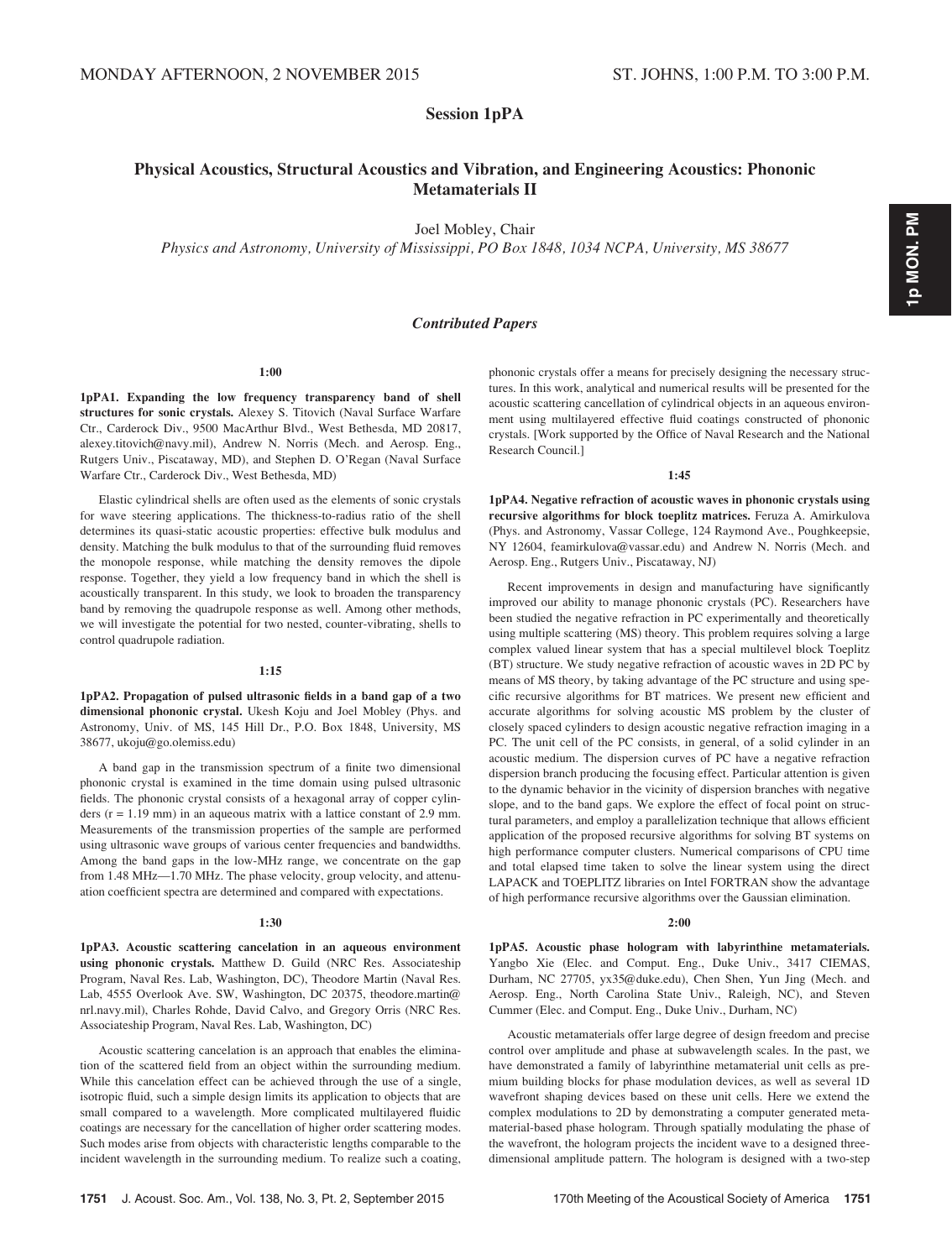## Session 1pPA

### Physical Acoustics, Structural Acoustics and Vibration, and Engineering Acoustics: Phononic Metamaterials II

Joel Mobley, Chair

*Physics and Astronomy, University of Mississippi, PO Box 1848, 1034 NCPA, University, MS 38677*

#### *Contributed Papers*

**1:00**

**1pPA1. Expanding the low frequency transparency band of shell structures for sonic crystals.** Alexey S. Titovich (Naval Surface Warfare Ctr., Carderock Div., 9500 MacArthur Blvd., West Bethesda, MD 20817, alexey.titovich@navy.mil), Andrew N. Norris (Mech. and Aerosp. Eng., Rutgers Univ., Piscataway, MD), and Stephen D. O'Regan (Naval Surface Warfare Ctr., Carderock Div., West Bethesda, MD)

Elastic cylindrical shells are often used as the elements of sonic crystals for wave steering applications. The thickness-to-radius ratio of the shell determines its quasi-static acoustic properties: effective bulk modulus and density. Matching the bulk modulus to that of the surrounding fluid removes the monopole response, while matching the density removes the dipole response. Together, they yield a low frequency band in which the shell is acoustically transparent. In this study, we look to broaden the transparency band by removing the quadrupole response as well. Among other methods, we will investigate the potential for two nested, counter-vibrating, shells to control quadrupole radiation.

**1:15**

**1pPA2. Propagation of pulsed ultrasonic fields in a band gap of a two dimensional phononic crystal.** Ukesh Koju and Joel Mobley (Phys. and Astronomy, Univ. of MS, 145 Hill Dr., P.O. Box 1848, University, MS 38677, ukoju@go.olemiss.edu)

A band gap in the transmission spectrum of a finite two dimensional phononic crystal is examined in the time domain using pulsed ultrasonic fields. The phononic crystal consists of a hexagonal array of copper cylinders ($r = 1.19$ mm) in an aqueous matrix with a lattice constant of 2.9 mm. Measurements of the transmission properties of the sample are performed using ultrasonic wave groups of various center frequencies and bandwidths. Among the band gaps in the low-MHz range, we concentrate on the gap from 1.48 MHz—1.70 MHz. The phase velocity, group velocity, and attenuation coefficient spectra are determined and compared with expectations.

**1:30**

**1pPA3. Acoustic scattering cancelation in an aqueous environment using phononic crystals.** Matthew D. Guild (NRC Res. Associateship Program, Naval Res. Lab, Washington, DC), Theodore Martin (Naval Res. Lab, 4555 Overlook Ave. SW, Washington, DC 20375, theodore.martin@nrl.navy.mil), Charles Rohde, David Calvo, and Gregory Orris (NRC Res. Associateship Program, Naval Res. Lab, Washington, DC)

Acoustic scattering cancelation is an approach that enables the elimination of the scattered field from an object within the surrounding medium. While this cancelation effect can be achieved through the use of a single, isotropic fluid, such a simple design limits its application to objects that are small compared to a wavelength. More complicated multilayered fluidic coatings are necessary for the cancellation of higher order scattering modes. Such modes arise from objects with characteristic lengths comparable to the incident wavelength in the surrounding medium. To realize such a coating, phononic crystals offer a means for precisely designing the necessary structures. In this work, analytical and numerical results will be presented for the acoustic scattering cancellation of cylindrical objects in an aqueous environment using multilayered effective fluid coatings constructed of phononic crystals. [Work supported by the Office of Naval Research and the National Research Council.]

**1:45**

**1pPA4. Negative refraction of acoustic waves in phononic crystals using recursive algorithms for block toeplitz matrices.** Feruza A. Amirkulova (Phys. and Astronomy, Vassar College, 124 Raymond Ave., Poughkeepsie, NY 12604, feamirkulova@vassar.edu) and Andrew N. Norris (Mech. and Aerosp. Eng., Rutgers Univ., Piscataway, NJ)

Recent improvements in design and manufacturing have significantly improved our ability to manage phononic crystals (PC). Researchers have been studied the negative refraction in PC experimentally and theoretically using multiple scattering (MS) theory. This problem requires solving a large complex valued linear system that has a special multilevel block Toeplitz (BT) structure. We study negative refraction of acoustic waves in 2D PC by means of MS theory, by taking advantage of the PC structure and using specific recursive algorithms for BT matrices. We present new efficient and accurate algorithms for solving acoustic MS problem by the cluster of closely spaced cylinders to design acoustic negative refraction imaging in a PC. The unit cell of the PC consists, in general, of a solid cylinder in an acoustic medium. The dispersion curves of PC have a negative refraction dispersion branch producing the focusing effect. Particular attention is given to the dynamic behavior in the vicinity of dispersion branches with negative slope, and to the band gaps. We explore the effect of focal point on structural parameters, and employ a parallelization technique that allows efficient application of the proposed recursive algorithms for solving BT systems on high performance computer clusters. Numerical comparisons of CPU time and total elapsed time taken to solve the linear system using the direct LAPACK and TOEPLITZ libraries on Intel FORTRAN show the advantage of high performance recursive algorithms over the Gaussian elimination.

**2:00**

**1pPA5. Acoustic phase hologram with labyrinthine metamaterials.** Yangbo Xie (Elec. and Comput. Eng., Duke Univ., 3417 CIEMAS, Durham, NC 27705, yx35@duke.edu), Chen Shen, Yun Jing (Mech. and Aerosp. Eng., North Carolina State Univ., Raleigh, NC), and Steven Cummer (Elec. and Comput. Eng., Duke Univ., Durham, NC)

Acoustic metamaterials offer large degree of design freedom and precise control over amplitude and phase at subwavelength scales. In the past, we have demonstrated a family of labyrinthine metamaterial unit cells as premium building blocks for phase modulation devices, as well as several 1D wavefront shaping devices based on these unit cells. Here we extend the complex modulations to 2D by demonstrating a computer generated metamaterial-based phase hologram. Through spatially modulating the phase of the wavefront, the hologram projects the incident wave to a designed three-dimensional amplitude pattern. The hologram is designed with a two-step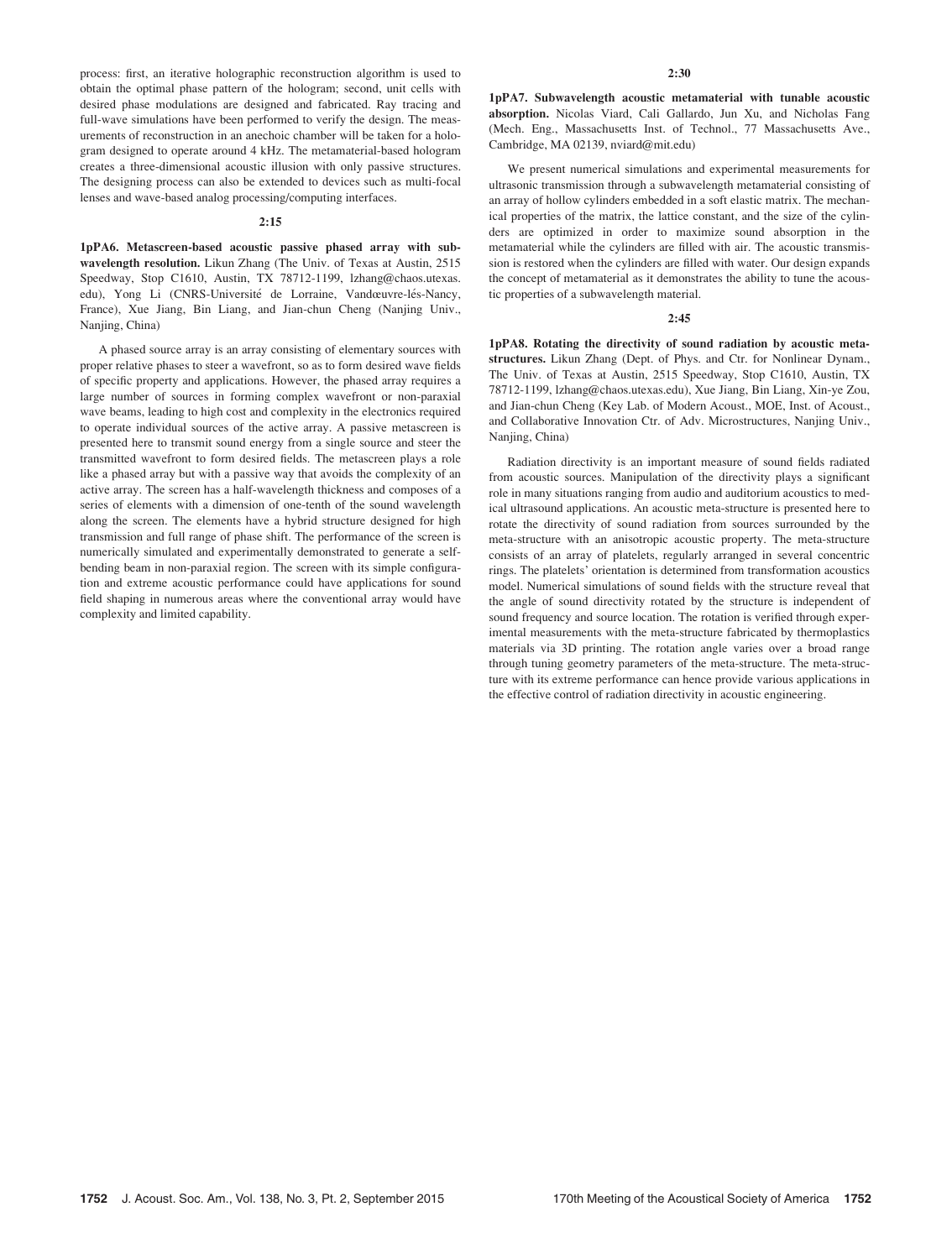process: first, an iterative holographic reconstruction algorithm is used to obtain the optimal phase pattern of the hologram; second, unit cells with desired phase modulations are designed and fabricated. Ray tracing and full-wave simulations have been performed to verify the design. The measurements of reconstruction in an anechoic chamber will be taken for a hologram designed to operate around 4 kHz. The metamaterial-based hologram creates a three-dimensional acoustic illusion with only passive structures. The designing process can also be extended to devices such as multi-focal lenses and wave-based analog processing/computing interfaces.

**2:15**

**1pPA6. Metascreen-based acoustic passive phased array with subwavelength resolution.** Likun Zhang (The Univ. of Texas at Austin, 2515 Speedway, Stop C1610, Austin, TX 78712-1199, lzhang@chaos.utexas.edu), Yong Li (CNRS-Université de Lorraine, Vandœuvre-lés-Nancy, France), Xue Jiang, Bin Liang, and Jian-chun Cheng (Nanjing Univ., Nanjing, China)

A phased source array is an array consisting of elementary sources with proper relative phases to steer a wavefront, so as to form desired wave fields of specific property and applications. However, the phased array requires a large number of sources in forming complex wavefront or non-paraxial wave beams, leading to high cost and complexity in the electronics required to operate individual sources of the active array. A passive metascreen is presented here to transmit sound energy from a single source and steer the transmitted wavefront to form desired fields. The metascreen plays a role like a phased array but with a passive way that avoids the complexity of an active array. The screen has a half-wavelength thickness and composes of a series of elements with a dimension of one-tenth of the sound wavelength along the screen. The elements have a hybrid structure designed for high transmission and full range of phase shift. The performance of the screen is numerically simulated and experimentally demonstrated to generate a self-bending beam in non-paraxial region. The screen with its simple configuration and extreme acoustic performance could have applications for sound field shaping in numerous areas where the conventional array would have complexity and limited capability.

**2:30**

**1pPA7. Subwavelength acoustic metamaterial with tunable acoustic absorption.** Nicolas Viard, Cali Gallardo, Jun Xu, and Nicholas Fang (Mech. Eng., Massachusetts Inst. of Technol., 77 Massachusetts Ave., Cambridge, MA 02139, nviard@mit.edu)

We present numerical simulations and experimental measurements for ultrasonic transmission through a subwavelength metamaterial consisting of an array of hollow cylinders embedded in a soft elastic matrix. The mechanical properties of the matrix, the lattice constant, and the size of the cylinders are optimized in order to maximize sound absorption in the metamaterial while the cylinders are filled with air. The acoustic transmission is restored when the cylinders are filled with water. Our design expands the concept of metamaterial as it demonstrates the ability to tune the acoustic properties of a subwavelength material.

**2:45**

**1pPA8. Rotating the directivity of sound radiation by acoustic metastructures.** Likun Zhang (Dept. of Phys. and Ctr. for Nonlinear Dynam., The Univ. of Texas at Austin, 2515 Speedway, Stop C1610, Austin, TX 78712-1199, lzhang@chaos.utexas.edu), Xue Jiang, Bin Liang, Xin-ye Zou, and Jian-chun Cheng (Key Lab. of Modern Acoust., MOE, Inst. of Acoust., and Collaborative Innovation Ctr. of Adv. Microstructures, Nanjing Univ., Nanjing, China)

Radiation directivity is an important measure of sound fields radiated from acoustic sources. Manipulation of the directivity plays a significant role in many situations ranging from audio and auditorium acoustics to medical ultrasound applications. An acoustic meta-structure is presented here to rotate the directivity of sound radiation from sources surrounded by the meta-structure with an anisotropic acoustic property. The meta-structure consists of an array of platelets, regularly arranged in several concentric rings. The platelets' orientation is determined from transformation acoustics model. Numerical simulations of sound fields with the structure reveal that the angle of sound directivity rotated by the structure is independent of sound frequency and source location. The rotation is verified through experimental measurements with the meta-structure fabricated by thermoplastics materials via 3D printing. The rotation angle varies over a broad range through tuning geometry parameters of the meta-structure. The meta-structure with its extreme performance can hence provide various applications in the effective control of radiation directivity in acoustic engineering.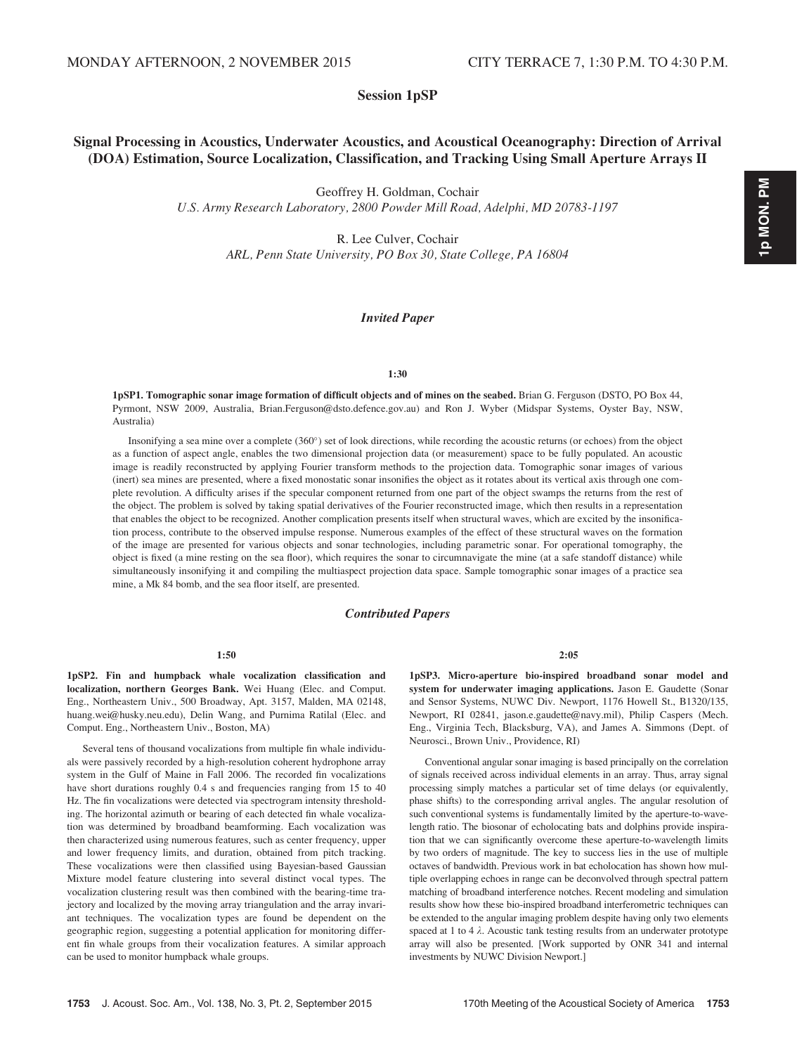MONDAY AFTERNOON, 2 NOVEMBER 2015 — CITY TERRACE 7, 1:30 P.M. TO 4:30 P.M.

## Session 1pSP

## Signal Processing in Acoustics, Underwater Acoustics, and Acoustical Oceanography: Direction of Arrival (DOA) Estimation, Source Localization, Classification, and Tracking Using Small Aperture Arrays II

Geoffrey H. Goldman, Cochair
*U.S. Army Research Laboratory, 2800 Powder Mill Road, Adelphi, MD 20783-1197*

R. Lee Culver, Cochair
*ARL, Penn State University, PO Box 30, State College, PA 16804*

### *Invited Paper*

**1:30**

**1pSP1. Tomographic sonar image formation of difficult objects and of mines on the seabed.** Brian G. Ferguson (DSTO, PO Box 44, Pyrmont, NSW 2009, Australia, Brian.Ferguson@dsto.defence.gov.au) and Ron J. Wyber (Midspar Systems, Oyster Bay, NSW, Australia)

Insonifying a sea mine over a complete (360°) set of look directions, while recording the acoustic returns (or echoes) from the object as a function of aspect angle, enables the two dimensional projection data (or measurement) space to be fully populated. An acoustic image is readily reconstructed by applying Fourier transform methods to the projection data. Tomographic sonar images of various (inert) sea mines are presented, where a fixed monostatic sonar insonifies the object as it rotates about its vertical axis through one complete revolution. A difficulty arises if the specular component returned from one part of the object swamps the returns from the rest of the object. The problem is solved by taking spatial derivatives of the Fourier reconstructed image, which then results in a representation that enables the object to be recognized. Another complication presents itself when structural waves, which are excited by the insonification process, contribute to the observed impulse response. Numerous examples of the effect of these structural waves on the formation of the image are presented for various objects and sonar technologies, including parametric sonar. For operational tomography, the object is fixed (a mine resting on the sea floor), which requires the sonar to circumnavigate the mine (at a safe standoff distance) while simultaneously insonifying it and compiling the multiaspect projection data space. Sample tomographic sonar images of a practice sea mine, a Mk 84 bomb, and the sea floor itself, are presented.

### *Contributed Papers*

**1:50**

**1pSP2. Fin and humpback whale vocalization classification and localization, northern Georges Bank.** Wei Huang (Elec. and Comput. Eng., Northeastern Univ., 500 Broadway, Apt. 3157, Malden, MA 02148, huang.wei@husky.neu.edu), Delin Wang, and Purnima Ratilal (Elec. and Comput. Eng., Northeastern Univ., Boston, MA)

Several tens of thousand vocalizations from multiple fin whale individuals were passively recorded by a high-resolution coherent hydrophone array system in the Gulf of Maine in Fall 2006. The recorded fin vocalizations have short durations roughly 0.4 s and frequencies ranging from 15 to 40 Hz. The fin vocalizations were detected via spectrogram intensity thresholding. The horizontal azimuth or bearing of each detected fin whale vocalization was determined by broadband beamforming. Each vocalization was then characterized using numerous features, such as center frequency, upper and lower frequency limits, and duration, obtained from pitch tracking. These vocalizations were then classified using Bayesian-based Gaussian Mixture model feature clustering into several distinct vocal types. The vocalization clustering result was then combined with the bearing-time trajectory and localized by the moving array triangulation and the array invariant techniques. The vocalization types are found be dependent on the geographic region, suggesting a potential application for monitoring different fin whale groups from their vocalization features. A similar approach can be used to monitor humpback whale groups.

**2:05**

**1pSP3. Micro-aperture bio-inspired broadband sonar model and system for underwater imaging applications.** Jason E. Gaudette (Sonar and Sensor Systems, NUWC Div. Newport, 1176 Howell St., B1320/135, Newport, RI 02841, jason.e.gaudette@navy.mil), Philip Caspers (Mech. Eng., Virginia Tech, Blacksburg, VA), and James A. Simmons (Dept. of Neurosci., Brown Univ., Providence, RI)

Conventional angular sonar imaging is based principally on the correlation of signals received across individual elements in an array. Thus, array signal processing simply matches a particular set of time delays (or equivalently, phase shifts) to the corresponding arrival angles. The angular resolution of such conventional systems is fundamentally limited by the aperture-to-wavelength ratio. The biosonar of echolocating bats and dolphins provide inspiration that we can significantly overcome these aperture-to-wavelength limits by two orders of magnitude. The key to success lies in the use of multiple octaves of bandwidth. Previous work in bat echolocation has shown how multiple overlapping echoes in range can be deconvolved through spectral pattern matching of broadband interference notches. Recent modeling and simulation results show how these bio-inspired broadband interferometric techniques can be extended to the angular imaging problem despite having only two elements spaced at 1 to 4 $\lambda$. Acoustic tank testing results from an underwater prototype array will also be presented. [Work supported by ONR 341 and internal investments by NUWC Division Newport.]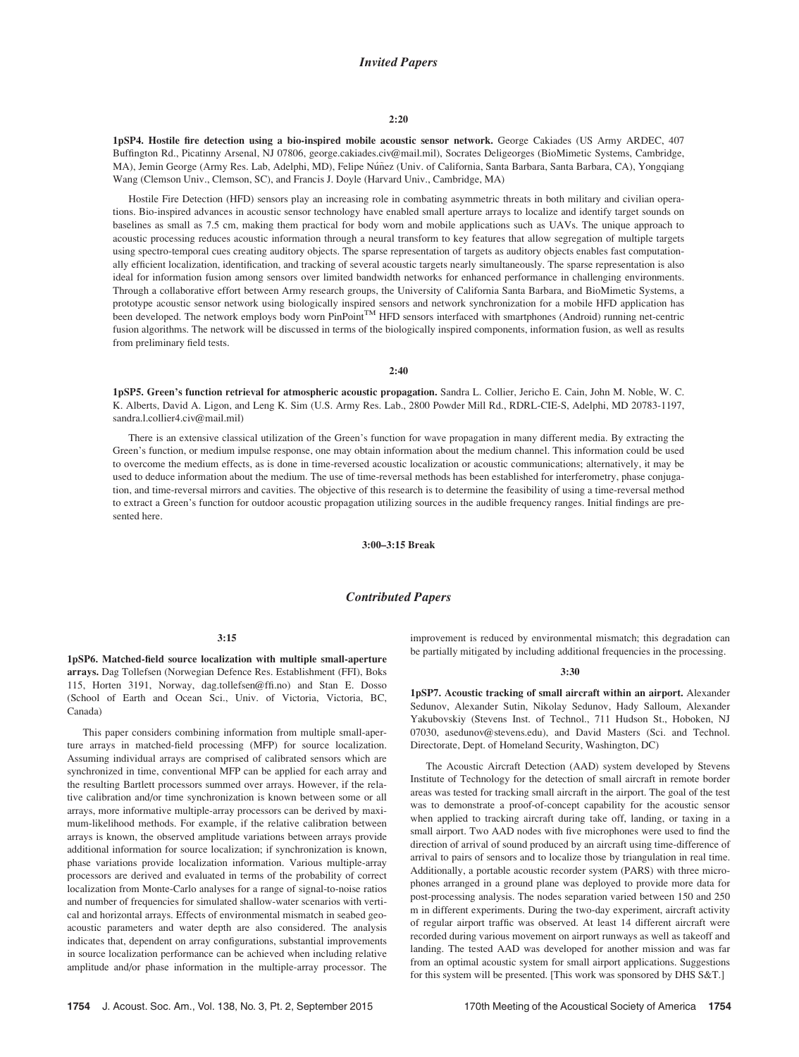## *Invited Papers*

### 2:20

**1pSP4. Hostile fire detection using a bio-inspired mobile acoustic sensor network.** George Cakiades (US Army ARDEC, 407 Buffington Rd., Picatinny Arsenal, NJ 07806, george.cakiades.civ@mail.mil), Socrates Deligeorges (BioMimetic Systems, Cambridge, MA), Jemin George (Army Res. Lab, Adelphi, MD), Felipe Núñez (Univ. of California, Santa Barbara, Santa Barbara, CA), Yongqiang Wang (Clemson Univ., Clemson, SC), and Francis J. Doyle (Harvard Univ., Cambridge, MA)

Hostile Fire Detection (HFD) sensors play an increasing role in combating asymmetric threats in both military and civilian operations. Bio-inspired advances in acoustic sensor technology have enabled small aperture arrays to localize and identify target sounds on baselines as small as 7.5 cm, making them practical for body worn and mobile applications such as UAVs. The unique approach to acoustic processing reduces acoustic information through a neural transform to key features that allow segregation of multiple targets using spectro-temporal cues creating auditory objects. The sparse representation of targets as auditory objects enables fast computationally efficient localization, identification, and tracking of several acoustic targets nearly simultaneously. The sparse representation is also ideal for information fusion among sensors over limited bandwidth networks for enhanced performance in challenging environments. Through a collaborative effort between Army research groups, the University of California Santa Barbara, and BioMimetic Systems, a prototype acoustic sensor network using biologically inspired sensors and network synchronization for a mobile HFD application has been developed. The network employs body worn PinPoint™ HFD sensors interfaced with smartphones (Android) running net-centric fusion algorithms. The network will be discussed in terms of the biologically inspired components, information fusion, as well as results from preliminary field tests.

### 2:40

**1pSP5. Green's function retrieval for atmospheric acoustic propagation.** Sandra L. Collier, Jericho E. Cain, John M. Noble, W. C. K. Alberts, David A. Ligon, and Leng K. Sim (U.S. Army Res. Lab., 2800 Powder Mill Rd., RDRL-CIE-S, Adelphi, MD 20783-1197, sandra.l.collier4.civ@mail.mil)

There is an extensive classical utilization of the Green's function for wave propagation in many different media. By extracting the Green's function, or medium impulse response, one may obtain information about the medium channel. This information could be used to overcome the medium effects, as is done in time-reversed acoustic localization or acoustic communications; alternatively, it may be used to deduce information about the medium. The use of time-reversal methods has been established for interferometry, phase conjugation, and time-reversal mirrors and cavities. The objective of this research is to determine the feasibility of using a time-reversal method to extract a Green's function for outdoor acoustic propagation utilizing sources in the audible frequency ranges. Initial findings are presented here.

### 3:00–3:15 Break

## *Contributed Papers*

### 3:15

**1pSP6. Matched-field source localization with multiple small-aperture arrays.** Dag Tollefsen (Norwegian Defence Res. Establishment (FFI), Boks 115, Horten 3191, Norway, dag.tollefsen@ffi.no) and Stan E. Dosso (School of Earth and Ocean Sci., Univ. of Victoria, Victoria, BC, Canada)

This paper considers combining information from multiple small-aperture arrays in matched-field processing (MFP) for source localization. Assuming individual arrays are comprised of calibrated sensors which are synchronized in time, conventional MFP can be applied for each array and the resulting Bartlett processors summed over arrays. However, if the relative calibration and/or time synchronization is known between some or all arrays, more informative multiple-array processors can be derived by maximum-likelihood methods. For example, if the relative calibration between arrays is known, the observed amplitude variations between arrays provide additional information for source localization; if synchronization is known, phase variations provide localization information. Various multiple-array processors are derived and evaluated in terms of the probability of correct localization from Monte-Carlo analyses for a range of signal-to-noise ratios and number of frequencies for simulated shallow-water scenarios with vertical and horizontal arrays. Effects of environmental mismatch in seabed geoacoustic parameters and water depth are also considered. The analysis indicates that, dependent on array configurations, substantial improvements in source localization performance can be achieved when including relative amplitude and/or phase information in the multiple-array processor. The improvement is reduced by environmental mismatch; this degradation can be partially mitigated by including additional frequencies in the processing.

### 3:30

**1pSP7. Acoustic tracking of small aircraft within an airport.** Alexander Sedunov, Alexander Sutin, Nikolay Sedunov, Hady Salloum, Alexander Yakubovskiy (Stevens Inst. of Technol., 711 Hudson St., Hoboken, NJ 07030, asedunov@stevens.edu), and David Masters (Sci. and Technol. Directorate, Dept. of Homeland Security, Washington, DC)

The Acoustic Aircraft Detection (AAD) system developed by Stevens Institute of Technology for the detection of small aircraft in remote border areas was tested for tracking small aircraft in the airport. The goal of the test was to demonstrate a proof-of-concept capability for the acoustic sensor when applied to tracking aircraft during take off, landing, or taxing in a small airport. Two AAD nodes with five microphones were used to find the direction of arrival of sound produced by an aircraft using time-difference of arrival to pairs of sensors and to localize those by triangulation in real time. Additionally, a portable acoustic recorder system (PARS) with three microphones arranged in a ground plane was deployed to provide more data for post-processing analysis. The nodes separation varied between 150 and 250 m in different experiments. During the two-day experiment, aircraft activity of regular airport traffic was observed. At least 14 different aircraft were recorded during various movement on airport runways as well as takeoff and landing. The tested AAD was developed for another mission and was far from an optimal acoustic system for small airport applications. Suggestions for this system will be presented. [This work was sponsored by DHS S&T.]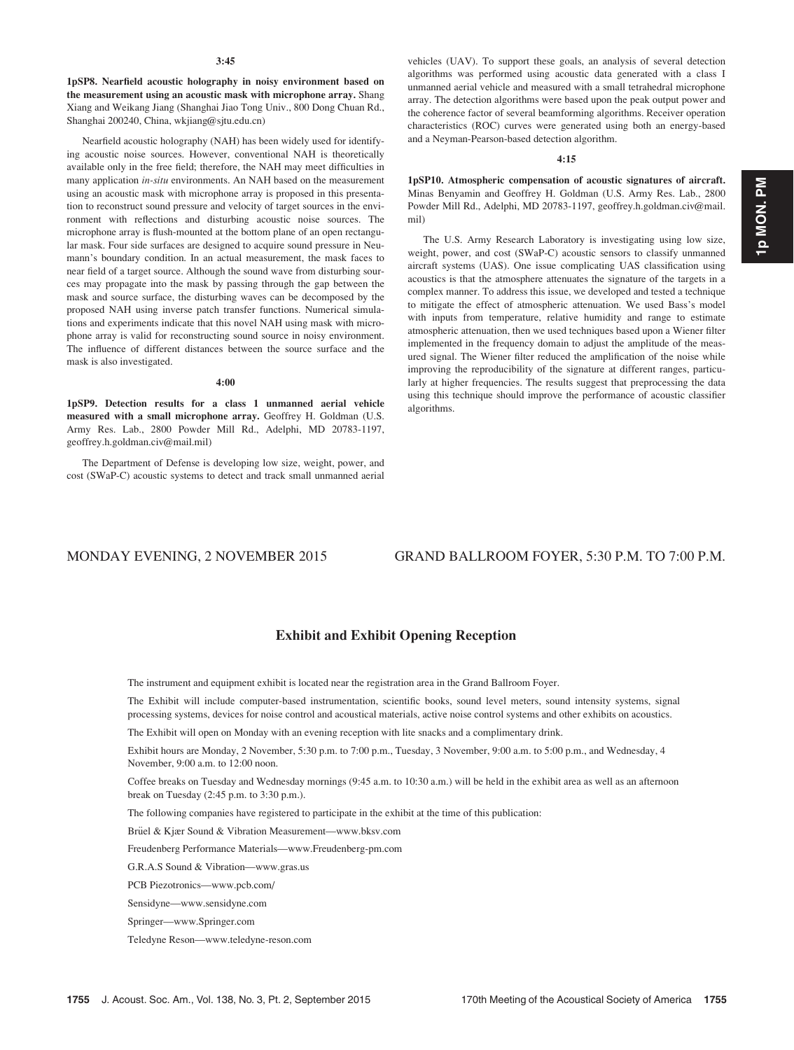**3:45**

**1pSP8. Nearfield acoustic holography in noisy environment based on the measurement using an acoustic mask with microphone array.** Shang Xiang and Weikang Jiang (Shanghai Jiao Tong Univ., 800 Dong Chuan Rd., Shanghai 200240, China, wkjiang@sjtu.edu.cn)

Nearfield acoustic holography (NAH) has been widely used for identifying acoustic noise sources. However, conventional NAH is theoretically available only in the free field; therefore, the NAH may meet difficulties in many application *in-situ* environments. An NAH based on the measurement using an acoustic mask with microphone array is proposed in this presentation to reconstruct sound pressure and velocity of target sources in the environment with reflections and disturbing acoustic noise sources. The microphone array is flush-mounted at the bottom plane of an open rectangular mask. Four side surfaces are designed to acquire sound pressure in Neumann's boundary condition. In an actual measurement, the mask faces to near field of a target source. Although the sound wave from disturbing sources may propagate into the mask by passing through the gap between the mask and source surface, the disturbing waves can be decomposed by the proposed NAH using inverse patch transfer functions. Numerical simulations and experiments indicate that this novel NAH using mask with microphone array is valid for reconstructing sound source in noisy environment. The influence of different distances between the source surface and the mask is also investigated.

**4:00**

**1pSP9. Detection results for a class 1 unmanned aerial vehicle measured with a small microphone array.** Geoffrey H. Goldman (U.S. Army Res. Lab., 2800 Powder Mill Rd., Adelphi, MD 20783-1197, geoffrey.h.goldman.civ@mail.mil)

The Department of Defense is developing low size, weight, power, and cost (SWaP-C) acoustic systems to detect and track small unmanned aerial vehicles (UAV). To support these goals, an analysis of several detection algorithms was performed using acoustic data generated with a class I unmanned aerial vehicle and measured with a small tetrahedral microphone array. The detection algorithms were based upon the peak output power and the coherence factor of several beamforming algorithms. Receiver operation characteristics (ROC) curves were generated using both an energy-based and a Neyman-Pearson-based detection algorithm.

**4:15**

**1pSP10. Atmospheric compensation of acoustic signatures of aircraft.** Minas Benyamin and Geoffrey H. Goldman (U.S. Army Res. Lab., 2800 Powder Mill Rd., Adelphi, MD 20783-1197, geoffrey.h.goldman.civ@mail.mil)

The U.S. Army Research Laboratory is investigating using low size, weight, power, and cost (SWaP-C) acoustic sensors to classify unmanned aircraft systems (UAS). One issue complicating UAS classification using acoustics is that the atmosphere attenuates the signature of the targets in a complex manner. To address this issue, we developed and tested a technique to mitigate the effect of atmospheric attenuation. We used Bass's model with inputs from temperature, relative humidity and range to estimate atmospheric attenuation, then we used techniques based upon a Wiener filter implemented in the frequency domain to adjust the amplitude of the measured signal. The Wiener filter reduced the amplification of the noise while improving the reproducibility of the signature at different ranges, particularly at higher frequencies. The results suggest that preprocessing the data using this technique should improve the performance of acoustic classifier algorithms.

MONDAY EVENING, 2 NOVEMBER 2015 GRAND BALLROOM FOYER, 5:30 P.M. TO 7:00 P.M.

## Exhibit and Exhibit Opening Reception

The instrument and equipment exhibit is located near the registration area in the Grand Ballroom Foyer.

The Exhibit will include computer-based instrumentation, scientific books, sound level meters, sound intensity systems, signal processing systems, devices for noise control and acoustical materials, active noise control systems and other exhibits on acoustics.

The Exhibit will open on Monday with an evening reception with lite snacks and a complimentary drink.

Exhibit hours are Monday, 2 November, 5:30 p.m. to 7:00 p.m., Tuesday, 3 November, 9:00 a.m. to 5:00 p.m., and Wednesday, 4 November, 9:00 a.m. to 12:00 noon.

Coffee breaks on Tuesday and Wednesday mornings (9:45 a.m. to 10:30 a.m.) will be held in the exhibit area as well as an afternoon break on Tuesday (2:45 p.m. to 3:30 p.m.).

The following companies have registered to participate in the exhibit at the time of this publication:

Brüel & Kjær Sound & Vibration Measurement—www.bksv.com

Freudenberg Performance Materials—www.Freudenberg-pm.com

G.R.A.S Sound & Vibration—www.gras.us

PCB Piezotronics—www.pcb.com/

Sensidyne—www.sensidyne.com

Springer—www.Springer.com

Teledyne Reson—www.teledyne-reson.com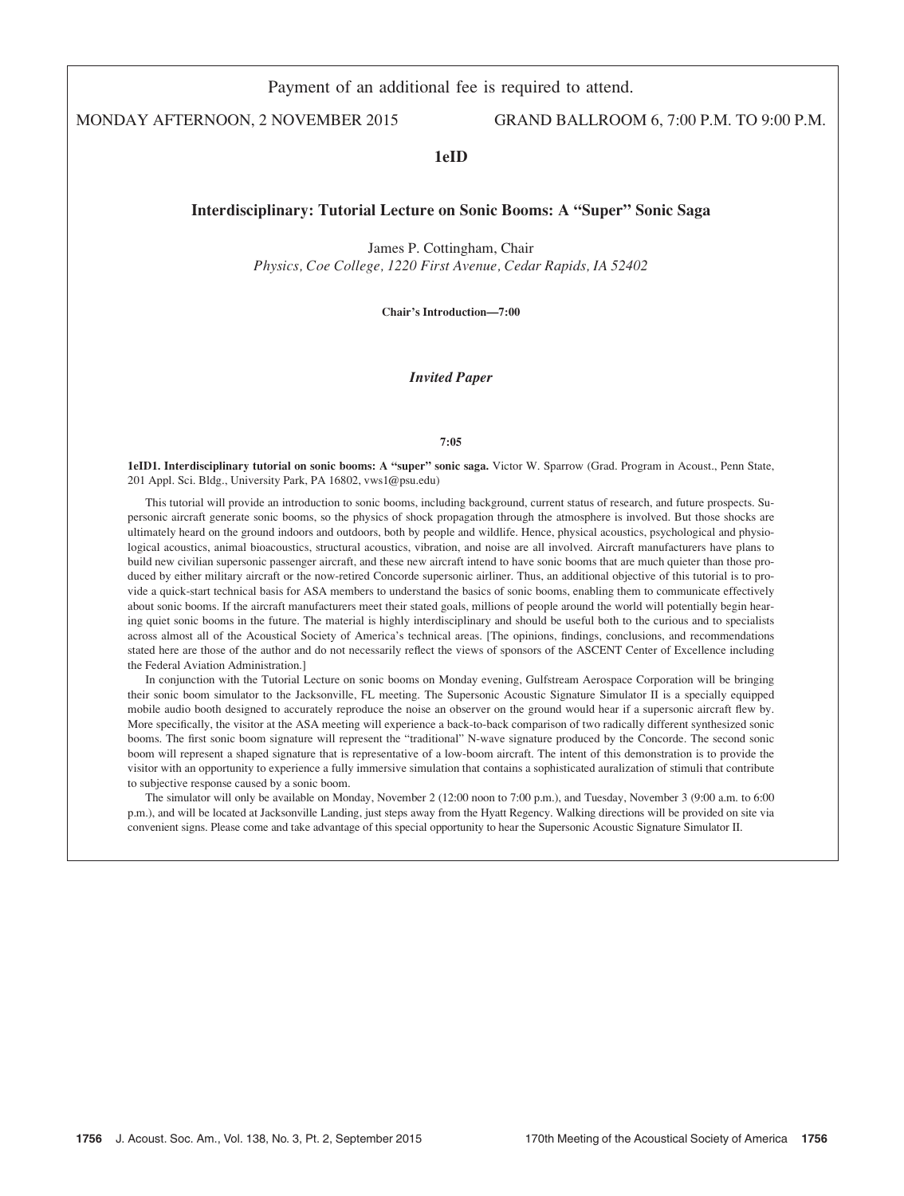Payment of an additional fee is required to attend.

MONDAY AFTERNOON, 2 NOVEMBER 2015 GRAND BALLROOM 6, 7:00 P.M. TO 9:00 P.M.

# 1eID

## Interdisciplinary: Tutorial Lecture on Sonic Booms: A "Super" Sonic Saga

James P. Cottingham, Chair
*Physics, Coe College, 1220 First Avenue, Cedar Rapids, IA 52402*

**Chair's Introduction—7:00**

### *Invited Paper*

**7:05**

**1eID1. Interdisciplinary tutorial on sonic booms: A "super" sonic saga.** Victor W. Sparrow (Grad. Program in Acoust., Penn State, 201 Appl. Sci. Bldg., University Park, PA 16802, vws1@psu.edu)

This tutorial will provide an introduction to sonic booms, including background, current status of research, and future prospects. Supersonic aircraft generate sonic booms, so the physics of shock propagation through the atmosphere is involved. But those shocks are ultimately heard on the ground indoors and outdoors, both by people and wildlife. Hence, physical acoustics, psychological and physiological acoustics, animal bioacoustics, structural acoustics, vibration, and noise are all involved. Aircraft manufacturers have plans to build new civilian supersonic passenger aircraft, and these new aircraft intend to have sonic booms that are much quieter than those produced by either military aircraft or the now-retired Concorde supersonic airliner. Thus, an additional objective of this tutorial is to provide a quick-start technical basis for ASA members to understand the basics of sonic booms, enabling them to communicate effectively about sonic booms. If the aircraft manufacturers meet their stated goals, millions of people around the world will potentially begin hearing quiet sonic booms in the future. The material is highly interdisciplinary and should be useful both to the curious and to specialists across almost all of the Acoustical Society of America's technical areas. [The opinions, findings, conclusions, and recommendations stated here are those of the author and do not necessarily reflect the views of sponsors of the ASCENT Center of Excellence including the Federal Aviation Administration.]

In conjunction with the Tutorial Lecture on sonic booms on Monday evening, Gulfstream Aerospace Corporation will be bringing their sonic boom simulator to the Jacksonville, FL meeting. The Supersonic Acoustic Signature Simulator II is a specially equipped mobile audio booth designed to accurately reproduce the noise an observer on the ground would hear if a supersonic aircraft flew by. More specifically, the visitor at the ASA meeting will experience a back-to-back comparison of two radically different synthesized sonic booms. The first sonic boom signature will represent the "traditional" N-wave signature produced by the Concorde. The second sonic boom will represent a shaped signature that is representative of a low-boom aircraft. The intent of this demonstration is to provide the visitor with an opportunity to experience a fully immersive simulation that contains a sophisticated auralization of stimuli that contribute to subjective response caused by a sonic boom.

The simulator will only be available on Monday, November 2 (12:00 noon to 7:00 p.m.), and Tuesday, November 3 (9:00 a.m. to 6:00 p.m.), and will be located at Jacksonville Landing, just steps away from the Hyatt Regency. Walking directions will be provided on site via convenient signs. Please come and take advantage of this special opportunity to hear the Supersonic Acoustic Signature Simulator II.